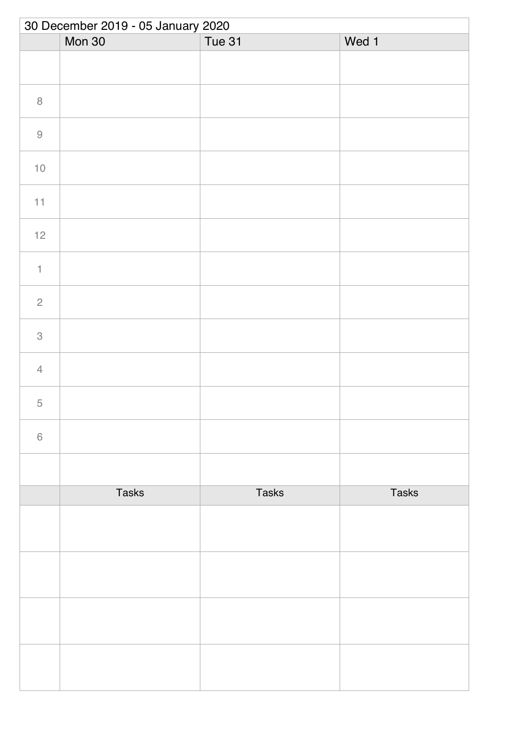| 30 December 2019 - 05 January 2020 | | | |
|---|---|---|---|
| | Mon 30 | Tue 31 | Wed 1 |
| | | | |
| 8 | | | |
| 9 | | | |
| 10 | | | |
| 11 | | | |
| 12 | | | |
| 1 | | | |
| 2 | | | |
| 3 | | | |
| 4 | | | |
| 5 | | | |
| 6 | | | |
| | | | |
| | Tasks | Tasks | Tasks |
| | | | |
| | | | |
| | | | |
| | | | |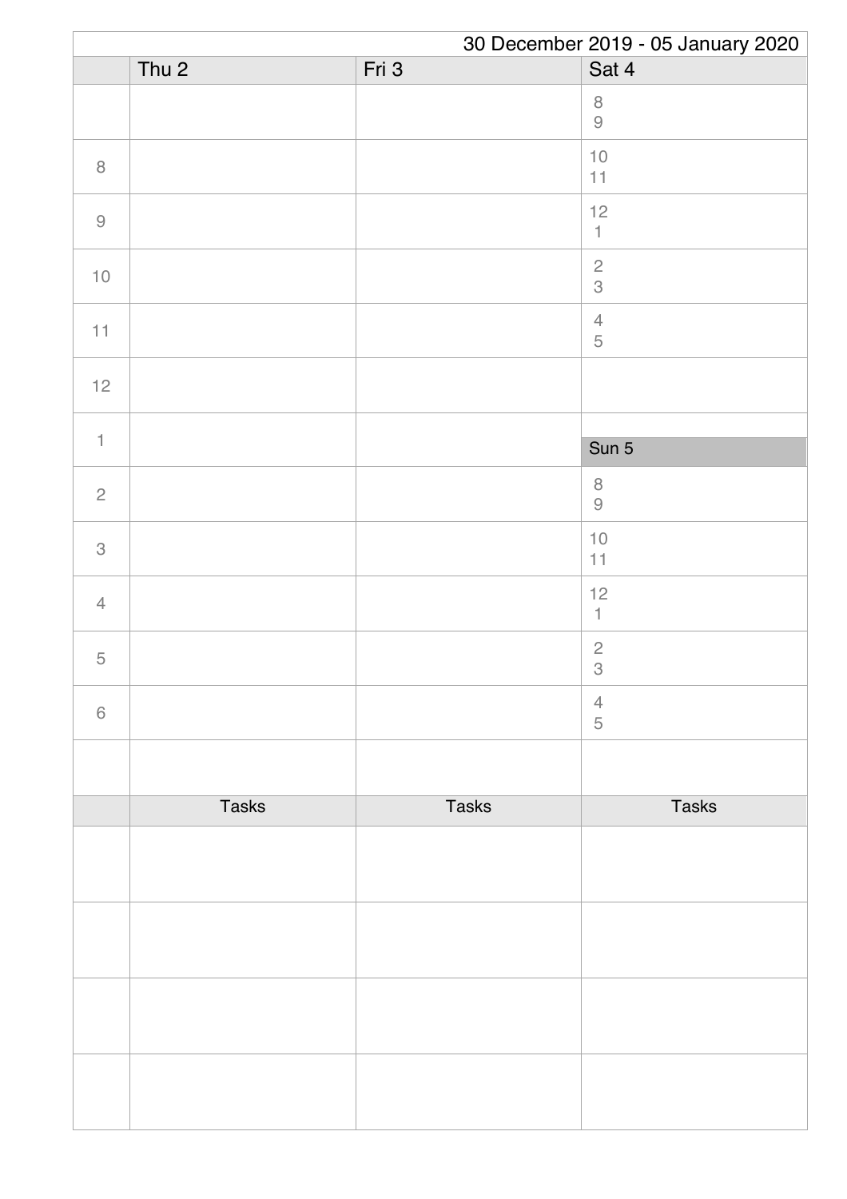30 December 2019 - 05 January 2020

| | Thu 2 | Fri 3 | Sat 4 |
|---|---|---|---|
| | | | 8<br>9 |
| 8 | | | 10<br>11 |
| 9 | | | 12<br>1 |
| 10 | | | 2<br>3 |
| 11 | | | 4<br>5 |
| 12 | | | |
| 1 | | | **Sun 5** |
| 2 | | | 8<br>9 |
| 3 | | | 10<br>11 |
| 4 | | | 12<br>1 |
| 5 | | | 2<br>3 |
| 6 | | | 4<br>5 |
| | | | |

| | Tasks | Tasks | Tasks |
|---|---|---|---|
| | | | |
| | | | |
| | | | |
| | | | |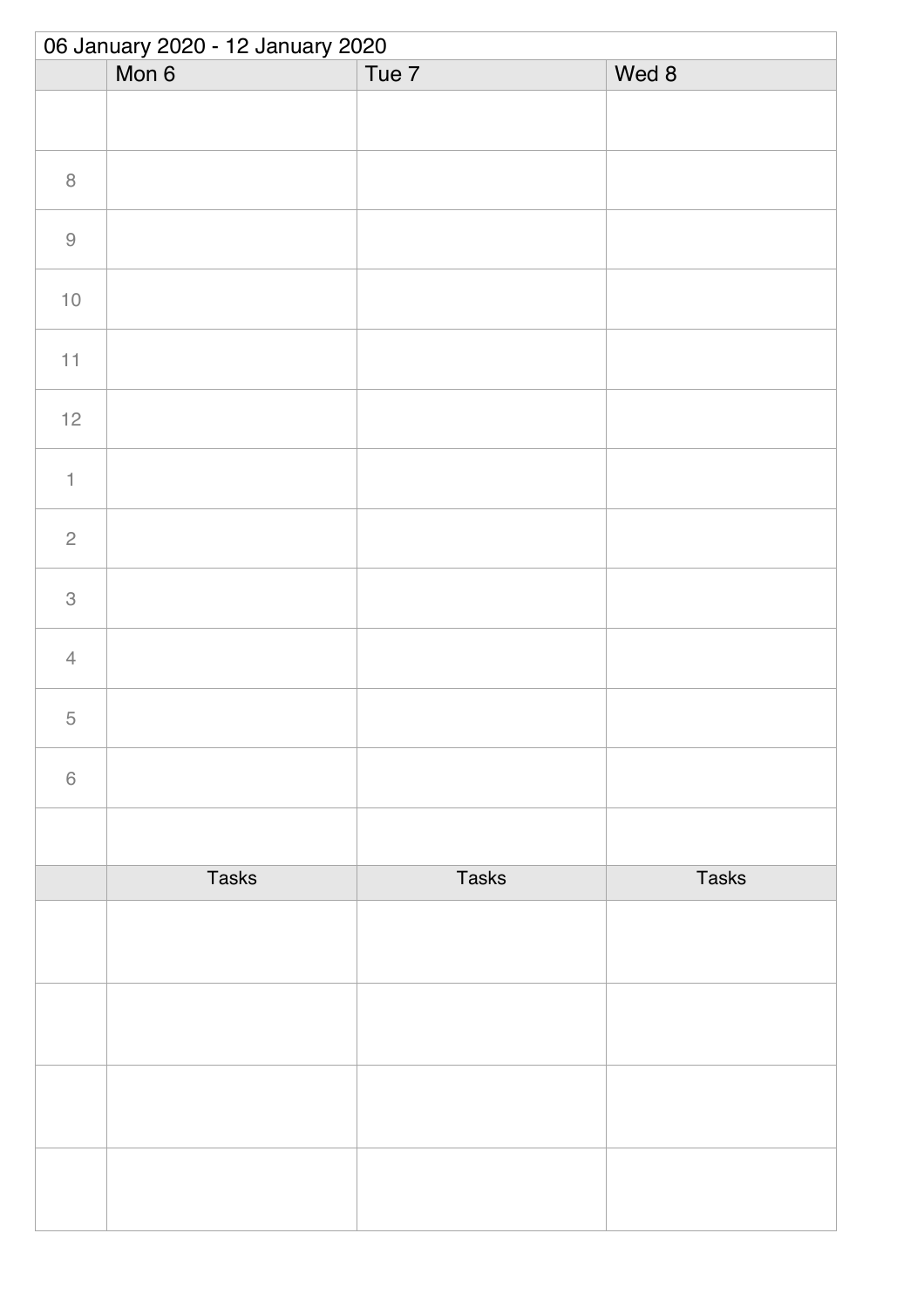06 January 2020 - 12 January 2020

| | Mon 6 | Tue 7 | Wed 8 |
|---|---|---|---|
| | | | |
| 8 | | | |
| 9 | | | |
| 10 | | | |
| 11 | | | |
| 12 | | | |
| 1 | | | |
| 2 | | | |
| 3 | | | |
| 4 | | | |
| 5 | | | |
| 6 | | | |
| | | | |

| | Tasks | Tasks | Tasks |
|---|---|---|---|
| | | | |
| | | | |
| | | | |
| | | | |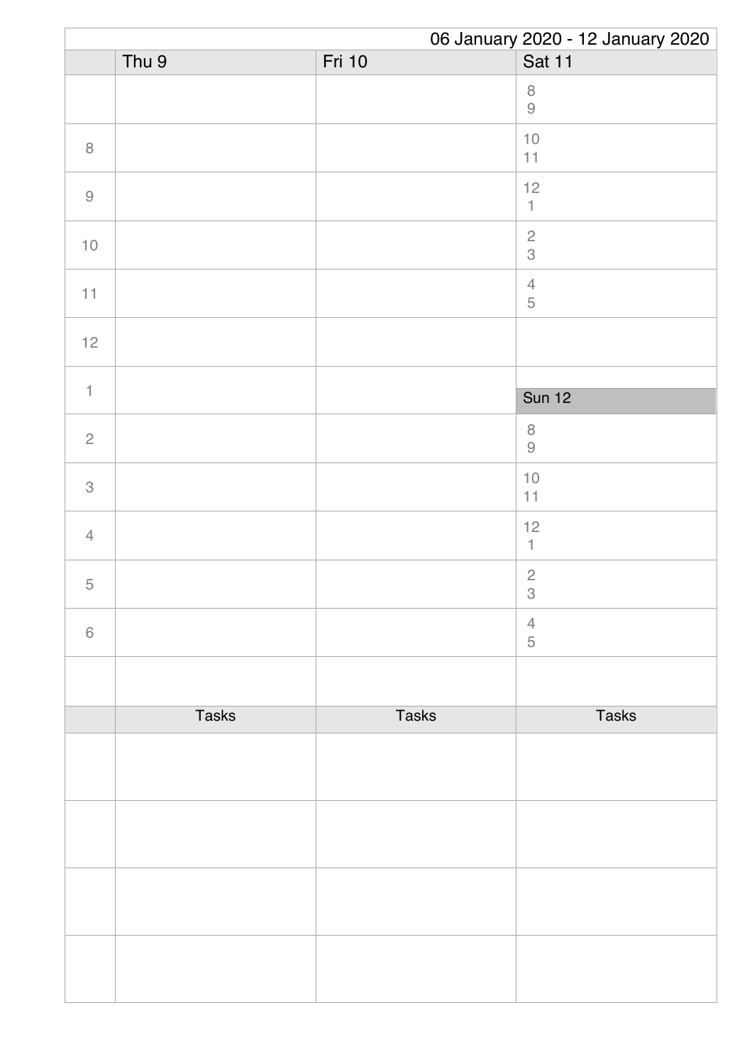06 January 2020 - 12 January 2020

| | Thu 9 | Fri 10 | Sat 11 |
|---|---|---|---|
| | | | 8<br>9 |
| 8 | | | 10<br>11 |
| 9 | | | 12<br>1 |
| 10 | | | 2<br>3 |
| 11 | | | 4<br>5 |
| 12 | | | |
| 1 | | | **Sun 12** |
| 2 | | | 8<br>9 |
| 3 | | | 10<br>11 |
| 4 | | | 12<br>1 |
| 5 | | | 2<br>3 |
| 6 | | | 4<br>5 |
| | | | |

| | Tasks | Tasks | Tasks |
|---|---|---|---|
| | | | |
| | | | |
| | | | |
| | | | |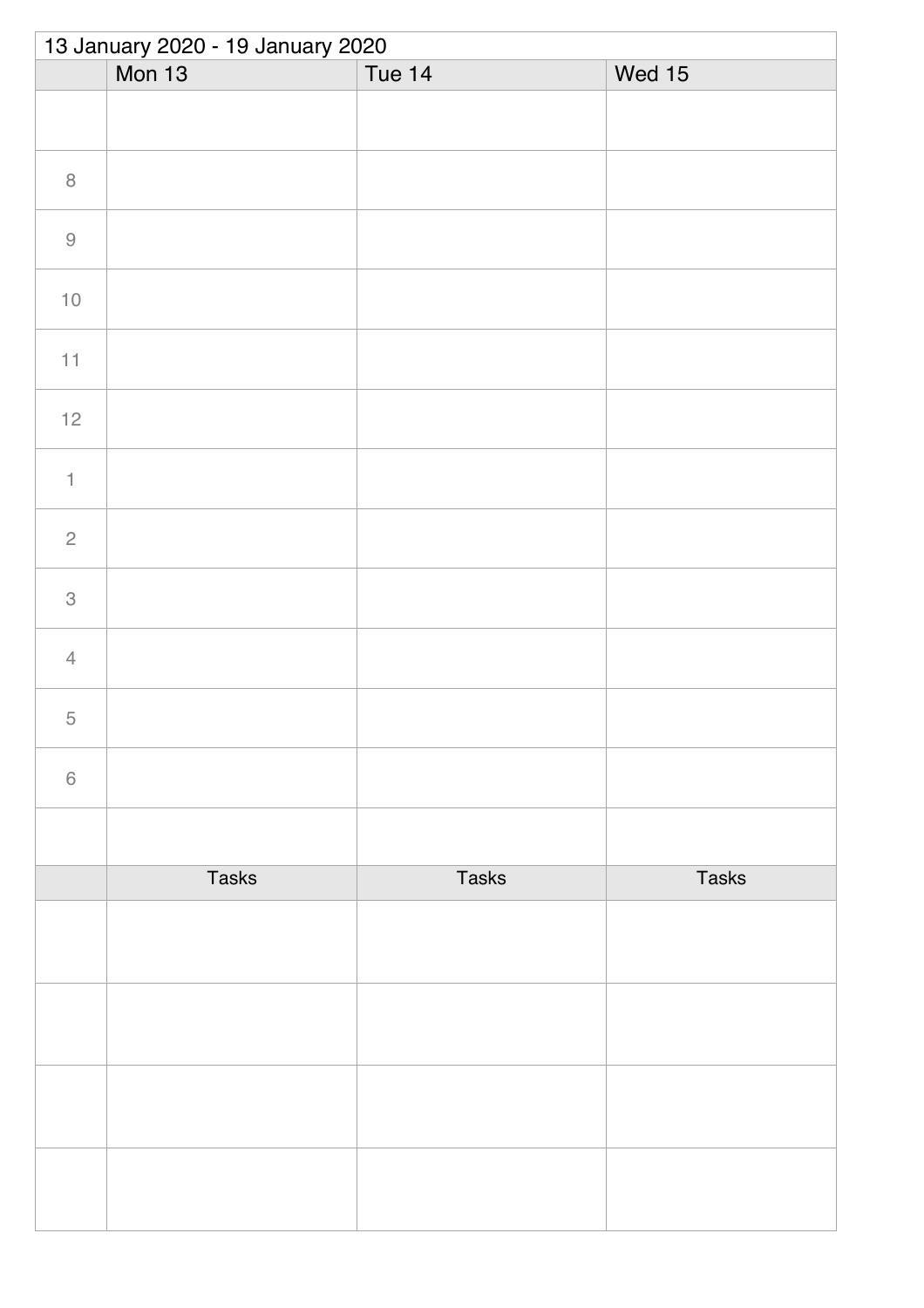13 January 2020 - 19 January 2020

| | Mon 13 | Tue 14 | Wed 15 |
|---|---|---|---|
| | | | |
| 8 | | | |
| 9 | | | |
| 10 | | | |
| 11 | | | |
| 12 | | | |
| 1 | | | |
| 2 | | | |
| 3 | | | |
| 4 | | | |
| 5 | | | |
| 6 | | | |
| | | | |
| | Tasks | Tasks | Tasks |
| | | | |
| | | | |
| | | | |
| | | | |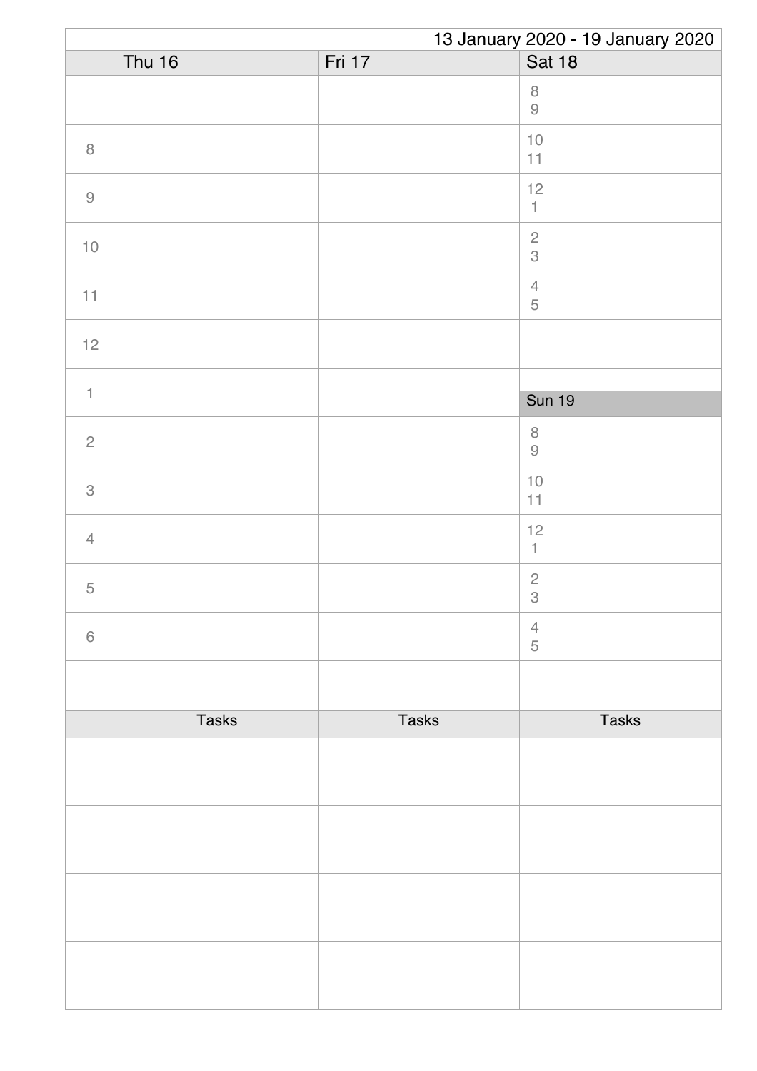13 January 2020 - 19 January 2020

| | Thu 16 | Fri 17 | Sat 18 |
|---|---|---|---|
| | | | 8<br>9 |
| 8 | | | 10<br>11 |
| 9 | | | 12<br>1 |
| 10 | | | 2<br>3 |
| 11 | | | 4<br>5 |
| 12 | | | |
| 1 | | | **Sun 19** |
| 2 | | | 8<br>9 |
| 3 | | | 10<br>11 |
| 4 | | | 12<br>1 |
| 5 | | | 2<br>3 |
| 6 | | | 4<br>5 |
| | | | |

| | Tasks | Tasks | Tasks |
|---|---|---|---|
| | | | |
| | | | |
| | | | |
| | | | |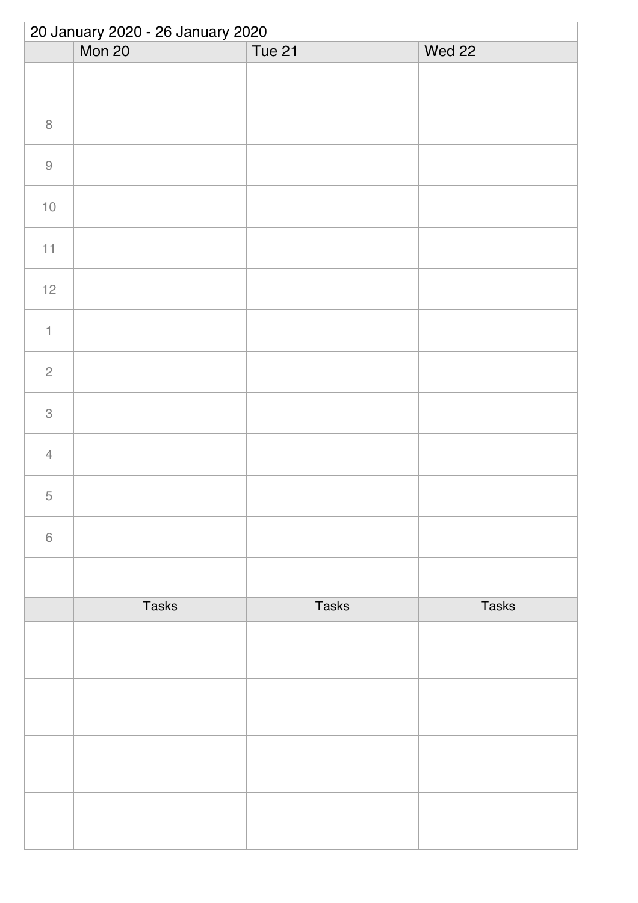20 January 2020 - 26 January 2020

| | Mon 20 | Tue 21 | Wed 22 |
|---|---|---|---|
| | | | |
| 8 | | | |
| 9 | | | |
| 10 | | | |
| 11 | | | |
| 12 | | | |
| 1 | | | |
| 2 | | | |
| 3 | | | |
| 4 | | | |
| 5 | | | |
| 6 | | | |
| | | | |
| | Tasks | Tasks | Tasks |
| | | | |
| | | | |
| | | | |
| | | | |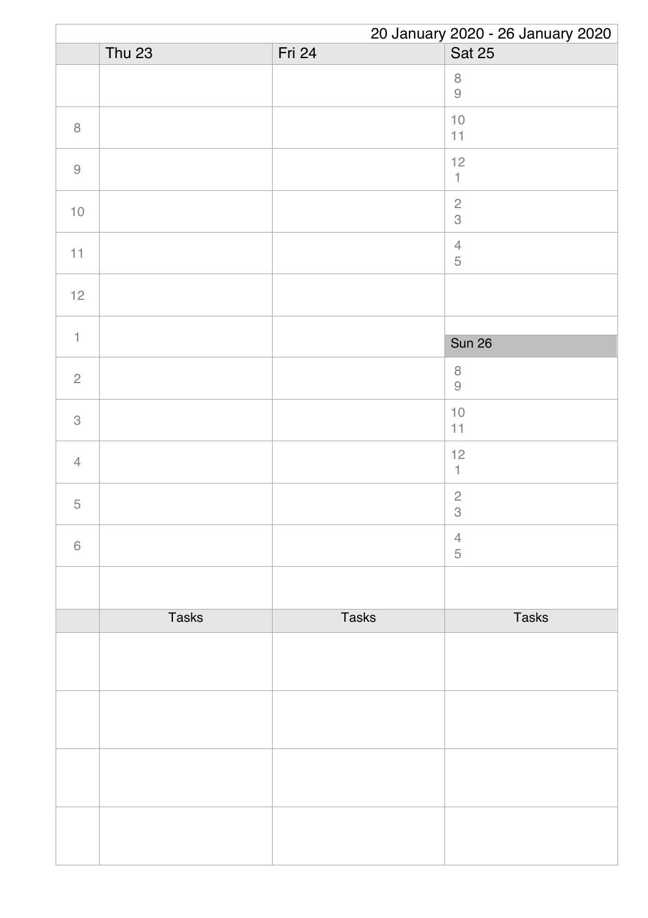20 January 2020 - 26 January 2020

| | Thu 23 | Fri 24 | Sat 25 |
|---|---|---|---|
| | | | 8<br>9 |
| 8 | | | 10<br>11 |
| 9 | | | 12<br>1 |
| 10 | | | 2<br>3 |
| 11 | | | 4<br>5 |
| 12 | | | |
| 1 | | | Sun 26 |
| 2 | | | 8<br>9 |
| 3 | | | 10<br>11 |
| 4 | | | 12<br>1 |
| 5 | | | 2<br>3 |
| 6 | | | 4<br>5 |
| | | | |

| | Tasks | Tasks | Tasks |
|---|---|---|---|
| | | | |
| | | | |
| | | | |
| | | | |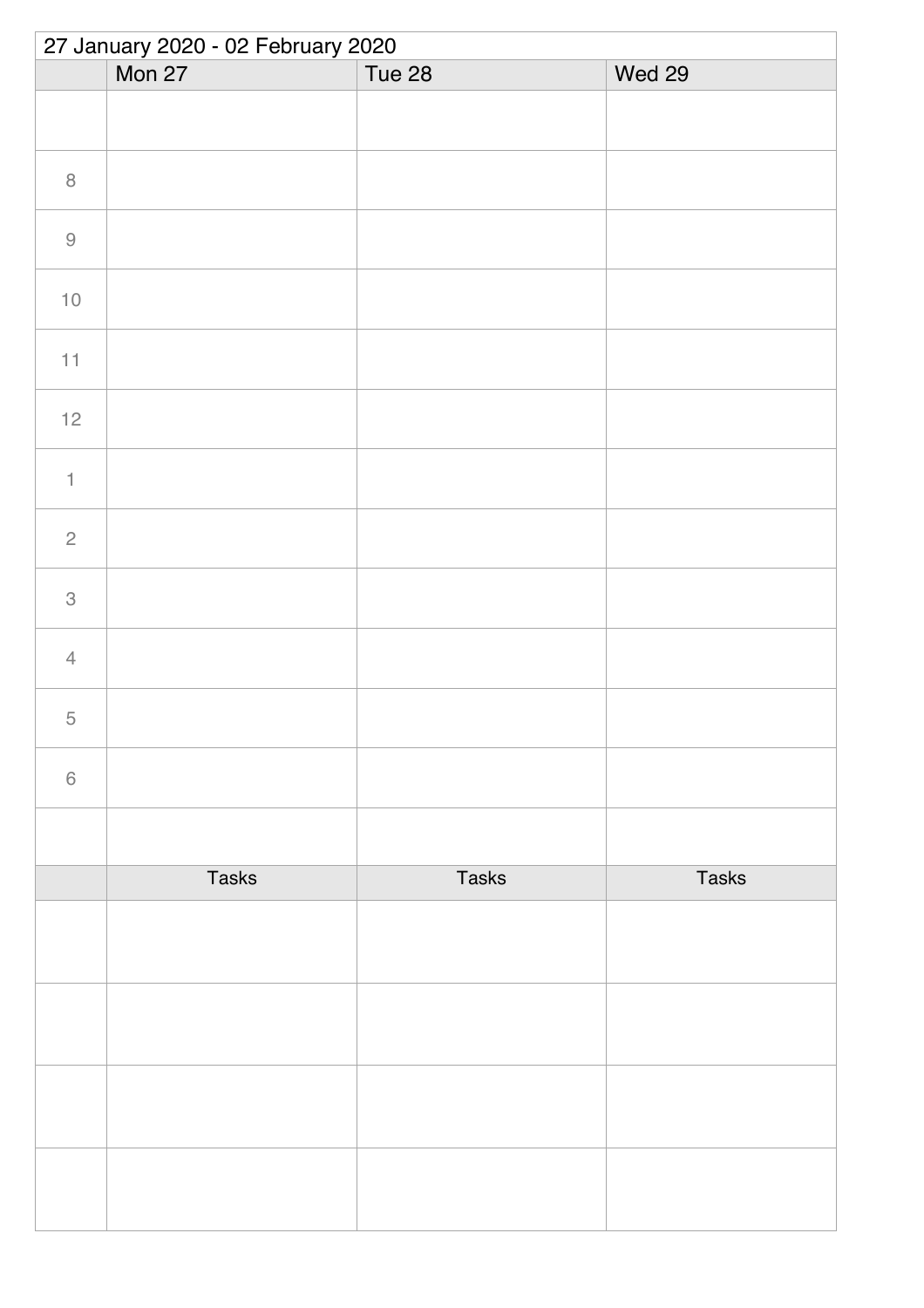27 January 2020 - 02 February 2020

| | Mon 27 | Tue 28 | Wed 29 |
|---|---|---|---|
| | | | |
| 8 | | | |
| 9 | | | |
| 10 | | | |
| 11 | | | |
| 12 | | | |
| 1 | | | |
| 2 | | | |
| 3 | | | |
| 4 | | | |
| 5 | | | |
| 6 | | | |
| | | | |
| | Tasks | Tasks | Tasks |
| | | | |
| | | | |
| | | | |
| | | | |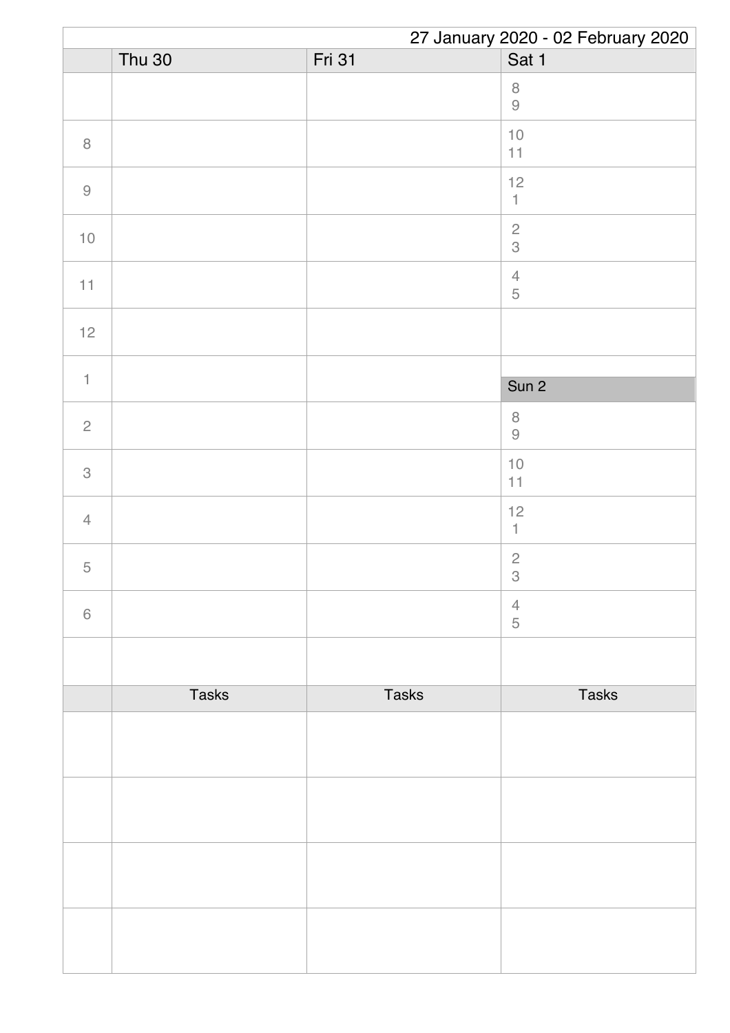27 January 2020 - 02 February 2020

|  | Thu 30 | Fri 31 | Sat 1 |
|---|---|---|---|
|  |  |  | 8<br>9 |
| 8 |  |  | 10<br>11 |
| 9 |  |  | 12<br>1 |
| 10 |  |  | 2<br>3 |
| 11 |  |  | 4<br>5 |
| 12 |  |  |  |
| 1 |  |  | **Sun 2** |
| 2 |  |  | 8<br>9 |
| 3 |  |  | 10<br>11 |
| 4 |  |  | 12<br>1 |
| 5 |  |  | 2<br>3 |
| 6 |  |  | 4<br>5 |
|  |  |  |  |
|  | Tasks | Tasks | Tasks |
|  |  |  |  |
|  |  |  |  |
|  |  |  |  |
|  |  |  |  |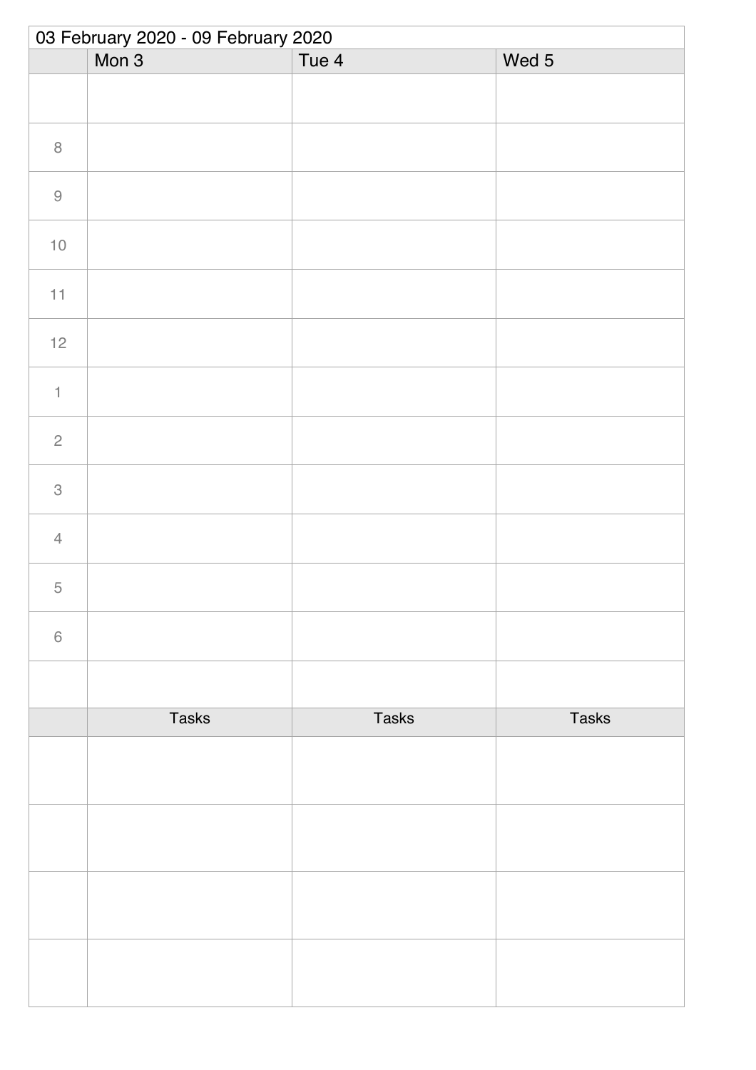03 February 2020 - 09 February 2020

| | Mon 3 | Tue 4 | Wed 5 |
|---|---|---|---|
| | | | |
| 8 | | | |
| 9 | | | |
| 10 | | | |
| 11 | | | |
| 12 | | | |
| 1 | | | |
| 2 | | | |
| 3 | | | |
| 4 | | | |
| 5 | | | |
| 6 | | | |
| | | | |

| | Tasks | Tasks | Tasks |
|---|---|---|---|
| | | | |
| | | | |
| | | | |
| | | | |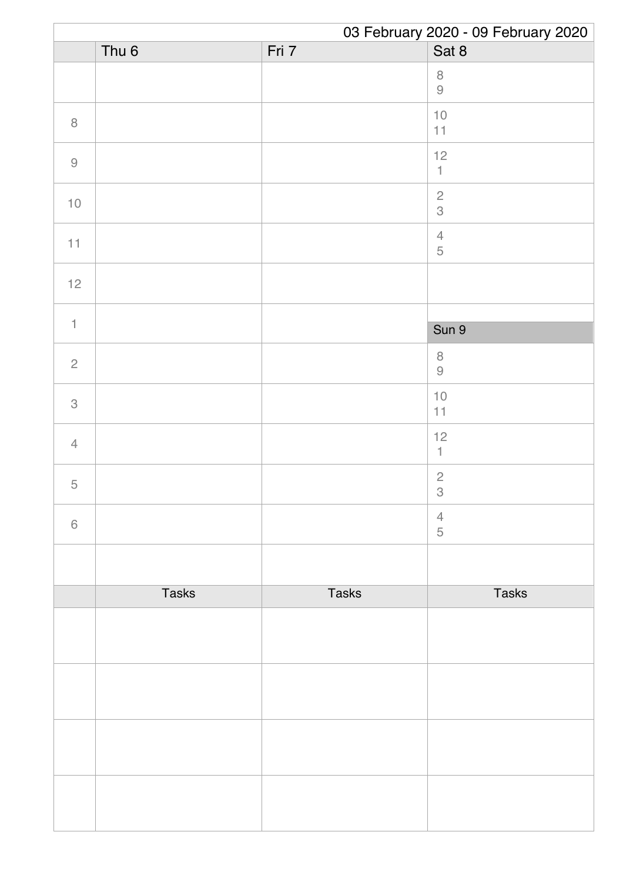03 February 2020 - 09 February 2020

| | Thu 6 | Fri 7 | Sat 8 |
|---|---|---|---|
| | | | 8<br>9 |
| 8 | | | 10<br>11 |
| 9 | | | 12<br>1 |
| 10 | | | 2<br>3 |
| 11 | | | 4<br>5 |
| 12 | | | |
| 1 | | | **Sun 9** |
| 2 | | | 8<br>9 |
| 3 | | | 10<br>11 |
| 4 | | | 12<br>1 |
| 5 | | | 2<br>3 |
| 6 | | | 4<br>5 |
| | | | |

| | Tasks | Tasks | Tasks |
|---|---|---|---|
| | | | |
| | | | |
| | | | |
| | | | |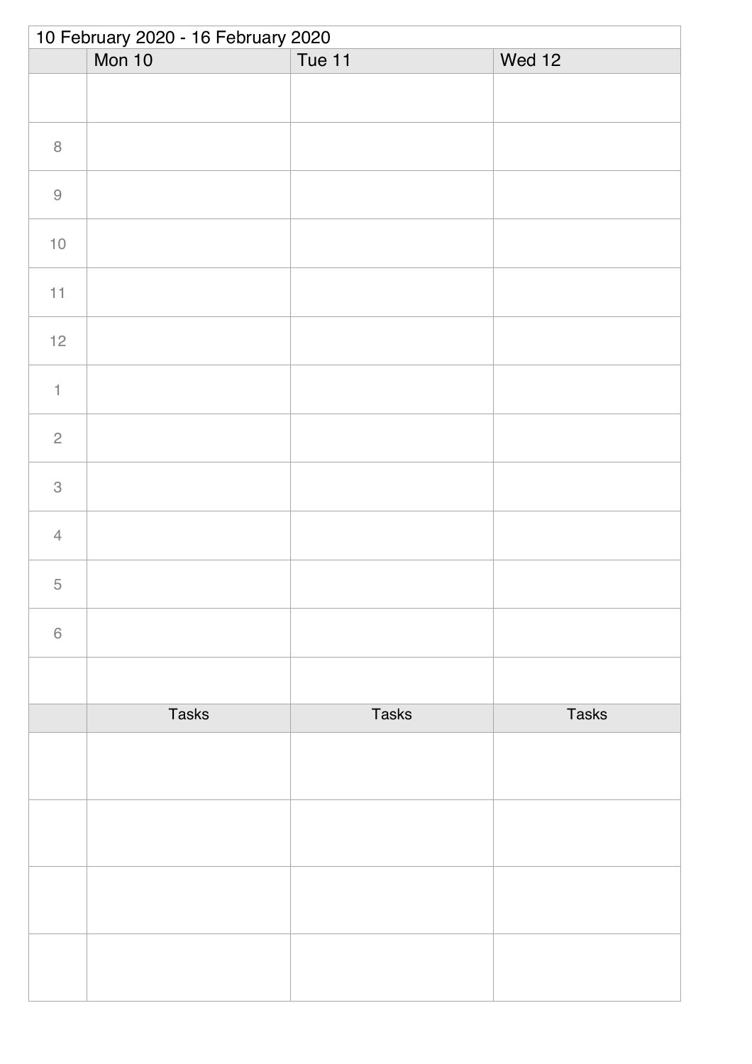10 February 2020 - 16 February 2020

| | Mon 10 | Tue 11 | Wed 12 |
|---|---|---|---|
| | | | |
| 8 | | | |
| 9 | | | |
| 10 | | | |
| 11 | | | |
| 12 | | | |
| 1 | | | |
| 2 | | | |
| 3 | | | |
| 4 | | | |
| 5 | | | |
| 6 | | | |
| | | | |
| | Tasks | Tasks | Tasks |
| | | | |
| | | | |
| | | | |
| | | | |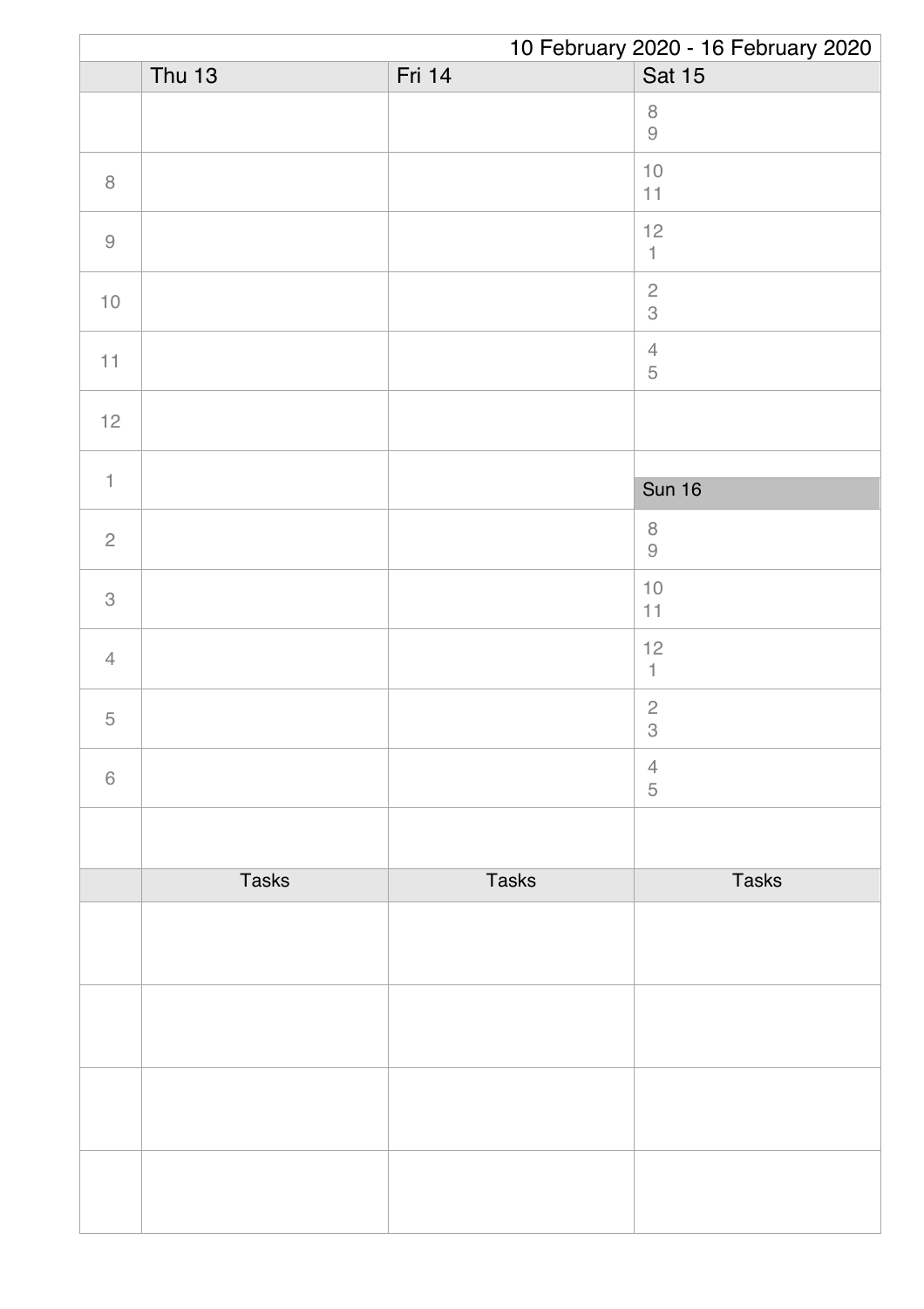10 February 2020 - 16 February 2020

| | Thu 13 | Fri 14 | Sat 15 |
|---|---|---|---|
| | | | 8<br>9 |
| 8 | | | 10<br>11 |
| 9 | | | 12<br>1 |
| 10 | | | 2<br>3 |
| 11 | | | 4<br>5 |
| 12 | | | |
| 1 | | | **Sun 16** |
| 2 | | | 8<br>9 |
| 3 | | | 10<br>11 |
| 4 | | | 12<br>1 |
| 5 | | | 2<br>3 |
| 6 | | | 4<br>5 |
| | | | |
| | Tasks | Tasks | Tasks |
| | | | |
| | | | |
| | | | |
| | | | |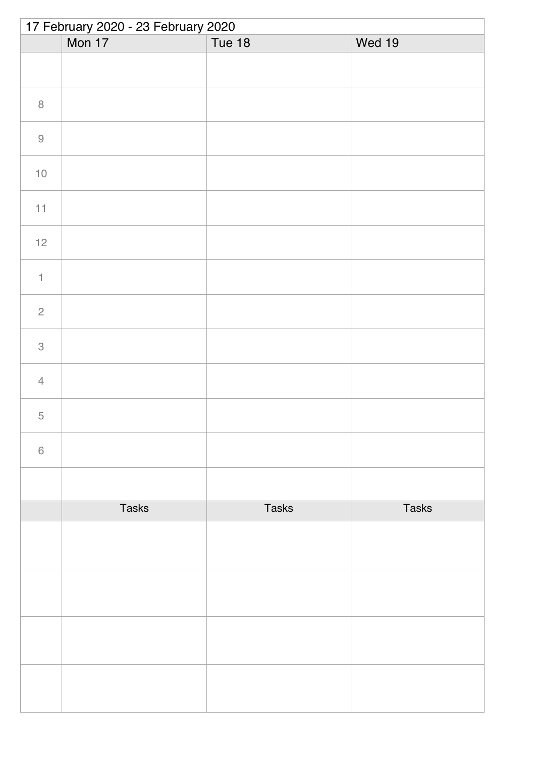17 February 2020 - 23 February 2020

| | Mon 17 | Tue 18 | Wed 19 |
|---|---|---|---|
| | | | |
| 8 | | | |
| 9 | | | |
| 10 | | | |
| 11 | | | |
| 12 | | | |
| 1 | | | |
| 2 | | | |
| 3 | | | |
| 4 | | | |
| 5 | | | |
| 6 | | | |
| | | | |
| | Tasks | Tasks | Tasks |
| | | | |
| | | | |
| | | | |
| | | | |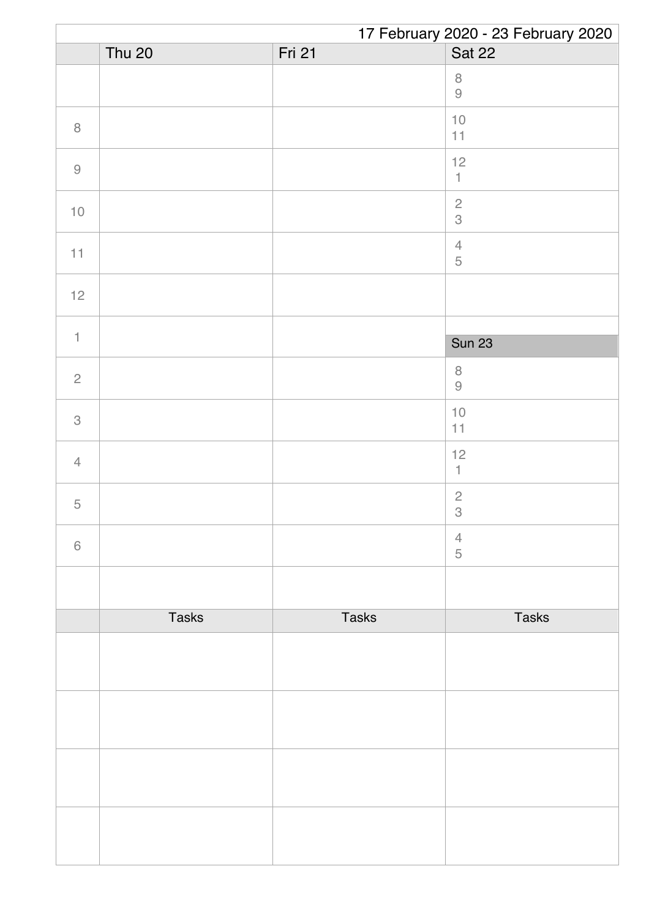17 February 2020 - 23 February 2020

| | Thu 20 | Fri 21 | Sat 22 |
|---|---|---|---|
| | | | 8<br>9 |
| 8 | | | 10<br>11 |
| 9 | | | 12<br>1 |
| 10 | | | 2<br>3 |
| 11 | | | 4<br>5 |
| 12 | | | |
| 1 | | | **Sun 23** |
| 2 | | | 8<br>9 |
| 3 | | | 10<br>11 |
| 4 | | | 12<br>1 |
| 5 | | | 2<br>3 |
| 6 | | | 4<br>5 |
| | | | |

| | Tasks | Tasks | Tasks |
|---|---|---|---|
| | | | |
| | | | |
| | | | |
| | | | |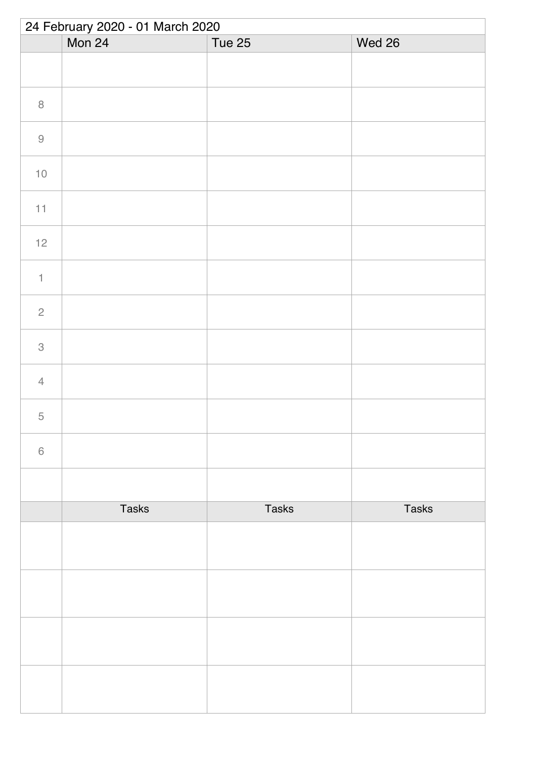| 24 February 2020 - 01 March 2020 | | | |
|---|---|---|---|
| | Mon 24 | Tue 25 | Wed 26 |
| | | | |
| 8 | | | |
| 9 | | | |
| 10 | | | |
| 11 | | | |
| 12 | | | |
| 1 | | | |
| 2 | | | |
| 3 | | | |
| 4 | | | |
| 5 | | | |
| 6 | | | |
| | | | |
| | Tasks | Tasks | Tasks |
| | | | |
| | | | |
| | | | |
| | | | |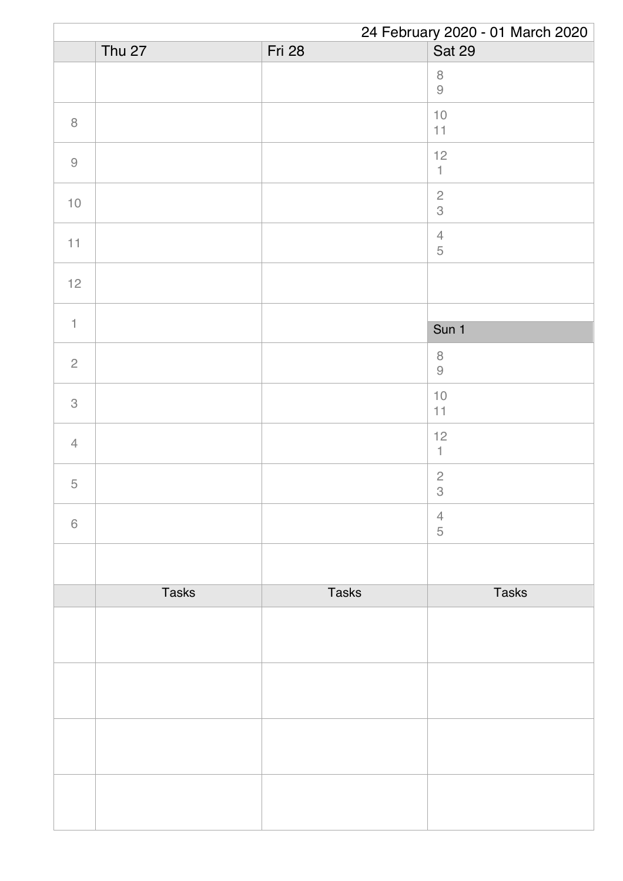24 February 2020 - 01 March 2020

| | Thu 27 | Fri 28 | Sat 29 |
|---|---|---|---|
| | | | 8<br>9 |
| 8 | | | 10<br>11 |
| 9 | | | 12<br>1 |
| 10 | | | 2<br>3 |
| 11 | | | 4<br>5 |
| 12 | | | |
| 1 | | | **Sun 1** |
| 2 | | | 8<br>9 |
| 3 | | | 10<br>11 |
| 4 | | | 12<br>1 |
| 5 | | | 2<br>3 |
| 6 | | | 4<br>5 |
| | | | |

| | Tasks | Tasks | Tasks |
|---|---|---|---|
| | | | |
| | | | |
| | | | |
| | | | |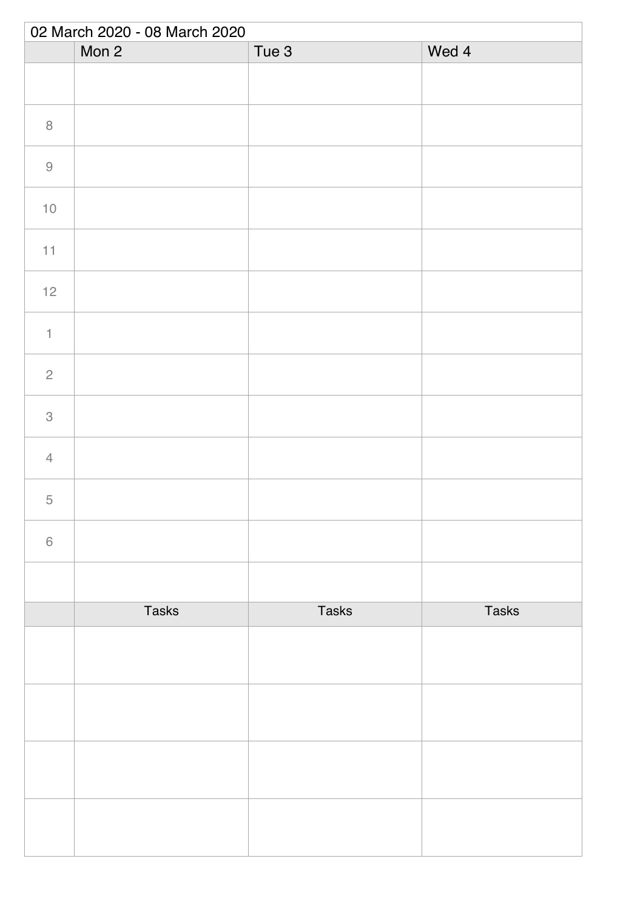02 March 2020 - 08 March 2020

| | Mon 2 | Tue 3 | Wed 4 |
|---|---|---|---|
| | | | |
| 8 | | | |
| 9 | | | |
| 10 | | | |
| 11 | | | |
| 12 | | | |
| 1 | | | |
| 2 | | | |
| 3 | | | |
| 4 | | | |
| 5 | | | |
| 6 | | | |
| | | | |
| | Tasks | Tasks | Tasks |
| | | | |
| | | | |
| | | | |
| | | | |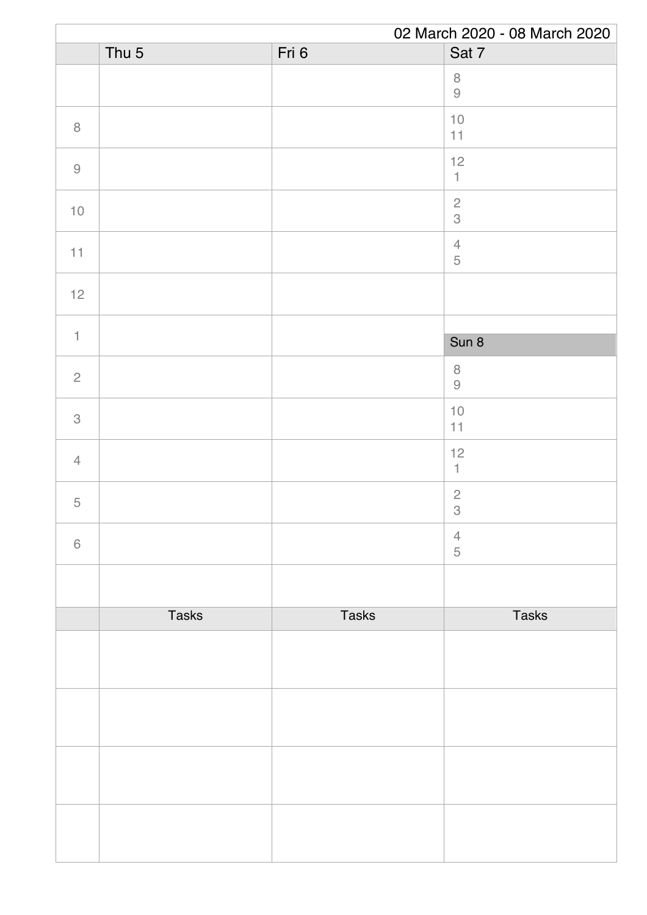02 March 2020 - 08 March 2020

| | Thu 5 | Fri 6 | Sat 7 |
|---|---|---|---|
| | | | 8<br>9 |
| 8 | | | 10<br>11 |
| 9 | | | 12<br>1 |
| 10 | | | 2<br>3 |
| 11 | | | 4<br>5 |
| 12 | | | |
| 1 | | | **Sun 8** |
| 2 | | | 8<br>9 |
| 3 | | | 10<br>11 |
| 4 | | | 12<br>1 |
| 5 | | | 2<br>3 |
| 6 | | | 4<br>5 |
| | | | |

| | Tasks | Tasks | Tasks |
|---|---|---|---|
| | | | |
| | | | |
| | | | |
| | | | |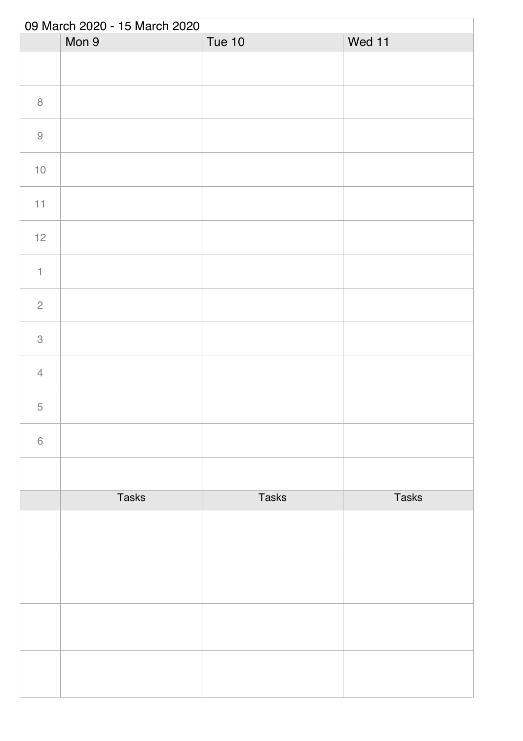09 March 2020 - 15 March 2020

| | Mon 9 | Tue 10 | Wed 11 |
|---|---|---|---|
| | | | |
| 8 | | | |
| 9 | | | |
| 10 | | | |
| 11 | | | |
| 12 | | | |
| 1 | | | |
| 2 | | | |
| 3 | | | |
| 4 | | | |
| 5 | | | |
| 6 | | | |
| | | | |
| | Tasks | Tasks | Tasks |
| | | | |
| | | | |
| | | | |
| | | | |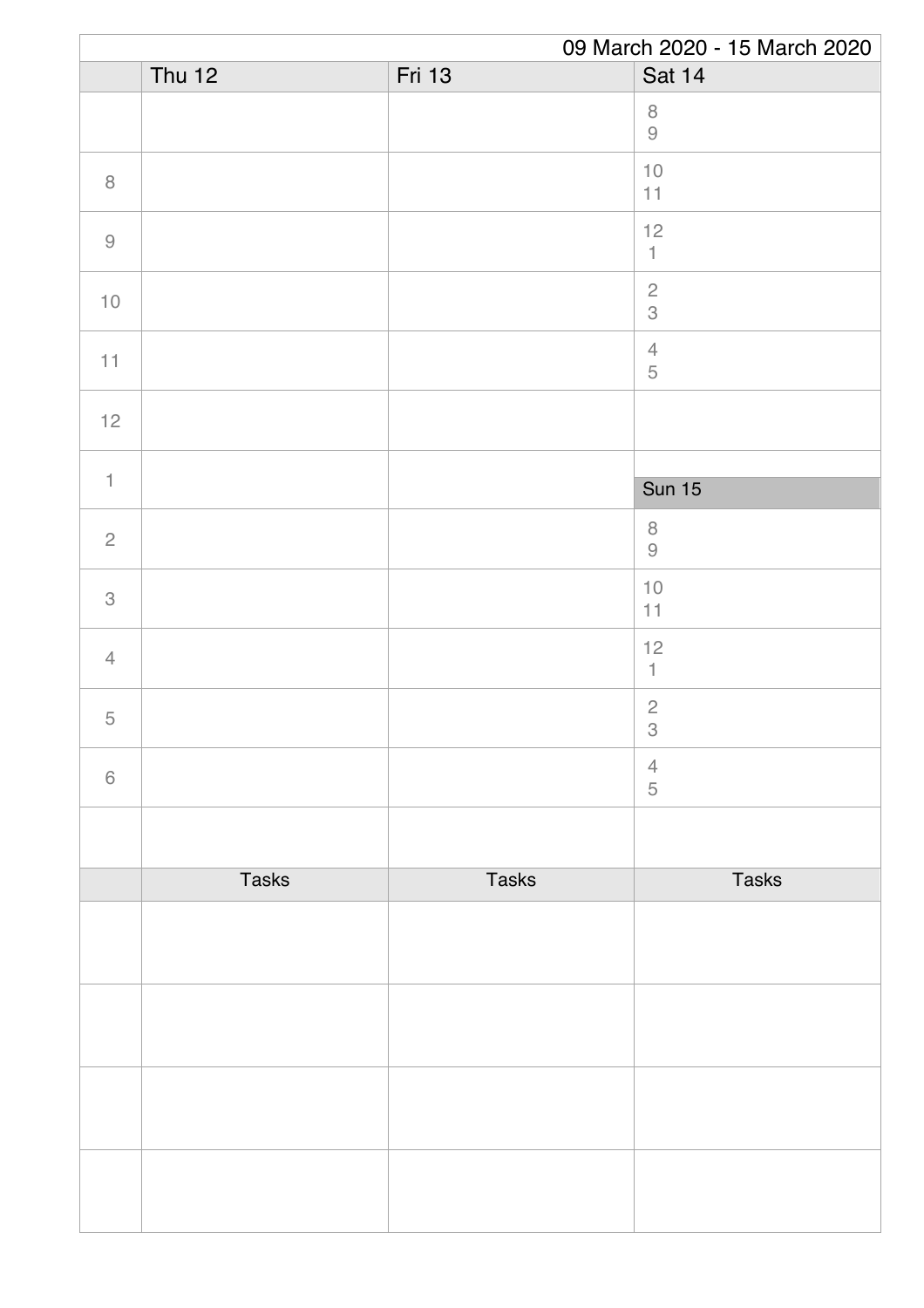09 March 2020 - 15 March 2020

| | Thu 12 | Fri 13 | Sat 14 |
|---|---|---|---|
| | | | 8<br>9 |
| 8 | | | 10<br>11 |
| 9 | | | 12<br>1 |
| 10 | | | 2<br>3 |
| 11 | | | 4<br>5 |
| 12 | | | |
| 1 | | | **Sun 15** |
| 2 | | | 8<br>9 |
| 3 | | | 10<br>11 |
| 4 | | | 12<br>1 |
| 5 | | | 2<br>3 |
| 6 | | | 4<br>5 |
| | | | |

| | Tasks | Tasks | Tasks |
|---|---|---|---|
| | | | |
| | | | |
| | | | |
| | | | |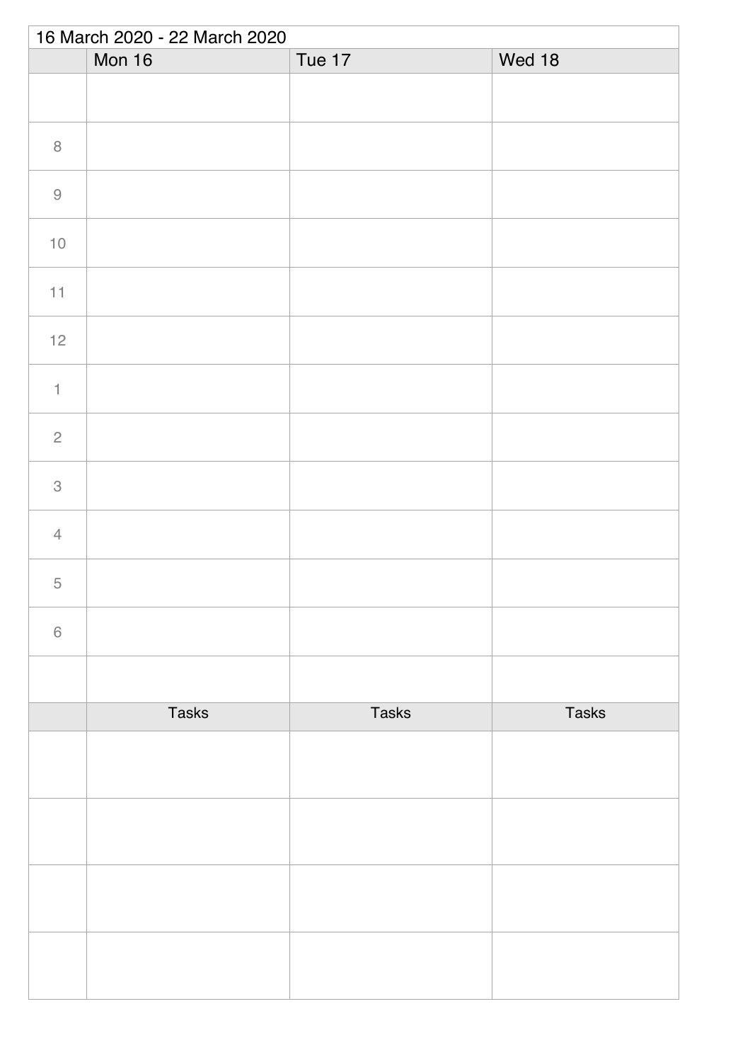16 March 2020 - 22 March 2020

| | Mon 16 | Tue 17 | Wed 18 |
|---|---|---|---|
| | | | |
| 8 | | | |
| 9 | | | |
| 10 | | | |
| 11 | | | |
| 12 | | | |
| 1 | | | |
| 2 | | | |
| 3 | | | |
| 4 | | | |
| 5 | | | |
| 6 | | | |
| | | | |
| | Tasks | Tasks | Tasks |
| | | | |
| | | | |
| | | | |
| | | | |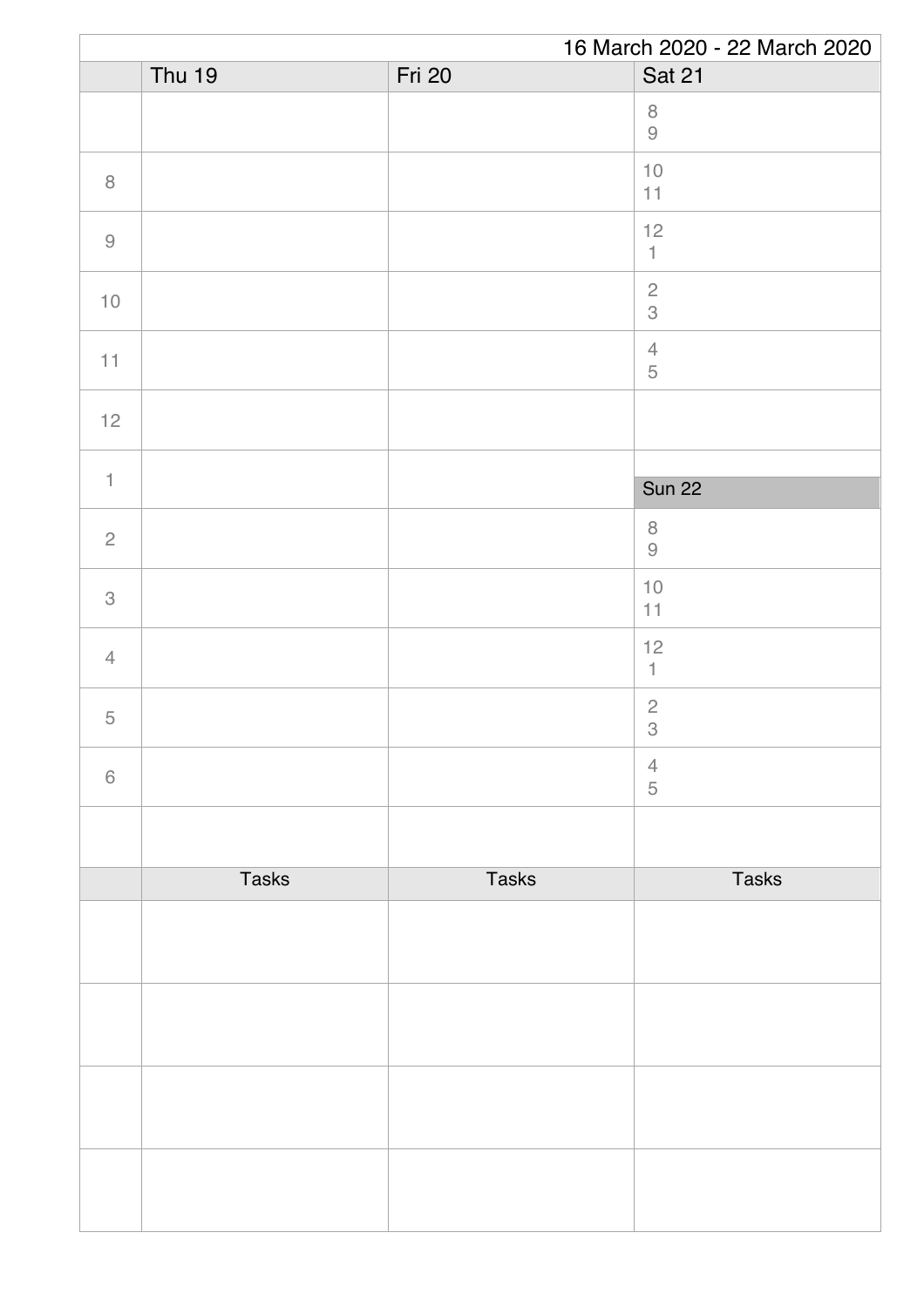16 March 2020 - 22 March 2020

| | Thu 19 | Fri 20 | Sat 21 |
|---|---|---|---|
| | | | 8<br>9 |
| 8 | | | 10<br>11 |
| 9 | | | 12<br>1 |
| 10 | | | 2<br>3 |
| 11 | | | 4<br>5 |
| 12 | | | |
| 1 | | | **Sun 22** |
| 2 | | | 8<br>9 |
| 3 | | | 10<br>11 |
| 4 | | | 12<br>1 |
| 5 | | | 2<br>3 |
| 6 | | | 4<br>5 |
| | | | |
| | Tasks | Tasks | Tasks |
| | | | |
| | | | |
| | | | |
| | | | |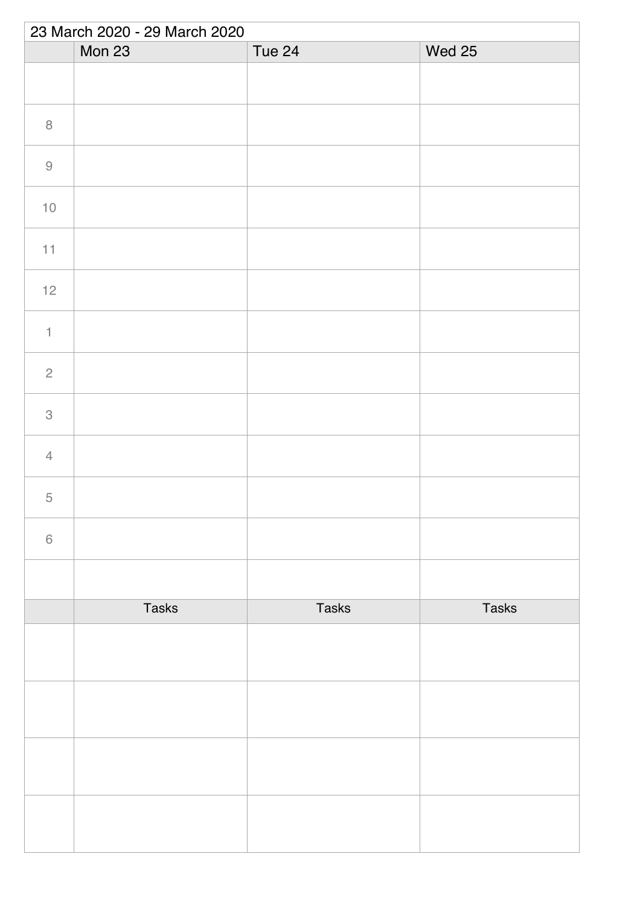23 March 2020 - 29 March 2020

| | Mon 23 | Tue 24 | Wed 25 |
|---|---|---|---|
| | | | |
| 8 | | | |
| 9 | | | |
| 10 | | | |
| 11 | | | |
| 12 | | | |
| 1 | | | |
| 2 | | | |
| 3 | | | |
| 4 | | | |
| 5 | | | |
| 6 | | | |
| | | | |
| | Tasks | Tasks | Tasks |
| | | | |
| | | | |
| | | | |
| | | | |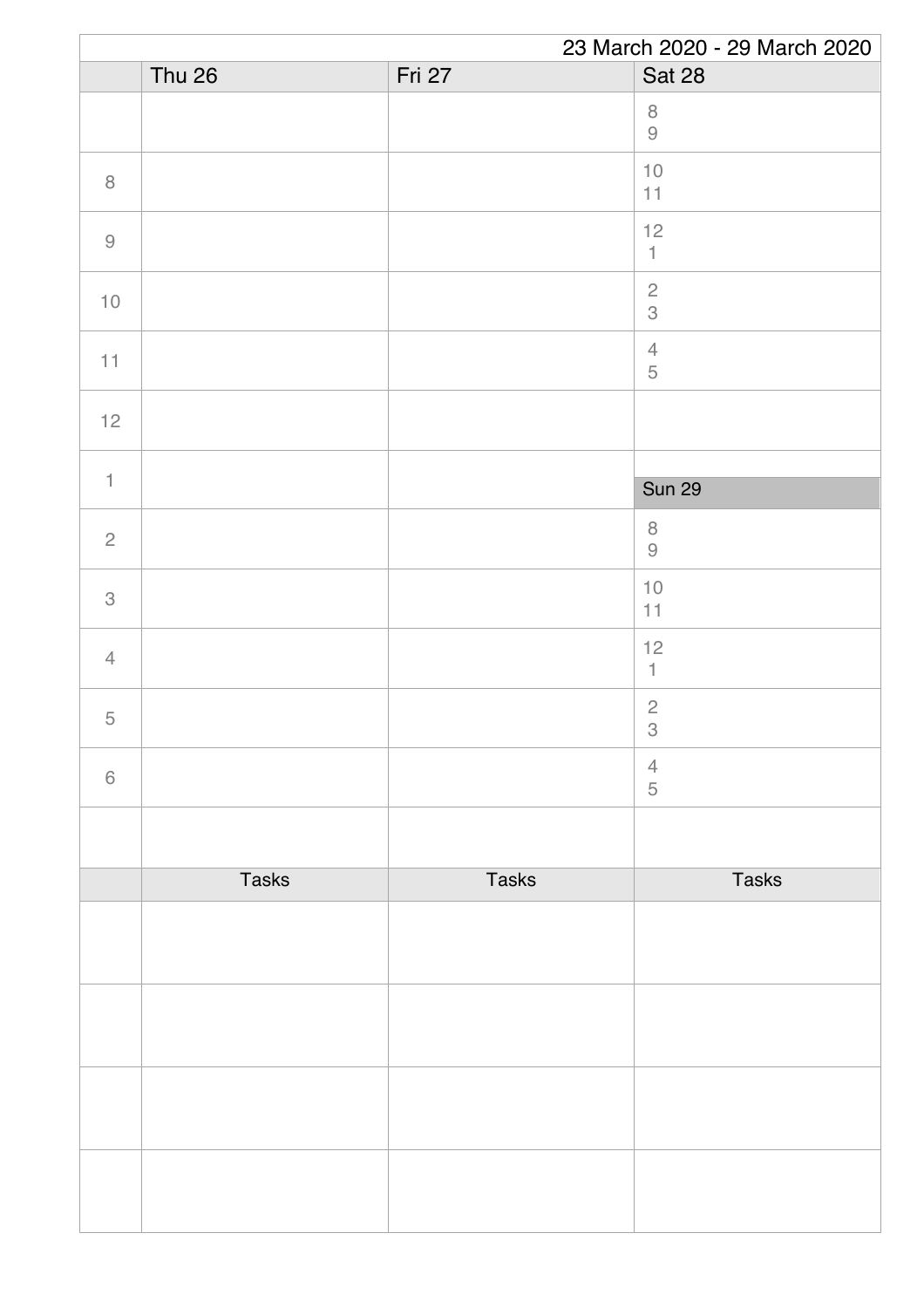23 March 2020 - 29 March 2020

| | Thu 26 | Fri 27 | Sat 28 |
|---|---|---|---|
| | | | 8<br>9 |
| 8 | | | 10<br>11 |
| 9 | | | 12<br>1 |
| 10 | | | 2<br>3 |
| 11 | | | 4<br>5 |
| 12 | | | |
| 1 | | | **Sun 29** |
| 2 | | | 8<br>9 |
| 3 | | | 10<br>11 |
| 4 | | | 12<br>1 |
| 5 | | | 2<br>3 |
| 6 | | | 4<br>5 |
| | | | |
| | Tasks | Tasks | Tasks |
| | | | |
| | | | |
| | | | |
| | | | |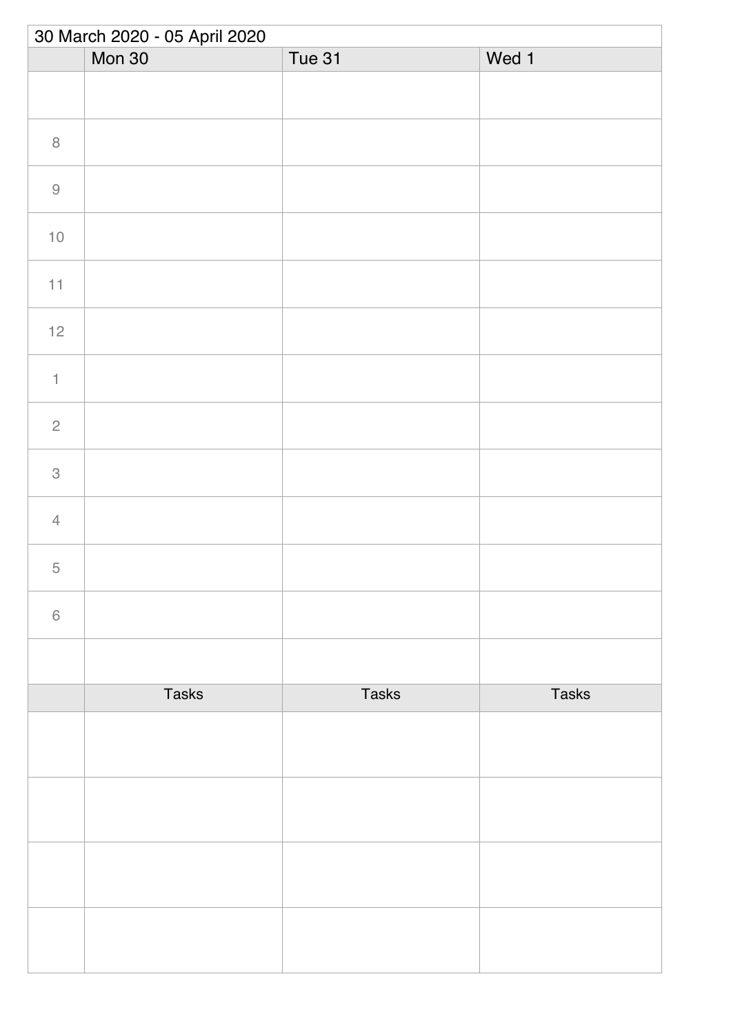30 March 2020 - 05 April 2020

| | Mon 30 | Tue 31 | Wed 1 |
|---|---|---|---|
| | | | |
| 8 | | | |
| 9 | | | |
| 10 | | | |
| 11 | | | |
| 12 | | | |
| 1 | | | |
| 2 | | | |
| 3 | | | |
| 4 | | | |
| 5 | | | |
| 6 | | | |
| | | | |
| | Tasks | Tasks | Tasks |
| | | | |
| | | | |
| | | | |
| | | | |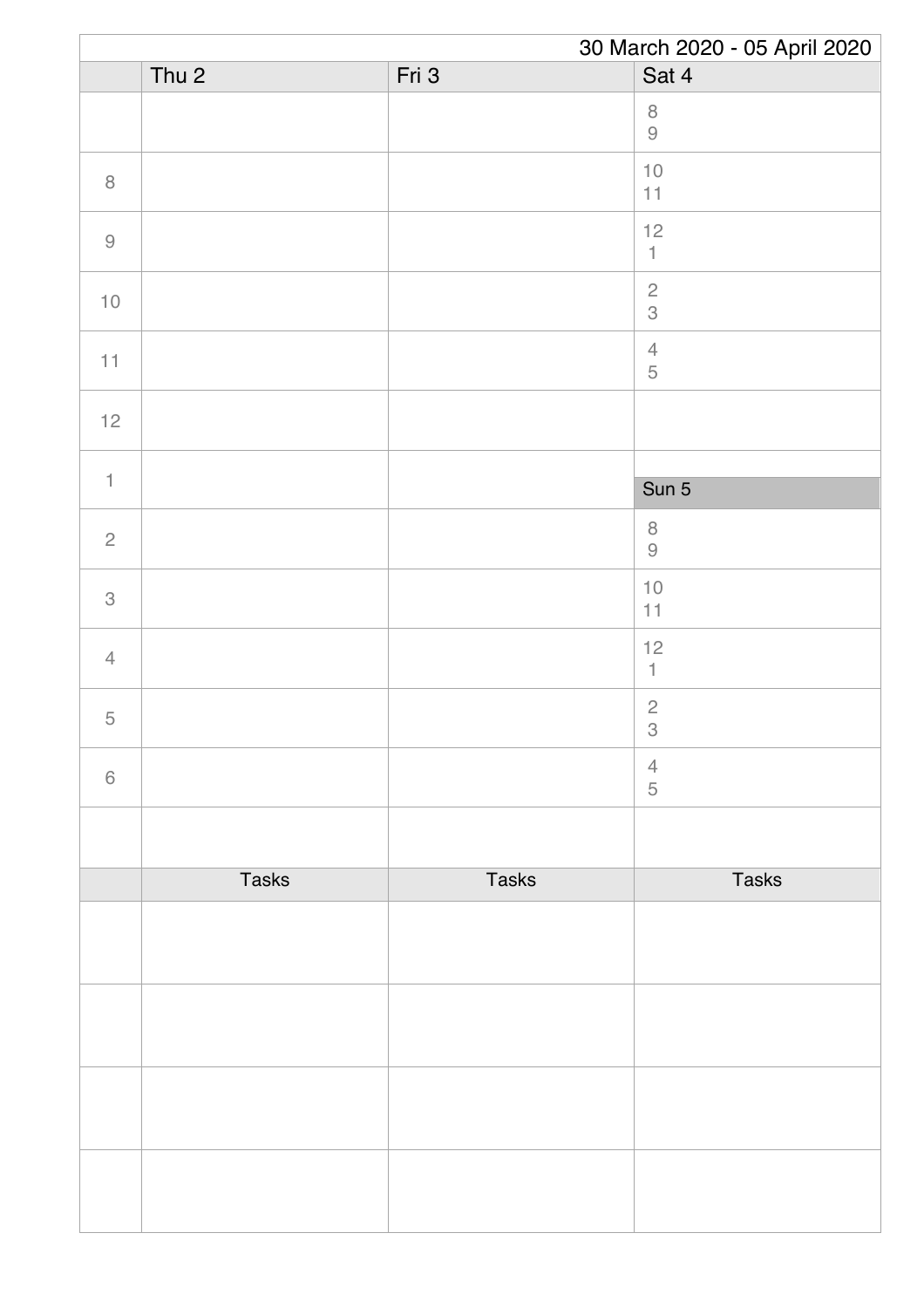30 March 2020 - 05 April 2020

| | Thu 2 | Fri 3 | Sat 4 |
|---|---|---|---|
| | | | 8<br>9 |
| 8 | | | 10<br>11 |
| 9 | | | 12<br>1 |
| 10 | | | 2<br>3 |
| 11 | | | 4<br>5 |
| 12 | | | |
| 1 | | | **Sun 5** |
| 2 | | | 8<br>9 |
| 3 | | | 10<br>11 |
| 4 | | | 12<br>1 |
| 5 | | | 2<br>3 |
| 6 | | | 4<br>5 |
| | | | |

| | Tasks | Tasks | Tasks |
|---|---|---|---|
| | | | |
| | | | |
| | | | |
| | | | |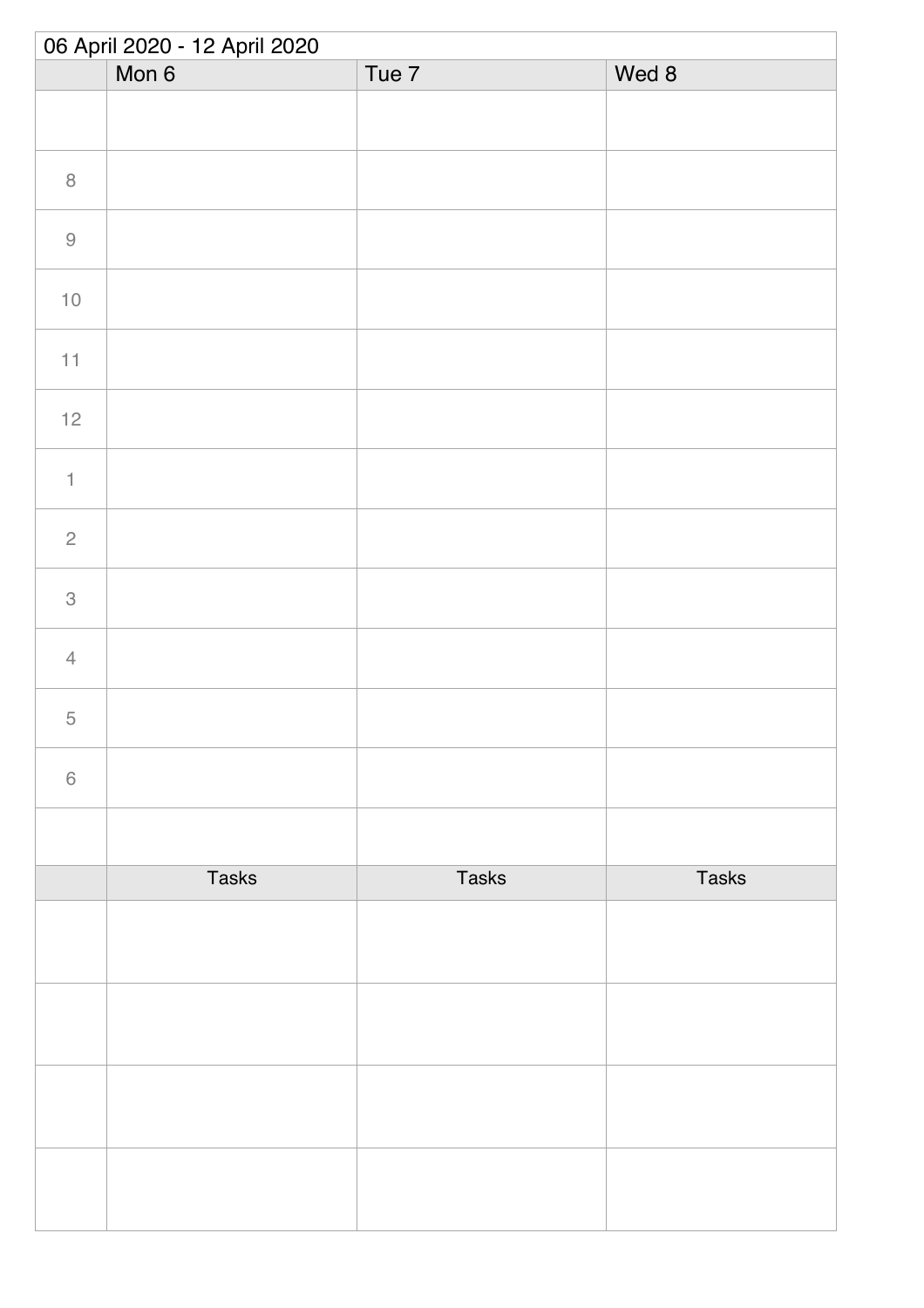| 06 April 2020 - 12 April 2020 | | | |
|---|---|---|---|
| | Mon 6 | Tue 7 | Wed 8 |
| | | | |
| 8 | | | |
| 9 | | | |
| 10 | | | |
| 11 | | | |
| 12 | | | |
| 1 | | | |
| 2 | | | |
| 3 | | | |
| 4 | | | |
| 5 | | | |
| 6 | | | |
| | | | |
| | Tasks | Tasks | Tasks |
| | | | |
| | | | |
| | | | |
| | | | |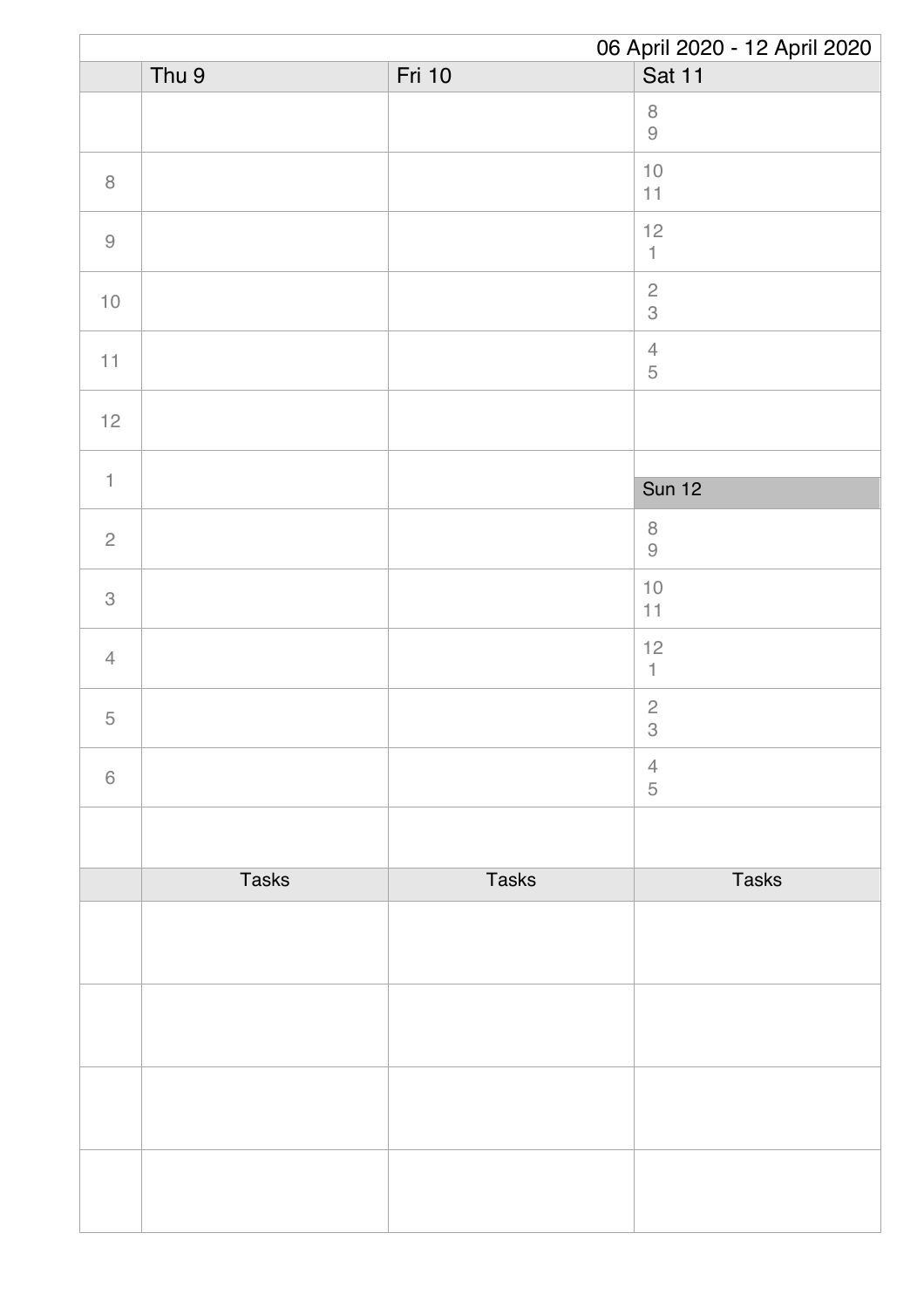06 April 2020 - 12 April 2020

| | Thu 9 | Fri 10 | Sat 11 |
|---|---|---|---|
| | | | 8<br>9 |
| 8 | | | 10<br>11 |
| 9 | | | 12<br>1 |
| 10 | | | 2<br>3 |
| 11 | | | 4<br>5 |
| 12 | | | |
| 1 | | | **Sun 12** |
| 2 | | | 8<br>9 |
| 3 | | | 10<br>11 |
| 4 | | | 12<br>1 |
| 5 | | | 2<br>3 |
| 6 | | | 4<br>5 |
| | | | |

| | Tasks | Tasks | Tasks |
|---|---|---|---|
| | | | |
| | | | |
| | | | |
| | | | |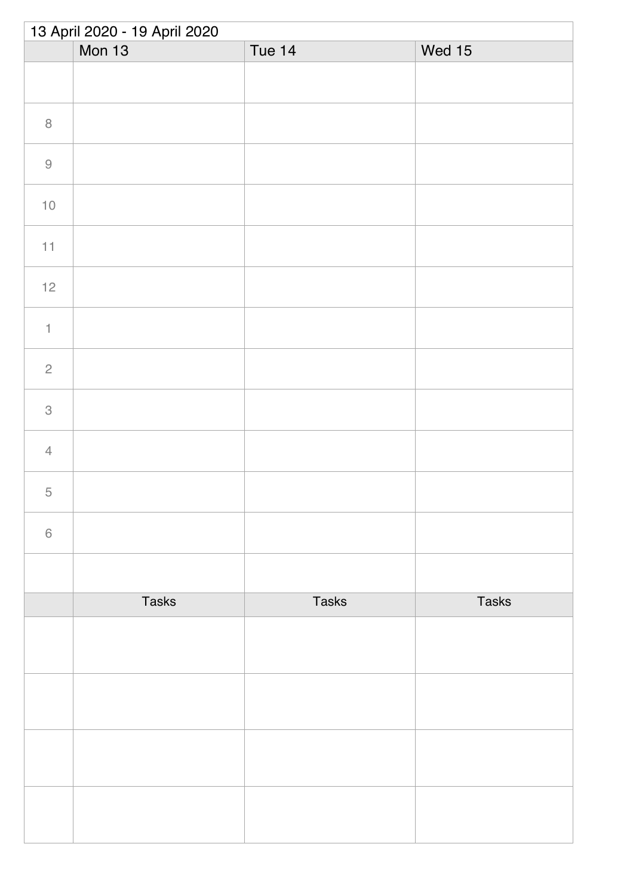13 April 2020 - 19 April 2020

| | Mon 13 | Tue 14 | Wed 15 |
|---|---|---|---|
| | | | |
| 8 | | | |
| 9 | | | |
| 10 | | | |
| 11 | | | |
| 12 | | | |
| 1 | | | |
| 2 | | | |
| 3 | | | |
| 4 | | | |
| 5 | | | |
| 6 | | | |
| | | | |
| | Tasks | Tasks | Tasks |
| | | | |
| | | | |
| | | | |
| | | | |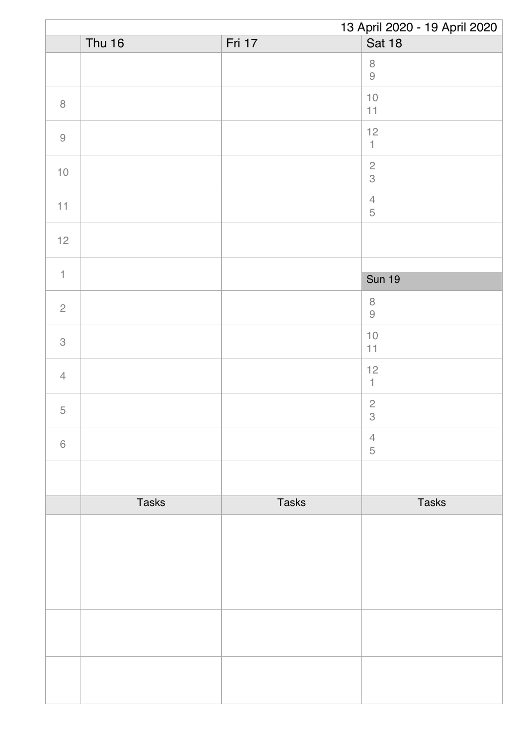13 April 2020 - 19 April 2020

| | Thu 16 | Fri 17 | Sat 18 |
|---|---|---|---|
| | | | 8<br>9 |
| 8 | | | 10<br>11 |
| 9 | | | 12<br>1 |
| 10 | | | 2<br>3 |
| 11 | | | 4<br>5 |
| 12 | | | |
| 1 | | | **Sun 19** |
| 2 | | | 8<br>9 |
| 3 | | | 10<br>11 |
| 4 | | | 12<br>1 |
| 5 | | | 2<br>3 |
| 6 | | | 4<br>5 |
| | | | |
| | Tasks | Tasks | Tasks |
| | | | |
| | | | |
| | | | |
| | | | |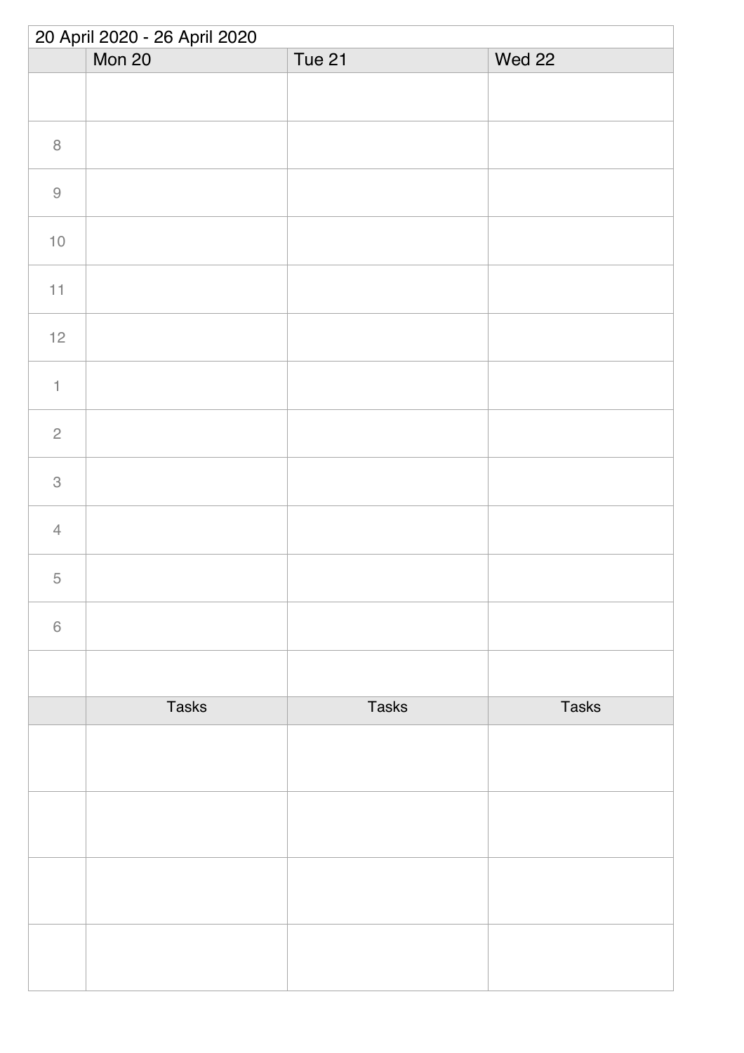20 April 2020 - 26 April 2020

| | Mon 20 | Tue 21 | Wed 22 |
|---|---|---|---|
| | | | |
| 8 | | | |
| 9 | | | |
| 10 | | | |
| 11 | | | |
| 12 | | | |
| 1 | | | |
| 2 | | | |
| 3 | | | |
| 4 | | | |
| 5 | | | |
| 6 | | | |
| | | | |

| | Tasks | Tasks | Tasks |
|---|---|---|---|
| | | | |
| | | | |
| | | | |
| | | | |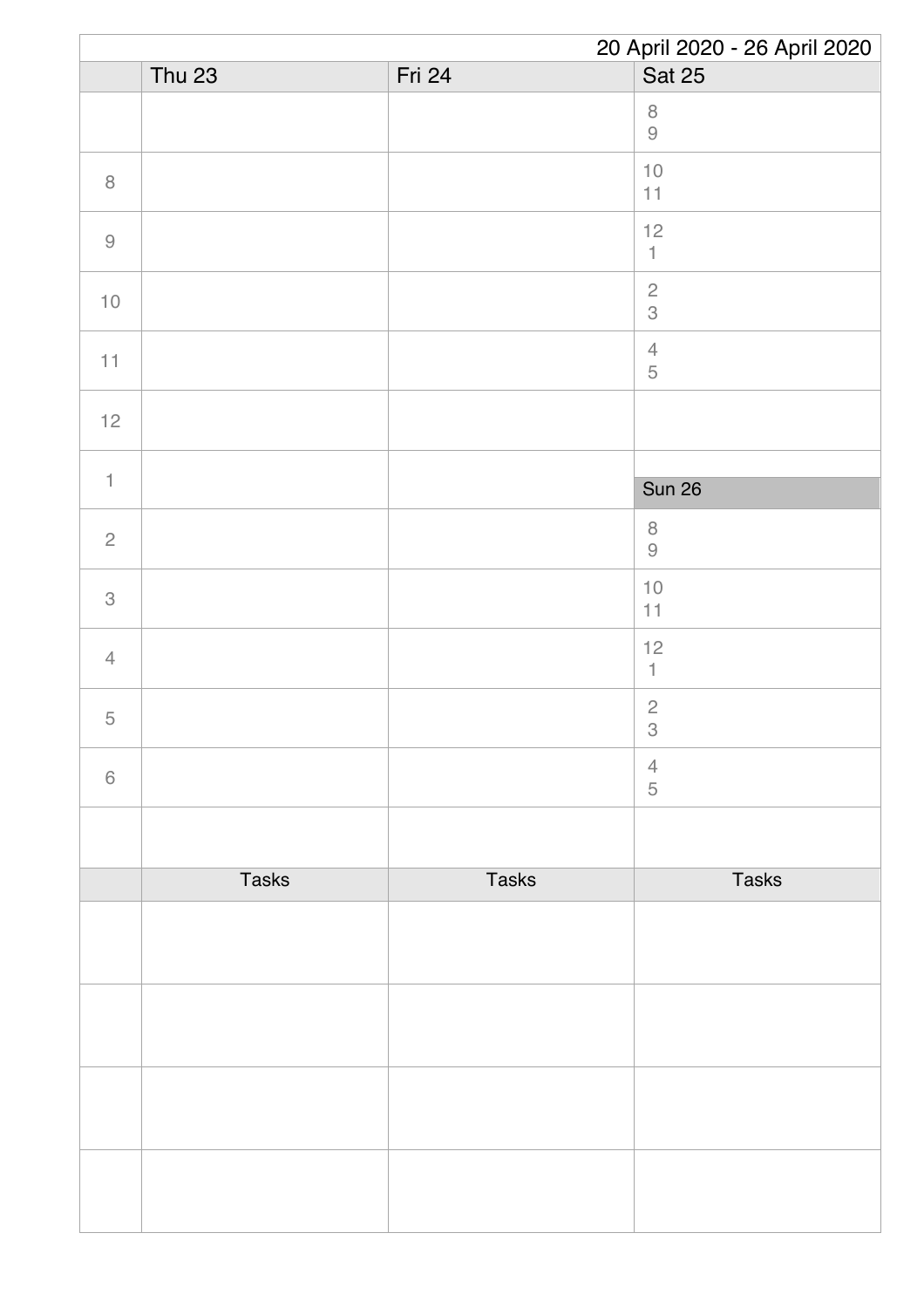20 April 2020 - 26 April 2020

| | Thu 23 | Fri 24 | Sat 25 |
|---|---|---|---|
| | | | 8<br>9 |
| 8 | | | 10<br>11 |
| 9 | | | 12<br>1 |
| 10 | | | 2<br>3 |
| 11 | | | 4<br>5 |
| 12 | | | |
| 1 | | | **Sun 26** |
| 2 | | | 8<br>9 |
| 3 | | | 10<br>11 |
| 4 | | | 12<br>1 |
| 5 | | | 2<br>3 |
| 6 | | | 4<br>5 |
| | | | |

| | Tasks | Tasks | Tasks |
|---|---|---|---|
| | | | |
| | | | |
| | | | |
| | | | |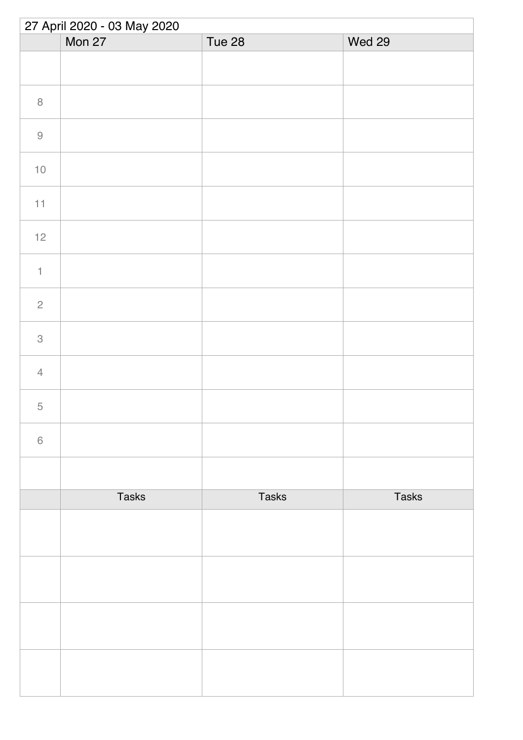27 April 2020 - 03 May 2020

| | Mon 27 | Tue 28 | Wed 29 |
|---|---|---|---|
| | | | |
| 8 | | | |
| 9 | | | |
| 10 | | | |
| 11 | | | |
| 12 | | | |
| 1 | | | |
| 2 | | | |
| 3 | | | |
| 4 | | | |
| 5 | | | |
| 6 | | | |
| | | | |
| | Tasks | Tasks | Tasks |
| | | | |
| | | | |
| | | | |
| | | | |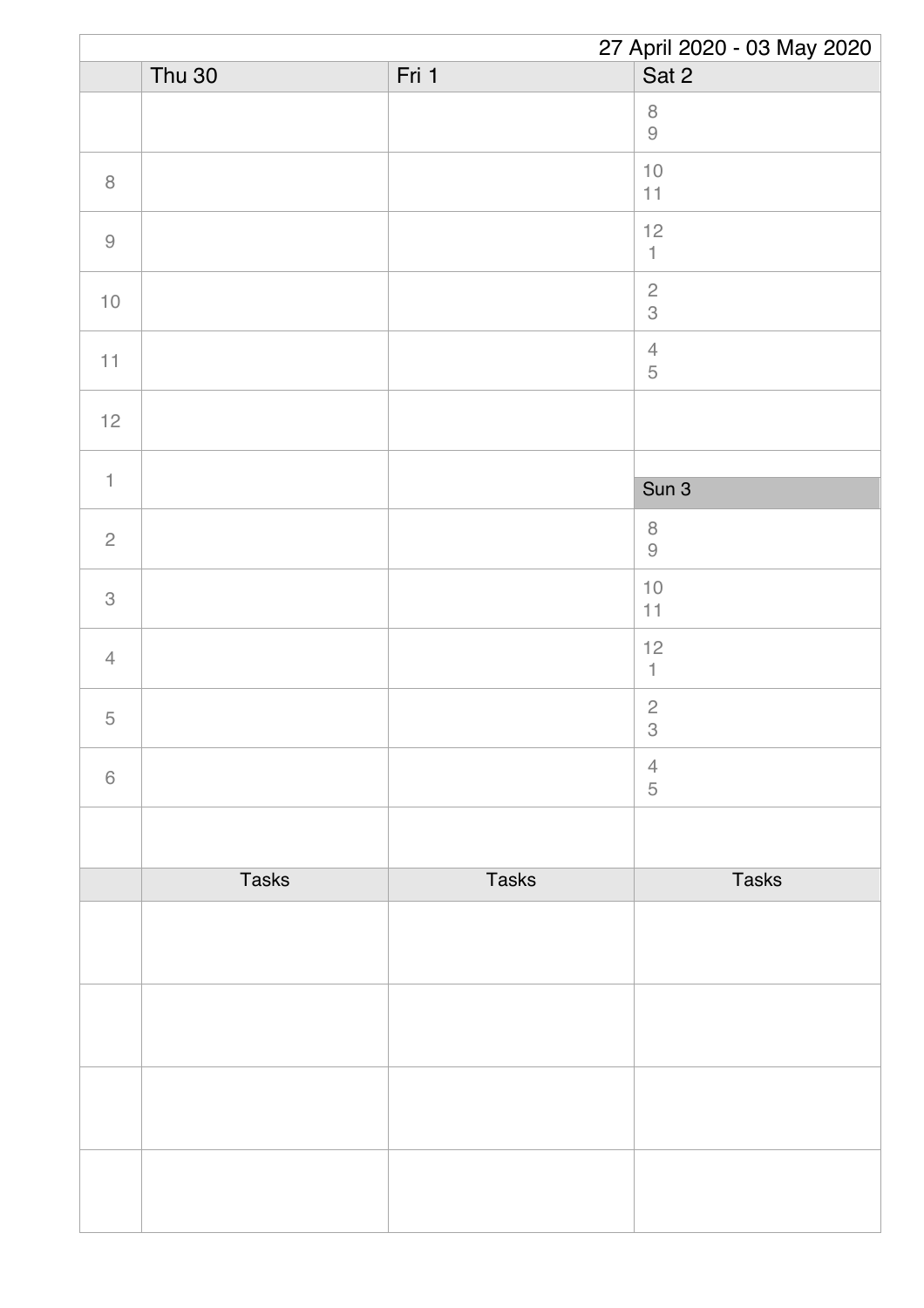27 April 2020 - 03 May 2020

| | Thu 30 | Fri 1 | Sat 2 |
|---|---|---|---|
| | | | 8<br>9 |
| 8 | | | 10<br>11 |
| 9 | | | 12<br>1 |
| 10 | | | 2<br>3 |
| 11 | | | 4<br>5 |
| 12 | | | |
| 1 | | | **Sun 3** |
| 2 | | | 8<br>9 |
| 3 | | | 10<br>11 |
| 4 | | | 12<br>1 |
| 5 | | | 2<br>3 |
| 6 | | | 4<br>5 |
| | | | |

| | Tasks | Tasks | Tasks |
|---|---|---|---|
| | | | |
| | | | |
| | | | |
| | | | |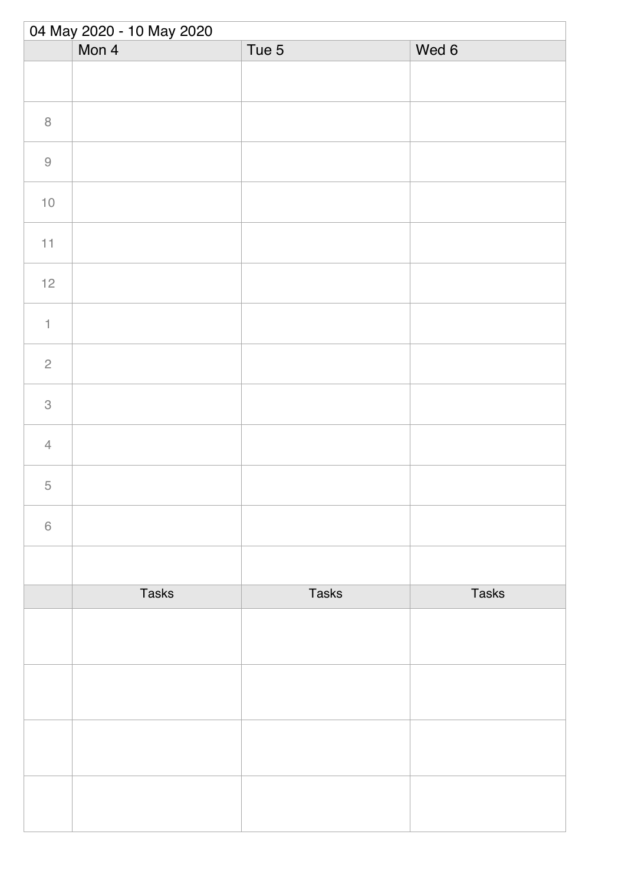04 May 2020 - 10 May 2020

| | Mon 4 | Tue 5 | Wed 6 |
|---|---|---|---|
| | | | |
| 8 | | | |
| 9 | | | |
| 10 | | | |
| 11 | | | |
| 12 | | | |
| 1 | | | |
| 2 | | | |
| 3 | | | |
| 4 | | | |
| 5 | | | |
| 6 | | | |
| | | | |

| | Tasks | Tasks | Tasks |
|---|---|---|---|
| | | | |
| | | | |
| | | | |
| | | | |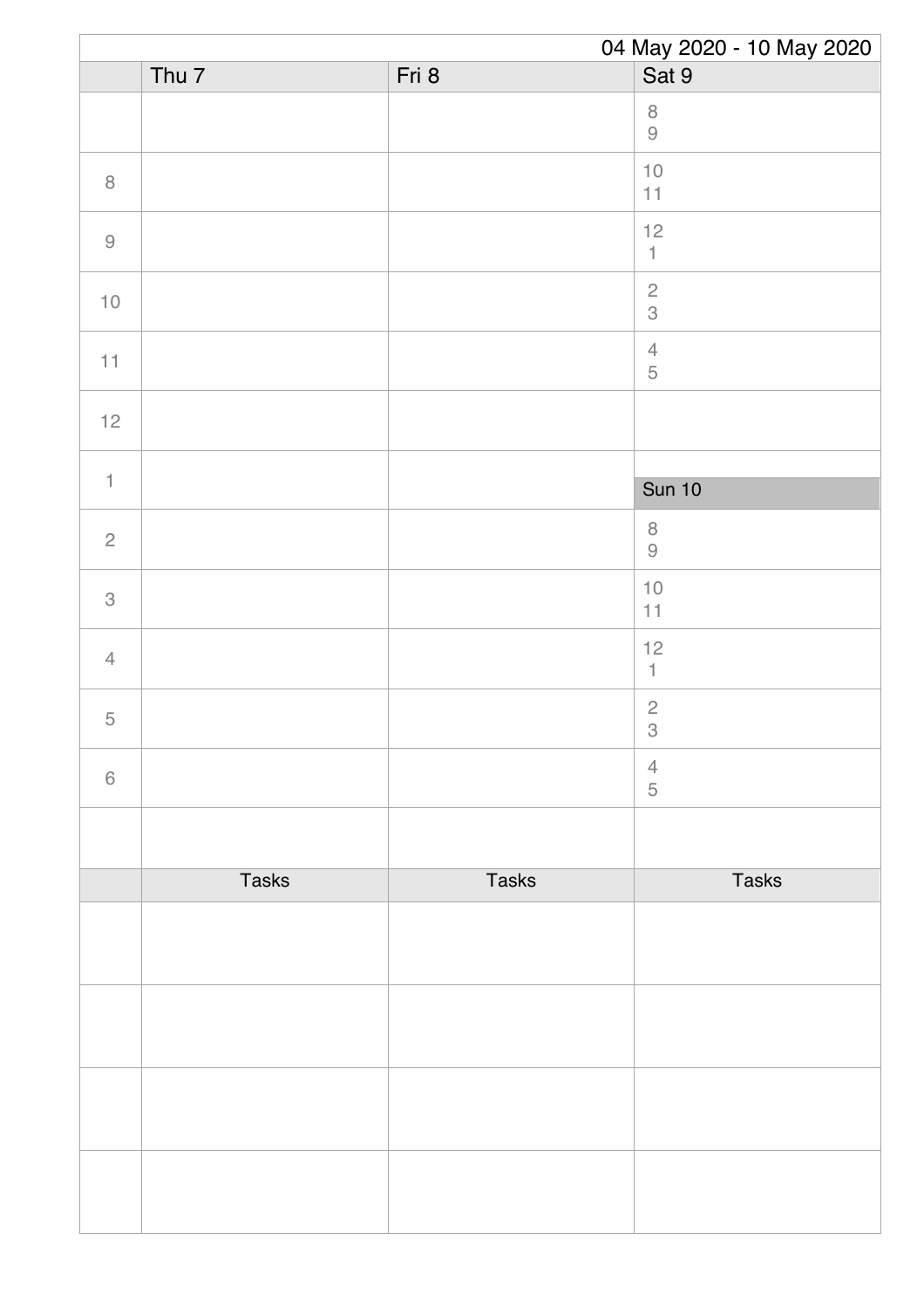04 May 2020 - 10 May 2020

| | Thu 7 | Fri 8 | Sat 9 |
|---|---|---|---|
| | | | 8<br>9 |
| 8 | | | 10<br>11 |
| 9 | | | 12<br>1 |
| 10 | | | 2<br>3 |
| 11 | | | 4<br>5 |
| 12 | | | |
| 1 | | | **Sun 10** |
| 2 | | | 8<br>9 |
| 3 | | | 10<br>11 |
| 4 | | | 12<br>1 |
| 5 | | | 2<br>3 |
| 6 | | | 4<br>5 |
| | | | |
| | Tasks | Tasks | Tasks |
| | | | |
| | | | |
| | | | |
| | | | |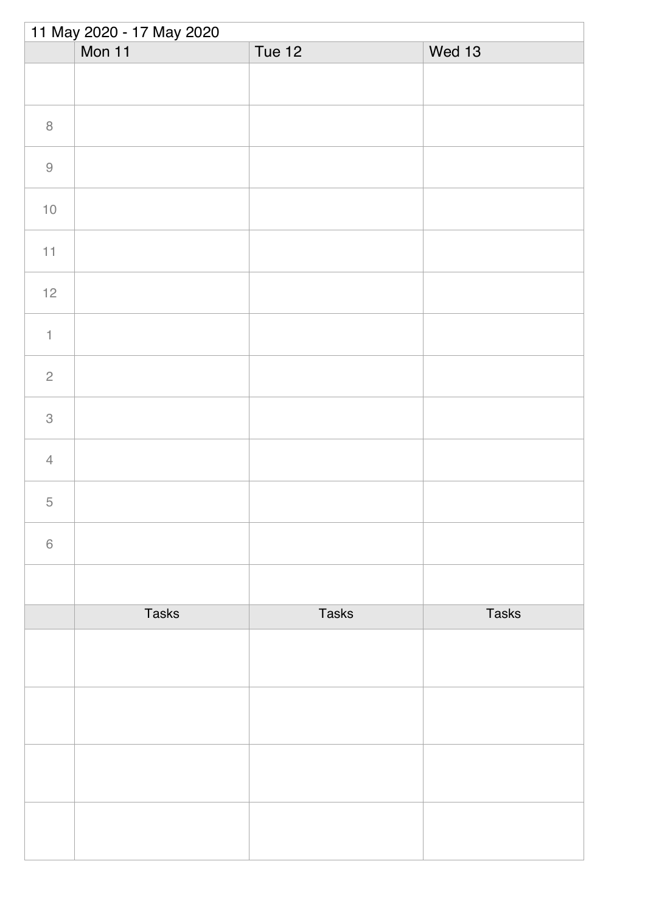11 May 2020 - 17 May 2020

| | Mon 11 | Tue 12 | Wed 13 |
|---|---|---|---|
| | | | |
| 8 | | | |
| 9 | | | |
| 10 | | | |
| 11 | | | |
| 12 | | | |
| 1 | | | |
| 2 | | | |
| 3 | | | |
| 4 | | | |
| 5 | | | |
| 6 | | | |
| | | | |

| | Tasks | Tasks | Tasks |
|---|---|---|---|
| | | | |
| | | | |
| | | | |
| | | | |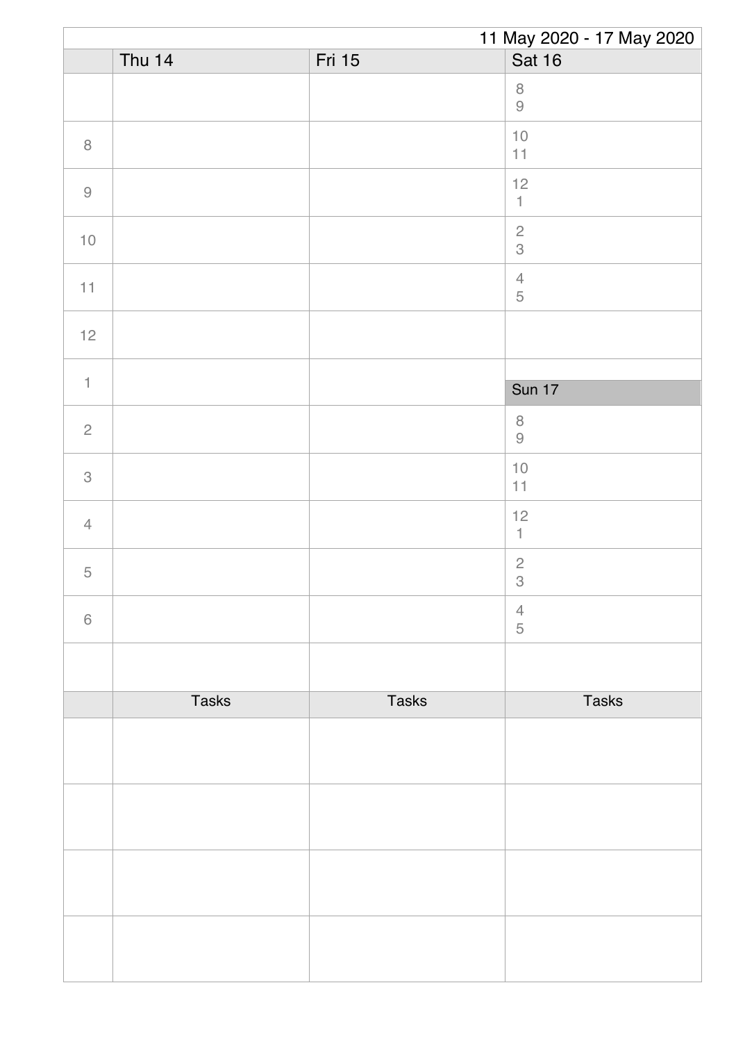11 May 2020 - 17 May 2020

| | Thu 14 | Fri 15 | Sat 16 |
|---|---|---|---|
| | | | 8<br>9 |
| 8 | | | 10<br>11 |
| 9 | | | 12<br>1 |
| 10 | | | 2<br>3 |
| 11 | | | 4<br>5 |
| 12 | | | |
| 1 | | | **Sun 17** |
| 2 | | | 8<br>9 |
| 3 | | | 10<br>11 |
| 4 | | | 12<br>1 |
| 5 | | | 2<br>3 |
| 6 | | | 4<br>5 |
| | | | |

| | Tasks | Tasks | Tasks |
|---|---|---|---|
| | | | |
| | | | |
| | | | |
| | | | |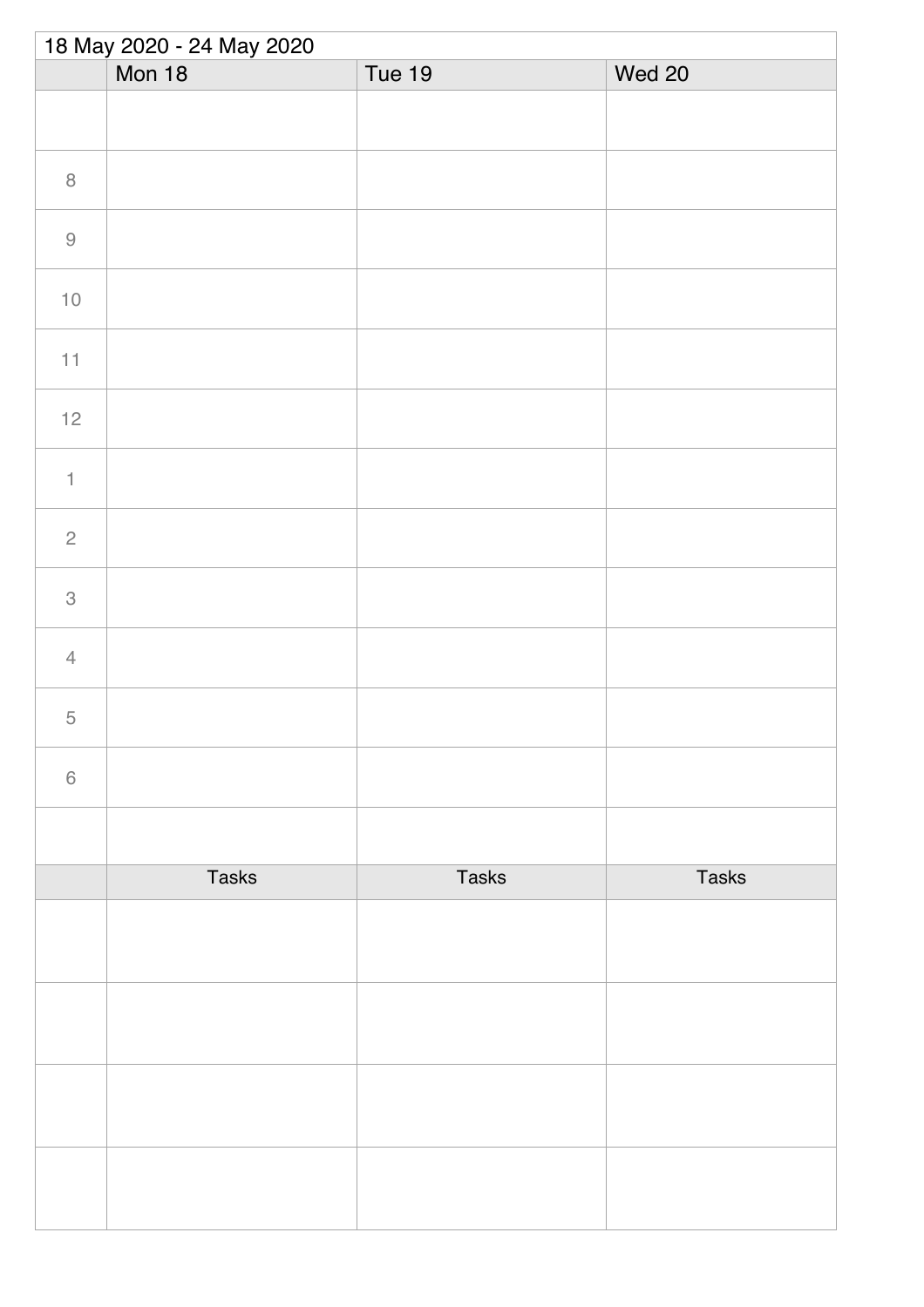18 May 2020 - 24 May 2020

| | Mon 18 | Tue 19 | Wed 20 |
|---|---|---|---|
| | | | |
| 8 | | | |
| 9 | | | |
| 10 | | | |
| 11 | | | |
| 12 | | | |
| 1 | | | |
| 2 | | | |
| 3 | | | |
| 4 | | | |
| 5 | | | |
| 6 | | | |
| | | | |
| | Tasks | Tasks | Tasks |
| | | | |
| | | | |
| | | | |
| | | | |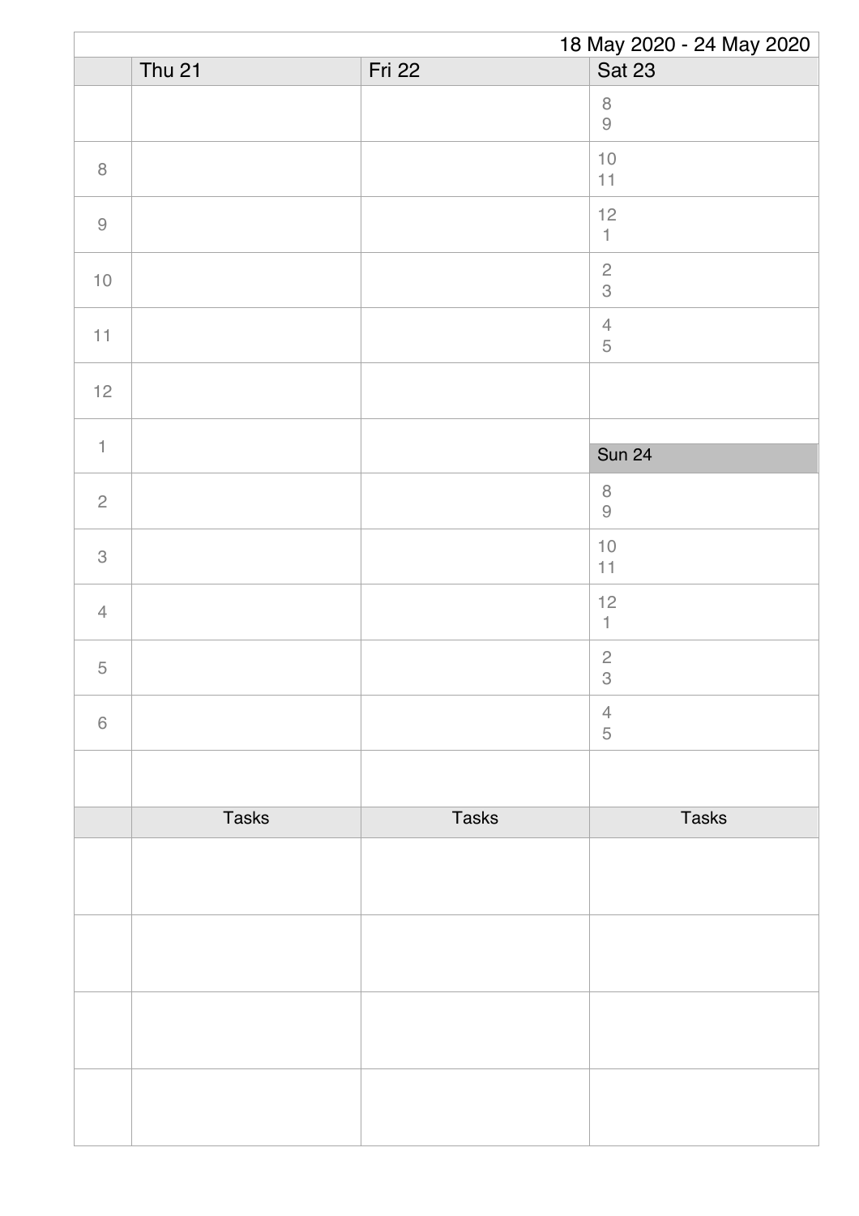18 May 2020 - 24 May 2020

| | Thu 21 | Fri 22 | Sat 23 |
|---|---|---|---|
| | | | 8<br>9 |
| 8 | | | 10<br>11 |
| 9 | | | 12<br>1 |
| 10 | | | 2<br>3 |
| 11 | | | 4<br>5 |
| 12 | | | |
| 1 | | | **Sun 24** |
| 2 | | | 8<br>9 |
| 3 | | | 10<br>11 |
| 4 | | | 12<br>1 |
| 5 | | | 2<br>3 |
| 6 | | | 4<br>5 |
| | | | |

| | Tasks | Tasks | Tasks |
|---|---|---|---|
| | | | |
| | | | |
| | | | |
| | | | |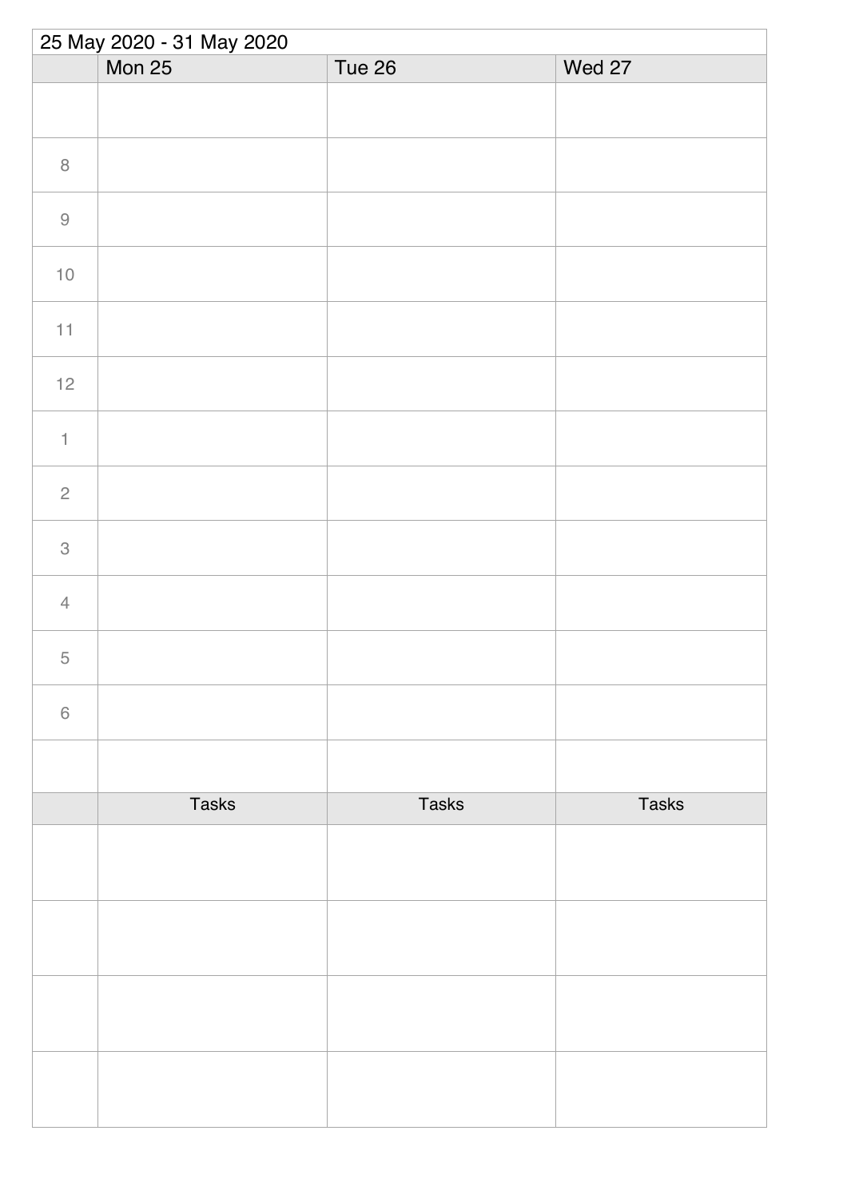25 May 2020 - 31 May 2020

| | Mon 25 | Tue 26 | Wed 27 |
|---|---|---|---|
| | | | |
| 8 | | | |
| 9 | | | |
| 10 | | | |
| 11 | | | |
| 12 | | | |
| 1 | | | |
| 2 | | | |
| 3 | | | |
| 4 | | | |
| 5 | | | |
| 6 | | | |
| | | | |
| | Tasks | Tasks | Tasks |
| | | | |
| | | | |
| | | | |
| | | | |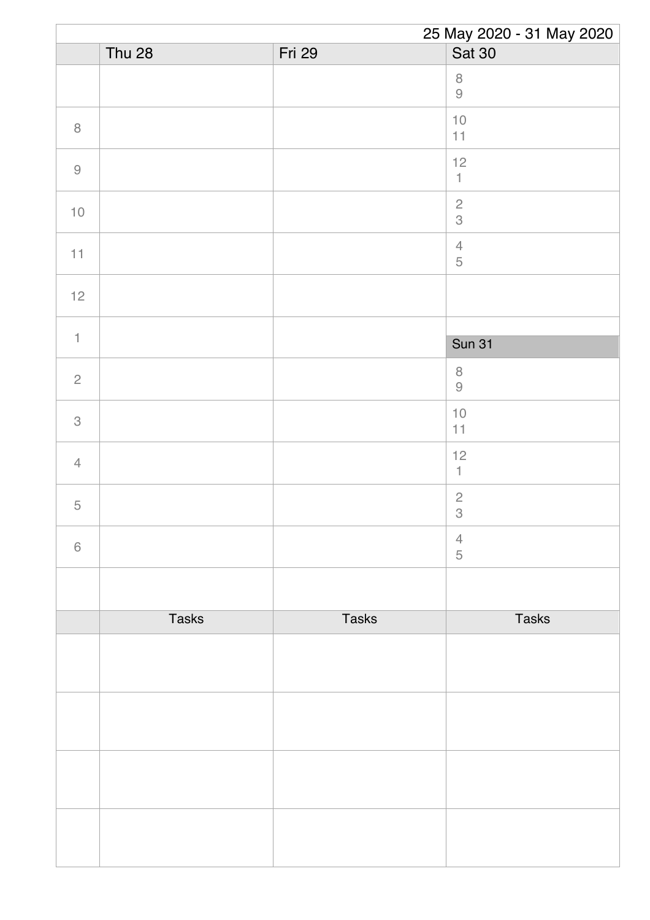25 May 2020 - 31 May 2020

| | Thu 28 | Fri 29 | Sat 30 |
|---|---|---|---|
| | | | 8<br>9 |
| 8 | | | 10<br>11 |
| 9 | | | 12<br>1 |
| 10 | | | 2<br>3 |
| 11 | | | 4<br>5 |
| 12 | | | |
| 1 | | | **Sun 31** |
| 2 | | | 8<br>9 |
| 3 | | | 10<br>11 |
| 4 | | | 12<br>1 |
| 5 | | | 2<br>3 |
| 6 | | | 4<br>5 |
| | | | |

| | Tasks | Tasks | Tasks |
|---|---|---|---|
| | | | |
| | | | |
| | | | |
| | | | |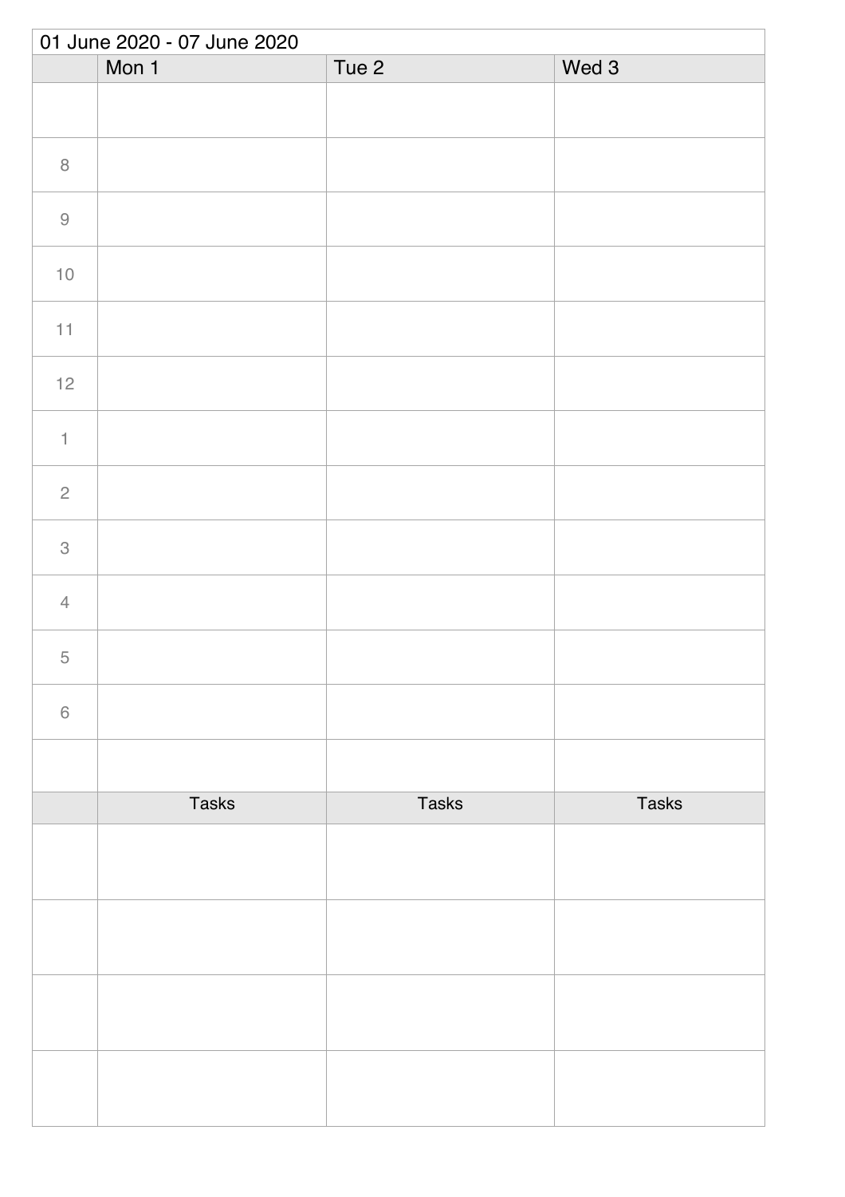01 June 2020 - 07 June 2020

| | Mon 1 | Tue 2 | Wed 3 |
|---|---|---|---|
| | | | |
| 8 | | | |
| 9 | | | |
| 10 | | | |
| 11 | | | |
| 12 | | | |
| 1 | | | |
| 2 | | | |
| 3 | | | |
| 4 | | | |
| 5 | | | |
| 6 | | | |
| | | | |
| | Tasks | Tasks | Tasks |
| | | | |
| | | | |
| | | | |
| | | | |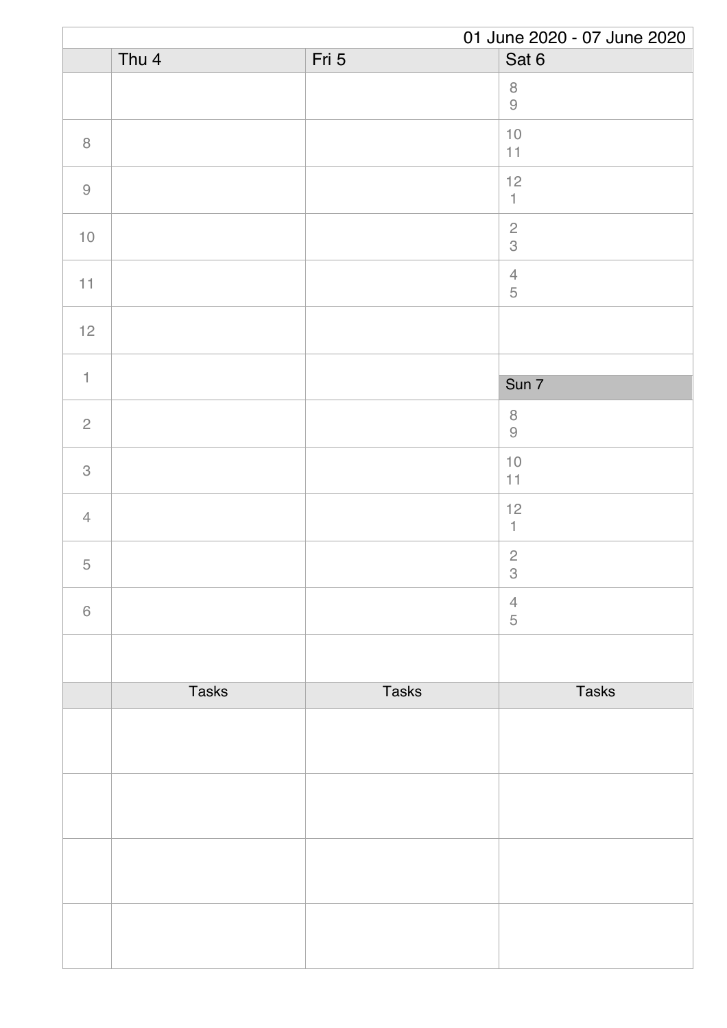01 June 2020 - 07 June 2020

| | Thu 4 | Fri 5 | Sat 6 |
|---|---|---|---|
| | | | 8<br>9 |
| 8 | | | 10<br>11 |
| 9 | | | 12<br>1 |
| 10 | | | 2<br>3 |
| 11 | | | 4<br>5 |
| 12 | | | |
| 1 | | | Sun 7 |
| 2 | | | 8<br>9 |
| 3 | | | 10<br>11 |
| 4 | | | 12<br>1 |
| 5 | | | 2<br>3 |
| 6 | | | 4<br>5 |
| | | | |

| | Tasks | Tasks | Tasks |
|---|---|---|---|
| | | | |
| | | | |
| | | | |
| | | | |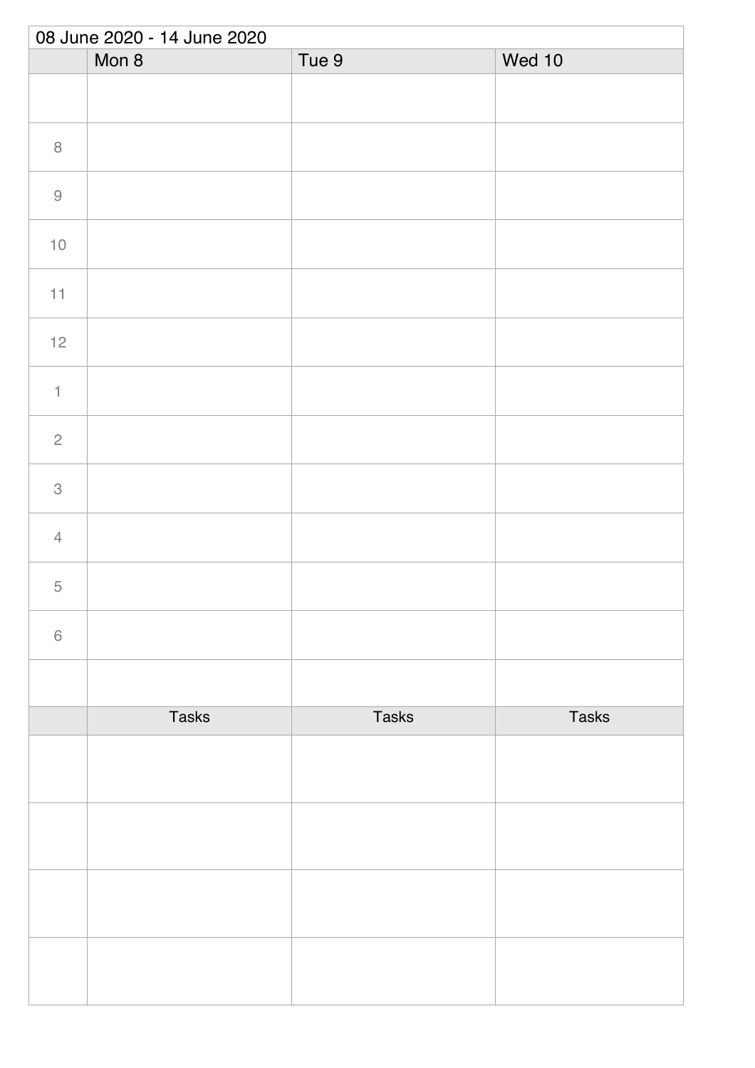08 June 2020 - 14 June 2020

| | Mon 8 | Tue 9 | Wed 10 |
|---|---|---|---|
| | | | |
| 8 | | | |
| 9 | | | |
| 10 | | | |
| 11 | | | |
| 12 | | | |
| 1 | | | |
| 2 | | | |
| 3 | | | |
| 4 | | | |
| 5 | | | |
| 6 | | | |
| | | | |

| | Tasks | Tasks | Tasks |
|---|---|---|---|
| | | | |
| | | | |
| | | | |
| | | | |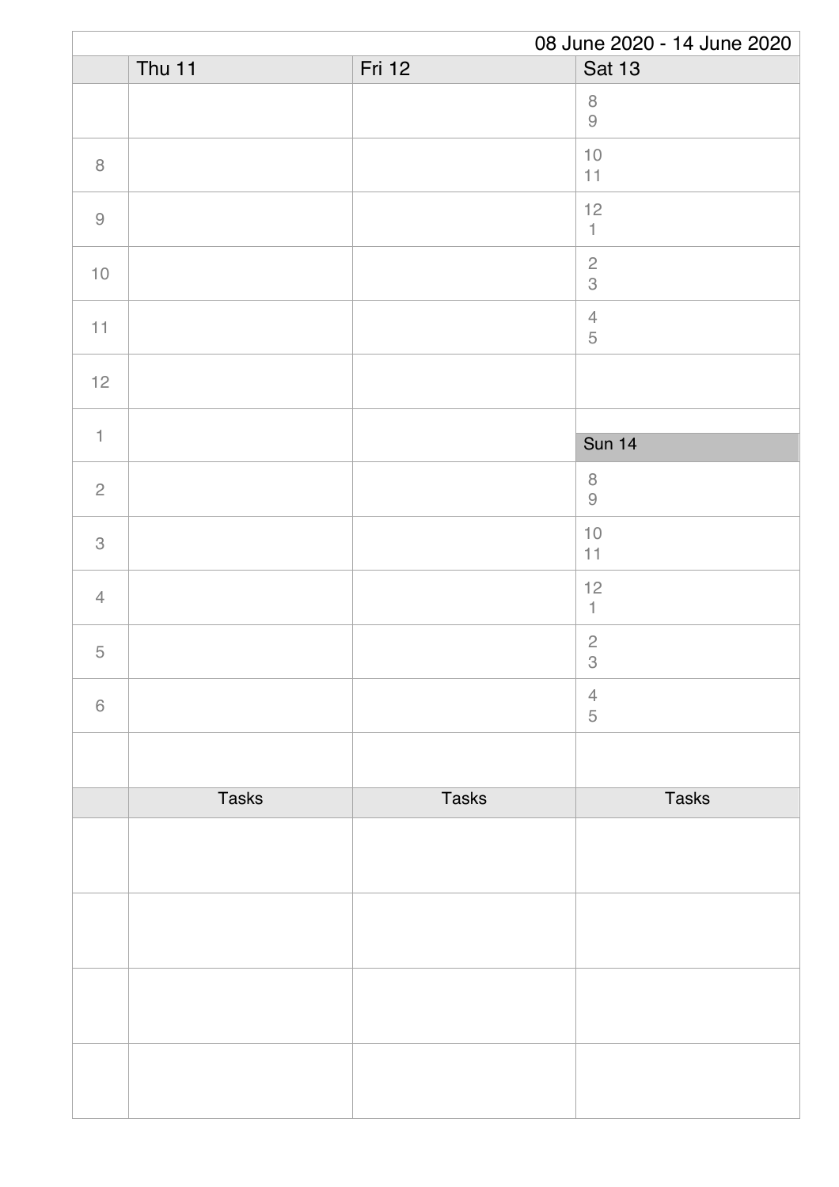08 June 2020 - 14 June 2020

| | Thu 11 | Fri 12 | Sat 13 |
|---|---|---|---|
| | | | 8<br>9 |
| 8 | | | 10<br>11 |
| 9 | | | 12<br>1 |
| 10 | | | 2<br>3 |
| 11 | | | 4<br>5 |
| 12 | | | |
| 1 | | | **Sun 14** |
| 2 | | | 8<br>9 |
| 3 | | | 10<br>11 |
| 4 | | | 12<br>1 |
| 5 | | | 2<br>3 |
| 6 | | | 4<br>5 |
| | | | |

| | Tasks | Tasks | Tasks |
|---|---|---|---|
| | | | |
| | | | |
| | | | |
| | | | |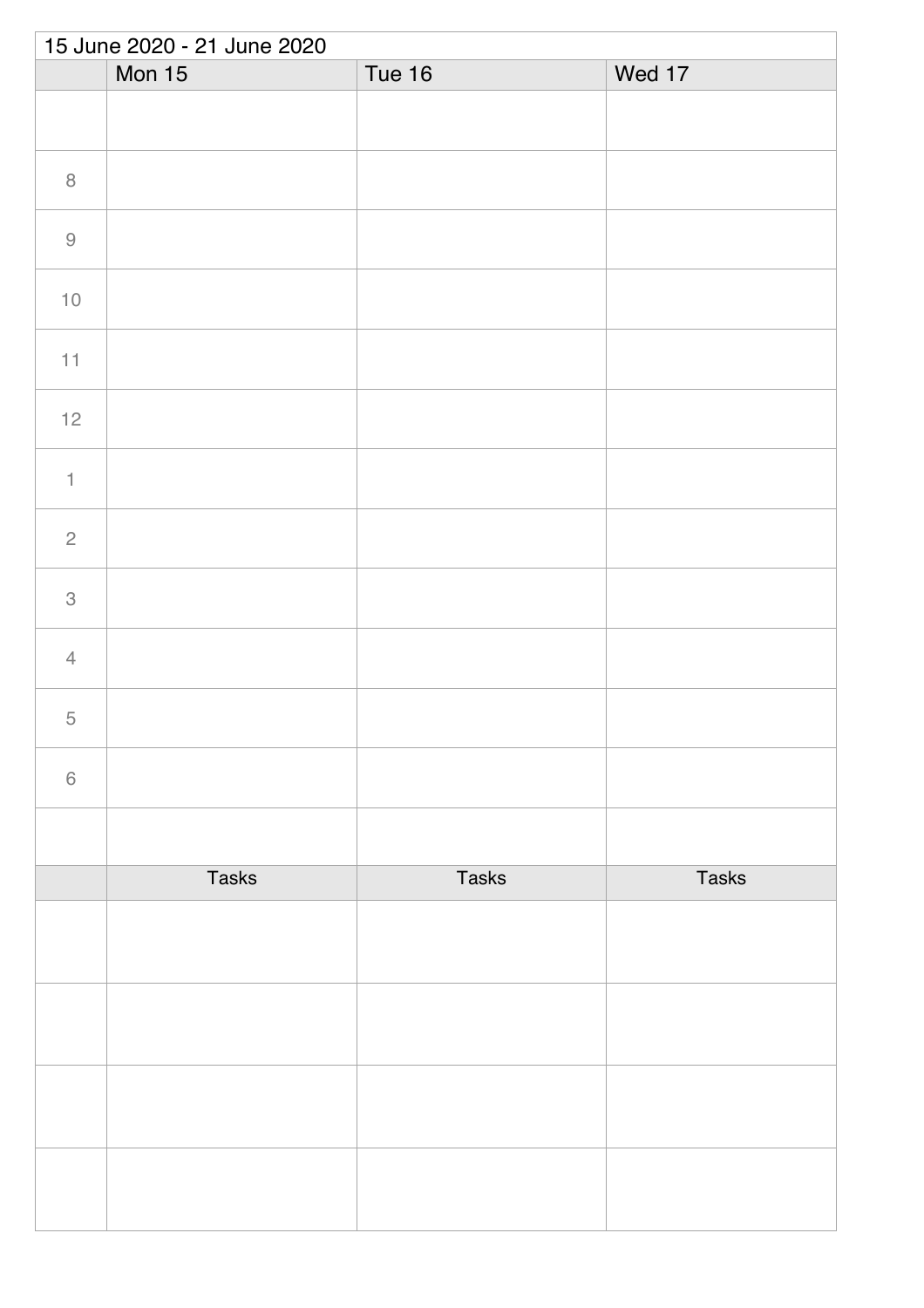15 June 2020 - 21 June 2020

| | Mon 15 | Tue 16 | Wed 17 |
| --- | --- | --- | --- |
| | | | |
| 8 | | | |
| 9 | | | |
| 10 | | | |
| 11 | | | |
| 12 | | | |
| 1 | | | |
| 2 | | | |
| 3 | | | |
| 4 | | | |
| 5 | | | |
| 6 | | | |
| | | | |
| | Tasks | Tasks | Tasks |
| | | | |
| | | | |
| | | | |
| | | | |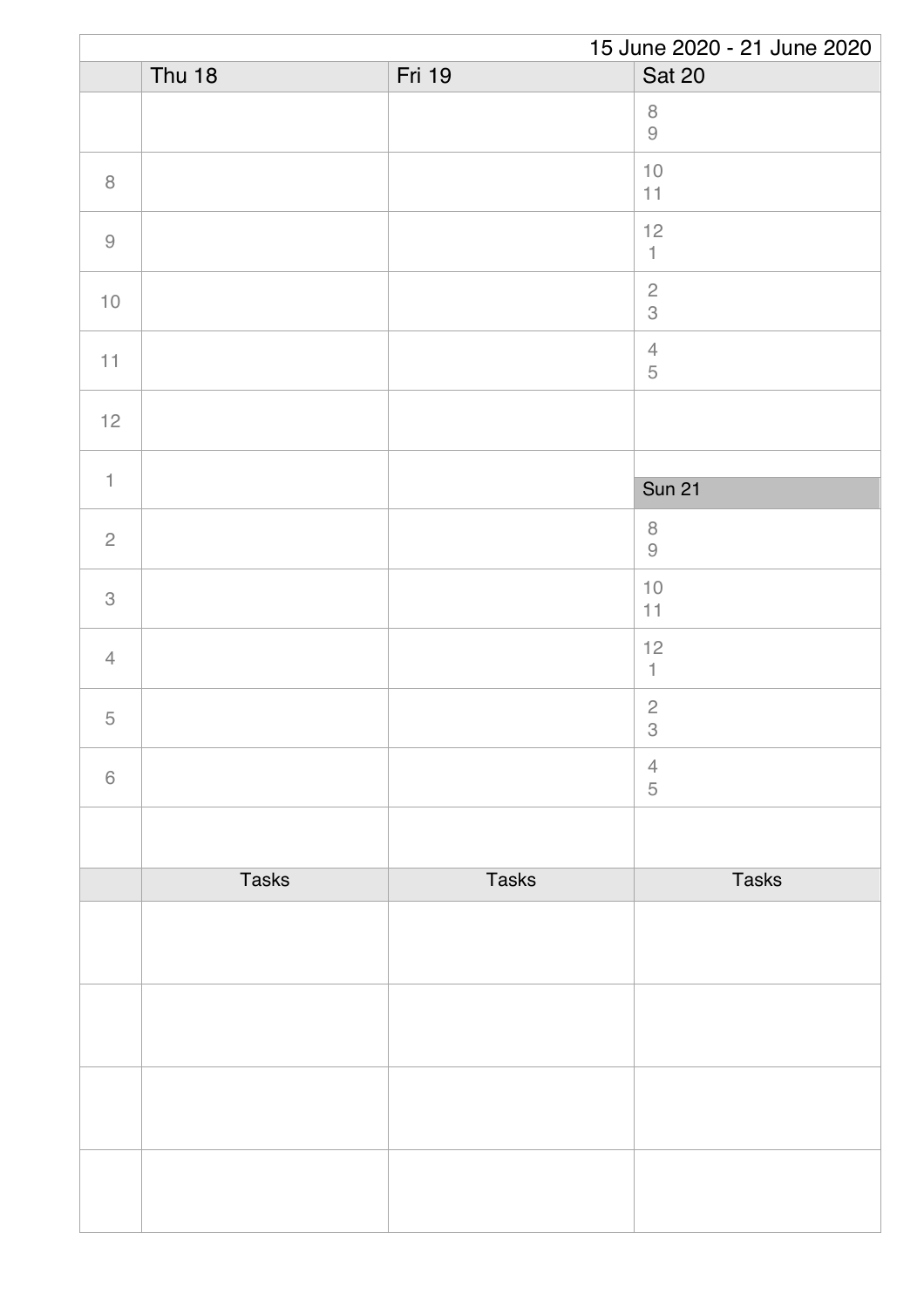15 June 2020 - 21 June 2020

| | Thu 18 | Fri 19 | Sat 20 |
|---|---|---|---|
| | | | 8<br>9 |
| 8 | | | 10<br>11 |
| 9 | | | 12<br>1 |
| 10 | | | 2<br>3 |
| 11 | | | 4<br>5 |
| 12 | | | |
| 1 | | | **Sun 21** |
| 2 | | | 8<br>9 |
| 3 | | | 10<br>11 |
| 4 | | | 12<br>1 |
| 5 | | | 2<br>3 |
| 6 | | | 4<br>5 |
| | | | |

| | Tasks | Tasks | Tasks |
|---|---|---|---|
| | | | |
| | | | |
| | | | |
| | | | |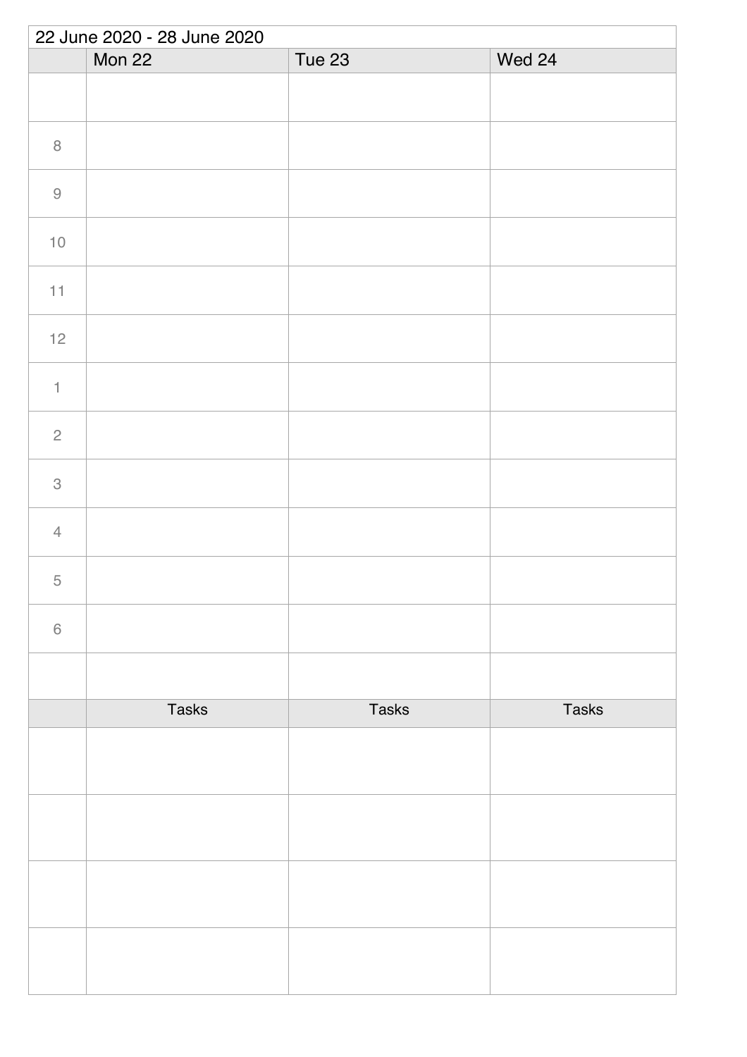22 June 2020 - 28 June 2020

| | Mon 22 | Tue 23 | Wed 24 |
|---|---|---|---|
| | | | |
| 8 | | | |
| 9 | | | |
| 10 | | | |
| 11 | | | |
| 12 | | | |
| 1 | | | |
| 2 | | | |
| 3 | | | |
| 4 | | | |
| 5 | | | |
| 6 | | | |
| | | | |
| | Tasks | Tasks | Tasks |
| | | | |
| | | | |
| | | | |
| | | | |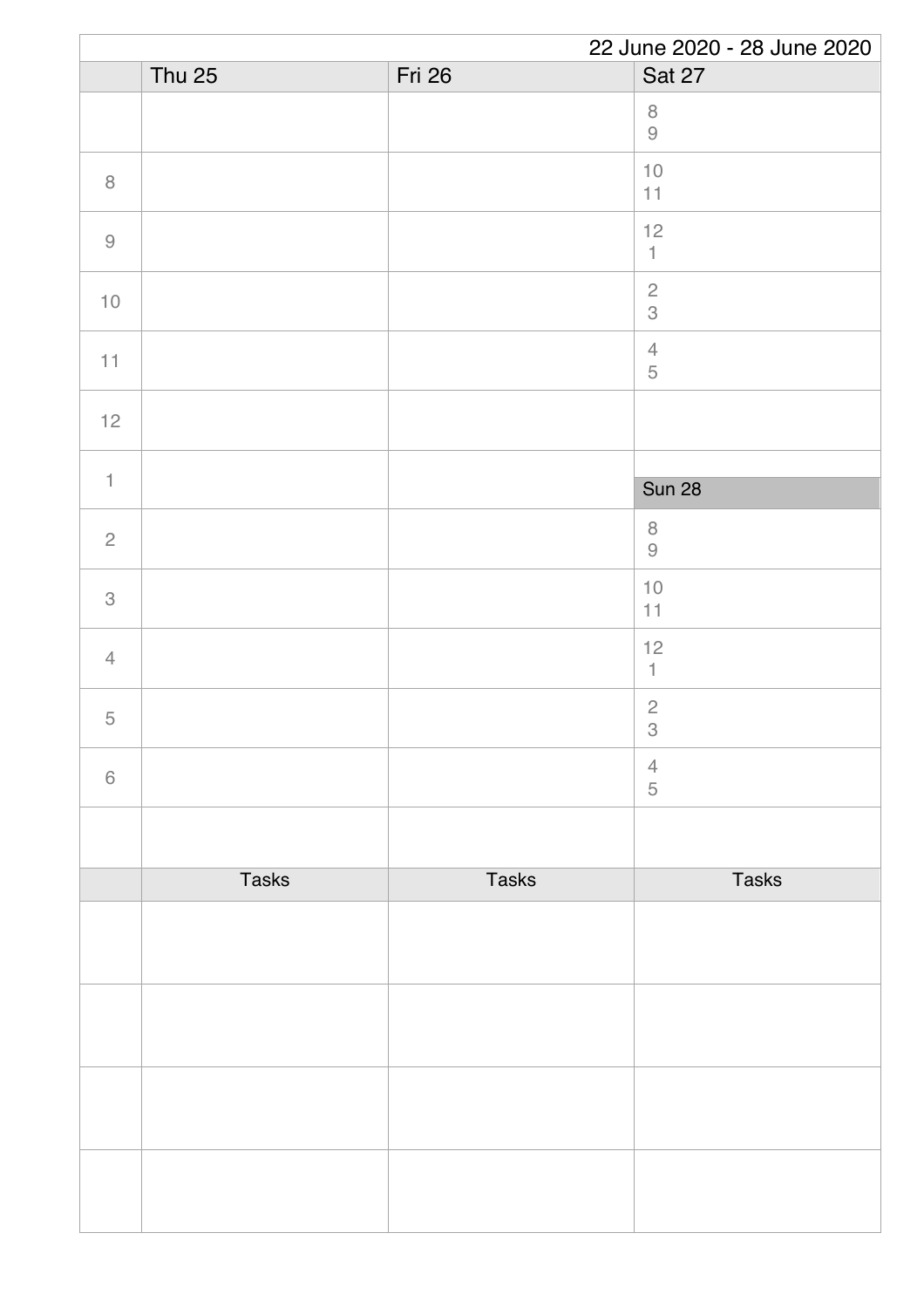22 June 2020 - 28 June 2020

| | Thu 25 | Fri 26 | Sat 27 |
|---|---|---|---|
| | | | 8<br>9 |
| 8 | | | 10<br>11 |
| 9 | | | 12<br>1 |
| 10 | | | 2<br>3 |
| 11 | | | 4<br>5 |
| 12 | | | |
| 1 | | | **Sun 28** |
| 2 | | | 8<br>9 |
| 3 | | | 10<br>11 |
| 4 | | | 12<br>1 |
| 5 | | | 2<br>3 |
| 6 | | | 4<br>5 |
| | | | |

| | Tasks | Tasks | Tasks |
|---|---|---|---|
| | | | |
| | | | |
| | | | |
| | | | |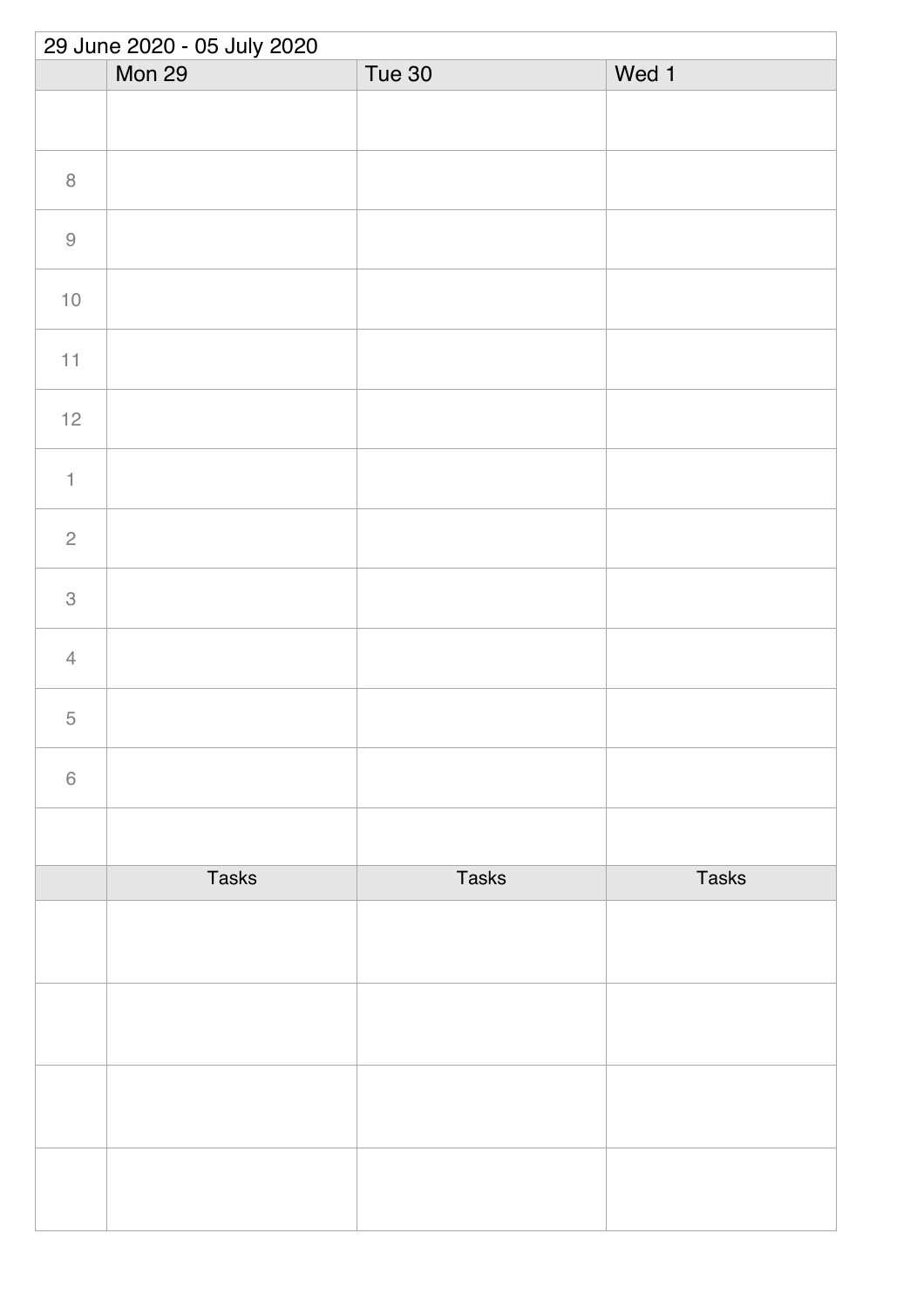29 June 2020 - 05 July 2020

| | Mon 29 | Tue 30 | Wed 1 |
|---|---|---|---|
| | | | |
| 8 | | | |
| 9 | | | |
| 10 | | | |
| 11 | | | |
| 12 | | | |
| 1 | | | |
| 2 | | | |
| 3 | | | |
| 4 | | | |
| 5 | | | |
| 6 | | | |
| | | | |
| | Tasks | Tasks | Tasks |
| | | | |
| | | | |
| | | | |
| | | | |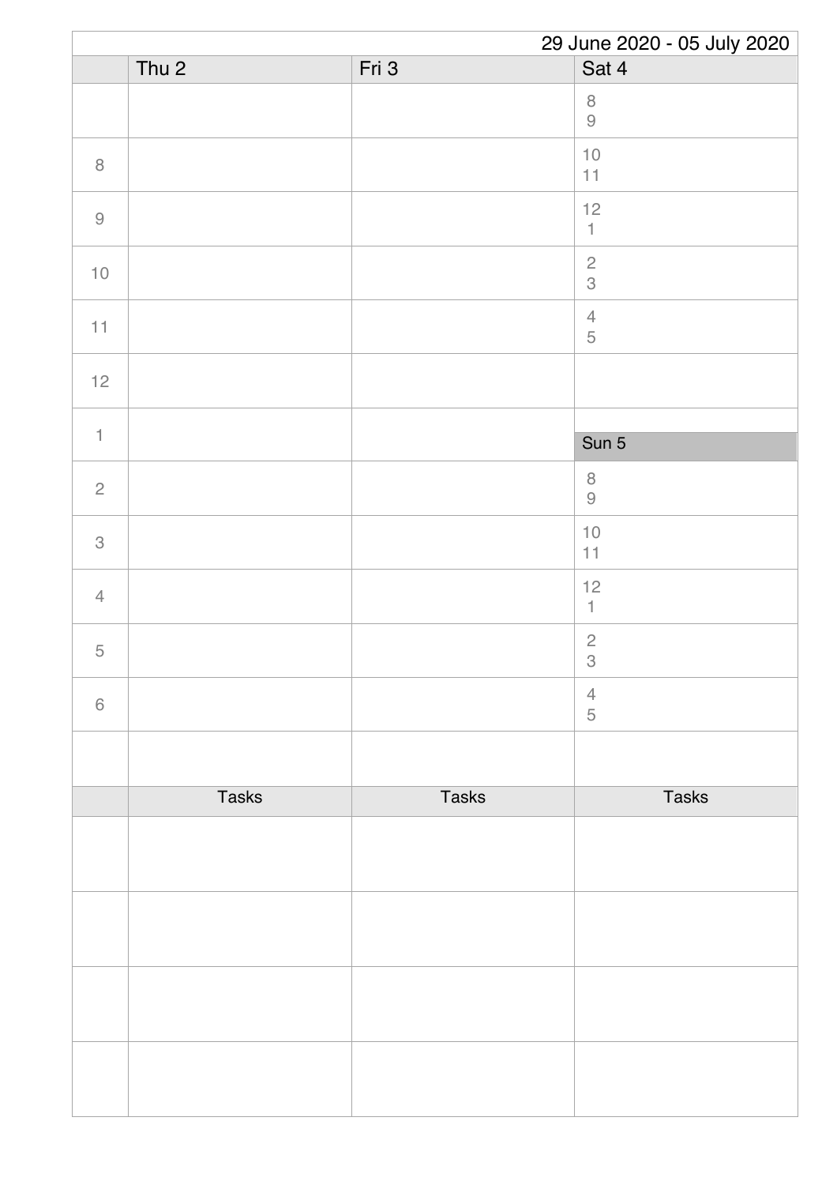29 June 2020 - 05 July 2020

| | Thu 2 | Fri 3 | Sat 4 |
|---|---|---|---|
| | | | 8<br>9 |
| 8 | | | 10<br>11 |
| 9 | | | 12<br>1 |
| 10 | | | 2<br>3 |
| 11 | | | 4<br>5 |
| 12 | | | |
| 1 | | | **Sun 5** |
| 2 | | | 8<br>9 |
| 3 | | | 10<br>11 |
| 4 | | | 12<br>1 |
| 5 | | | 2<br>3 |
| 6 | | | 4<br>5 |
| | | | |

| | Tasks | Tasks | Tasks |
|---|---|---|---|
| | | | |
| | | | |
| | | | |
| | | | |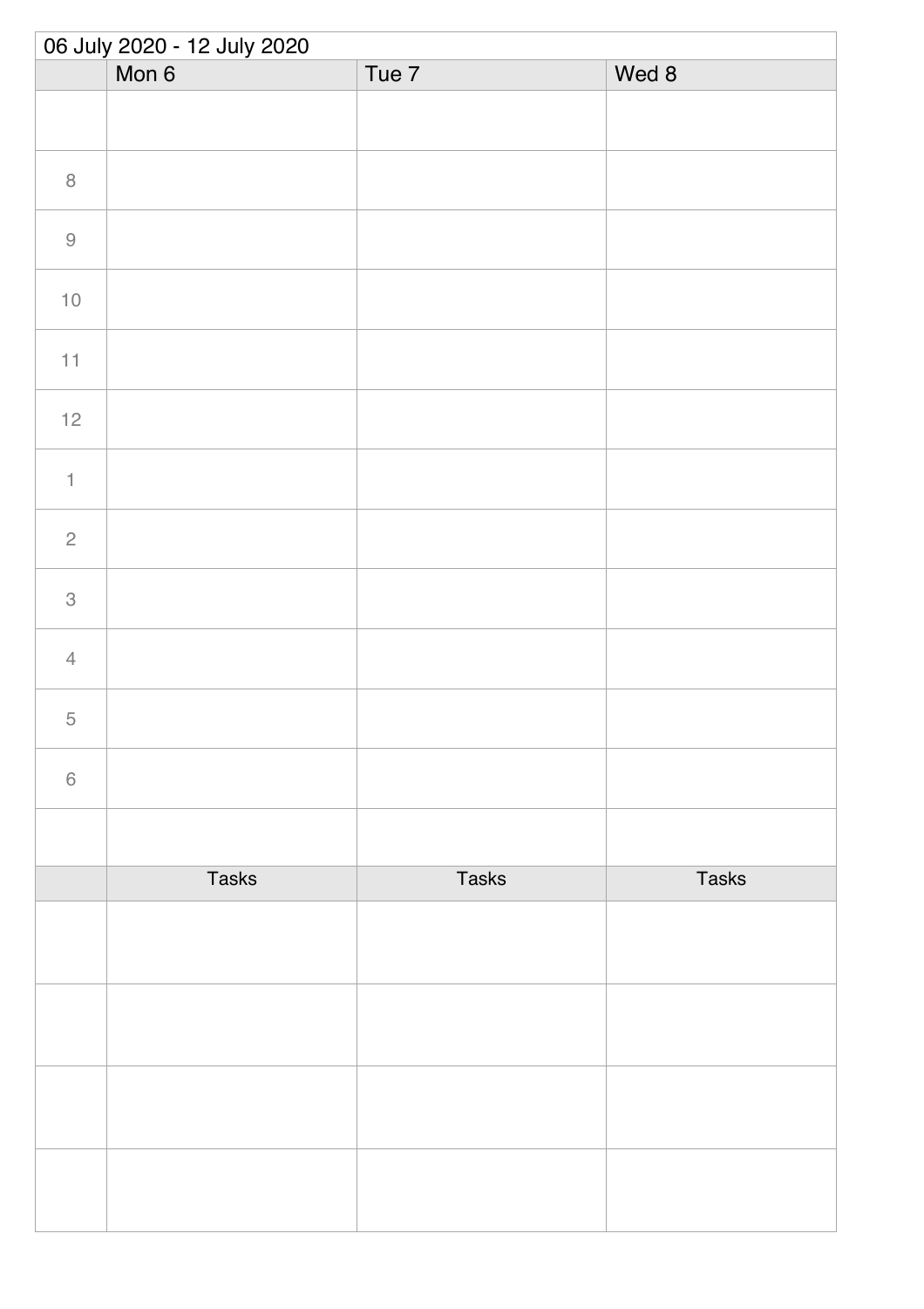06 July 2020 - 12 July 2020

| | Mon 6 | Tue 7 | Wed 8 |
|---|---|---|---|
| | | | |
| 8 | | | |
| 9 | | | |
| 10 | | | |
| 11 | | | |
| 12 | | | |
| 1 | | | |
| 2 | | | |
| 3 | | | |
| 4 | | | |
| 5 | | | |
| 6 | | | |
| | | | |
| | Tasks | Tasks | Tasks |
| | | | |
| | | | |
| | | | |
| | | | |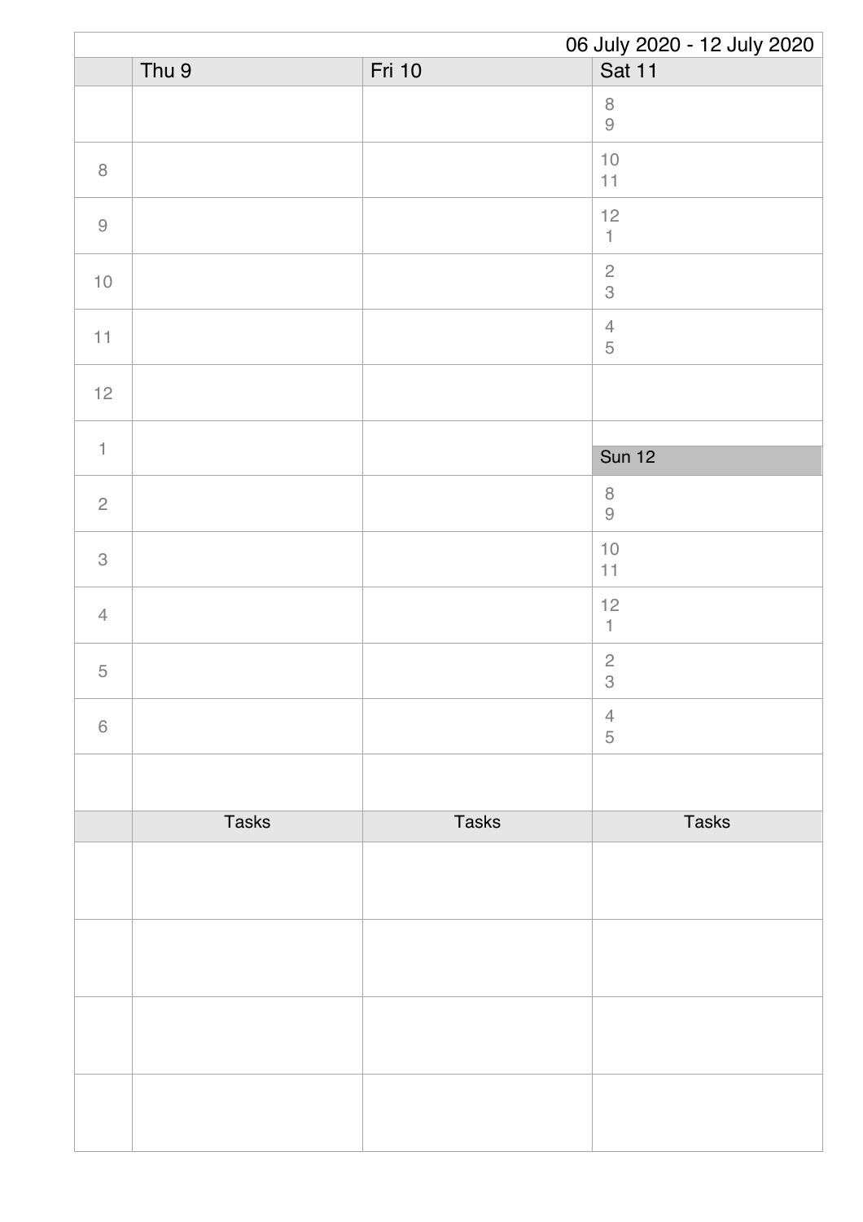06 July 2020 - 12 July 2020

| | Thu 9 | Fri 10 | Sat 11 |
|---|---|---|---|
| | | | 8<br>9 |
| 8 | | | 10<br>11 |
| 9 | | | 12<br>1 |
| 10 | | | 2<br>3 |
| 11 | | | 4<br>5 |
| 12 | | | |
| 1 | | | **Sun 12** |
| 2 | | | 8<br>9 |
| 3 | | | 10<br>11 |
| 4 | | | 12<br>1 |
| 5 | | | 2<br>3 |
| 6 | | | 4<br>5 |
| | | | |

| | Tasks | Tasks | Tasks |
|---|---|---|---|
| | | | |
| | | | |
| | | | |
| | | | |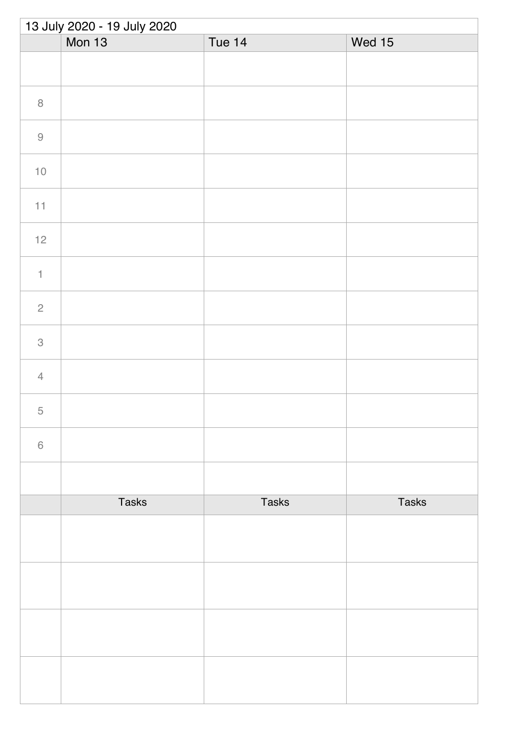13 July 2020 - 19 July 2020

| | Mon 13 | Tue 14 | Wed 15 |
|---|---|---|---|
| | | | |
| 8 | | | |
| 9 | | | |
| 10 | | | |
| 11 | | | |
| 12 | | | |
| 1 | | | |
| 2 | | | |
| 3 | | | |
| 4 | | | |
| 5 | | | |
| 6 | | | |
| | | | |
| | Tasks | Tasks | Tasks |
| | | | |
| | | | |
| | | | |
| | | | |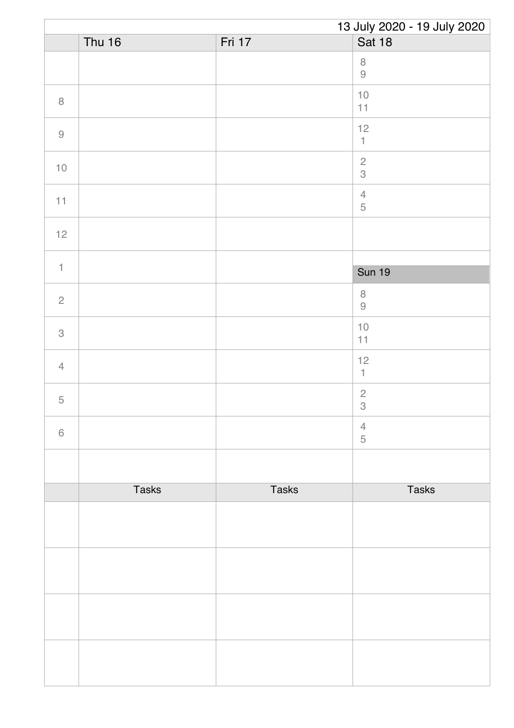13 July 2020 - 19 July 2020

| | Thu 16 | Fri 17 | Sat 18 |
|---|---|---|---|
| | | | 8<br>9 |
| 8 | | | 10<br>11 |
| 9 | | | 12<br>1 |
| 10 | | | 2<br>3 |
| 11 | | | 4<br>5 |
| 12 | | | |
| 1 | | | **Sun 19** |
| 2 | | | 8<br>9 |
| 3 | | | 10<br>11 |
| 4 | | | 12<br>1 |
| 5 | | | 2<br>3 |
| 6 | | | 4<br>5 |
| | | | |

| | Tasks | Tasks | Tasks |
|---|---|---|---|
| | | | |
| | | | |
| | | | |
| | | | |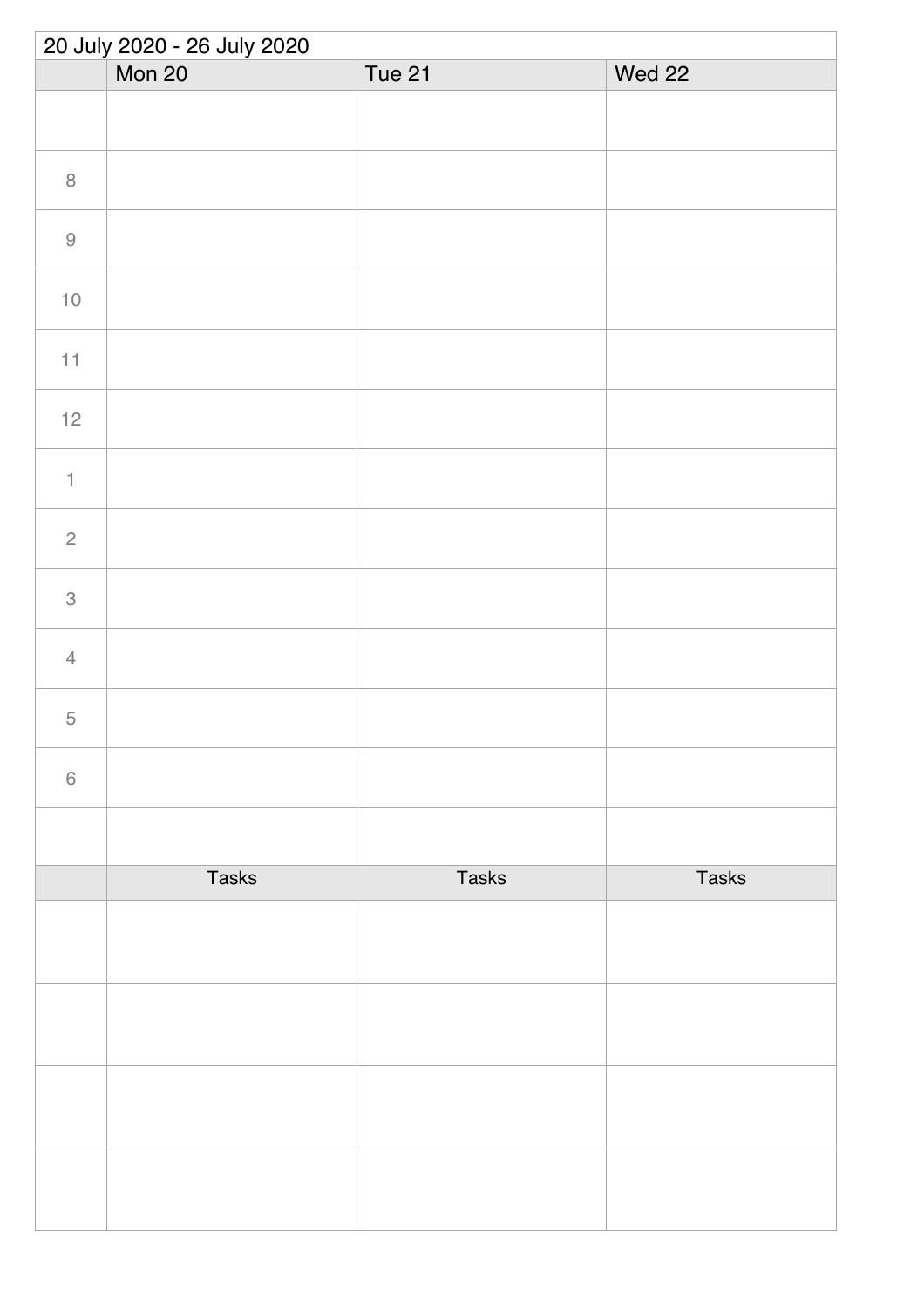20 July 2020 - 26 July 2020

| | Mon 20 | Tue 21 | Wed 22 |
|---|---|---|---|
| | | | |
| 8 | | | |
| 9 | | | |
| 10 | | | |
| 11 | | | |
| 12 | | | |
| 1 | | | |
| 2 | | | |
| 3 | | | |
| 4 | | | |
| 5 | | | |
| 6 | | | |
| | | | |
| | Tasks | Tasks | Tasks |
| | | | |
| | | | |
| | | | |
| | | | |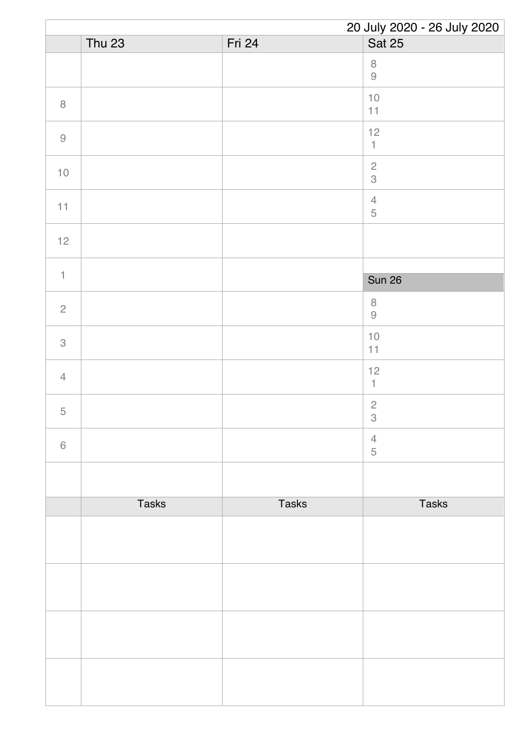20 July 2020 - 26 July 2020

| | Thu 23 | Fri 24 | Sat 25 |
|---|---|---|---|
| | | | 8<br>9 |
| 8 | | | 10<br>11 |
| 9 | | | 12<br>1 |
| 10 | | | 2<br>3 |
| 11 | | | 4<br>5 |
| 12 | | | |
| 1 | | | **Sun 26** |
| 2 | | | 8<br>9 |
| 3 | | | 10<br>11 |
| 4 | | | 12<br>1 |
| 5 | | | 2<br>3 |
| 6 | | | 4<br>5 |
| | | | |

| | Tasks | Tasks | Tasks |
|---|---|---|---|
| | | | |
| | | | |
| | | | |
| | | | |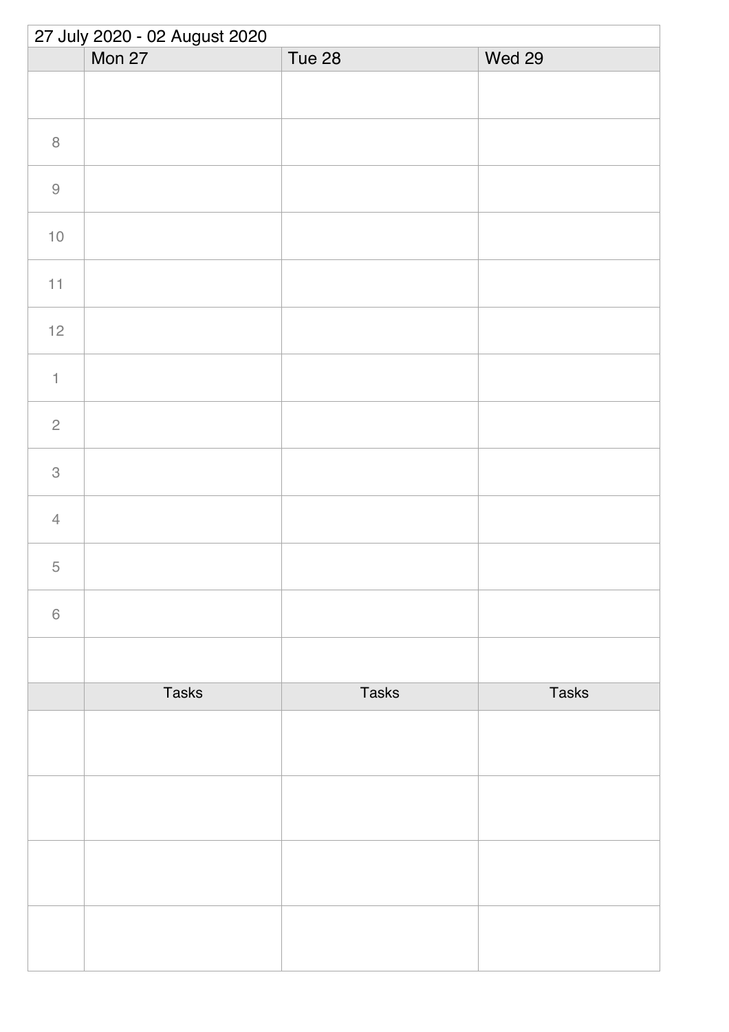27 July 2020 - 02 August 2020

| | Mon 27 | Tue 28 | Wed 29 |
|---|---|---|---|
| | | | |
| 8 | | | |
| 9 | | | |
| 10 | | | |
| 11 | | | |
| 12 | | | |
| 1 | | | |
| 2 | | | |
| 3 | | | |
| 4 | | | |
| 5 | | | |
| 6 | | | |
| | | | |
| | Tasks | Tasks | Tasks |
| | | | |
| | | | |
| | | | |
| | | | |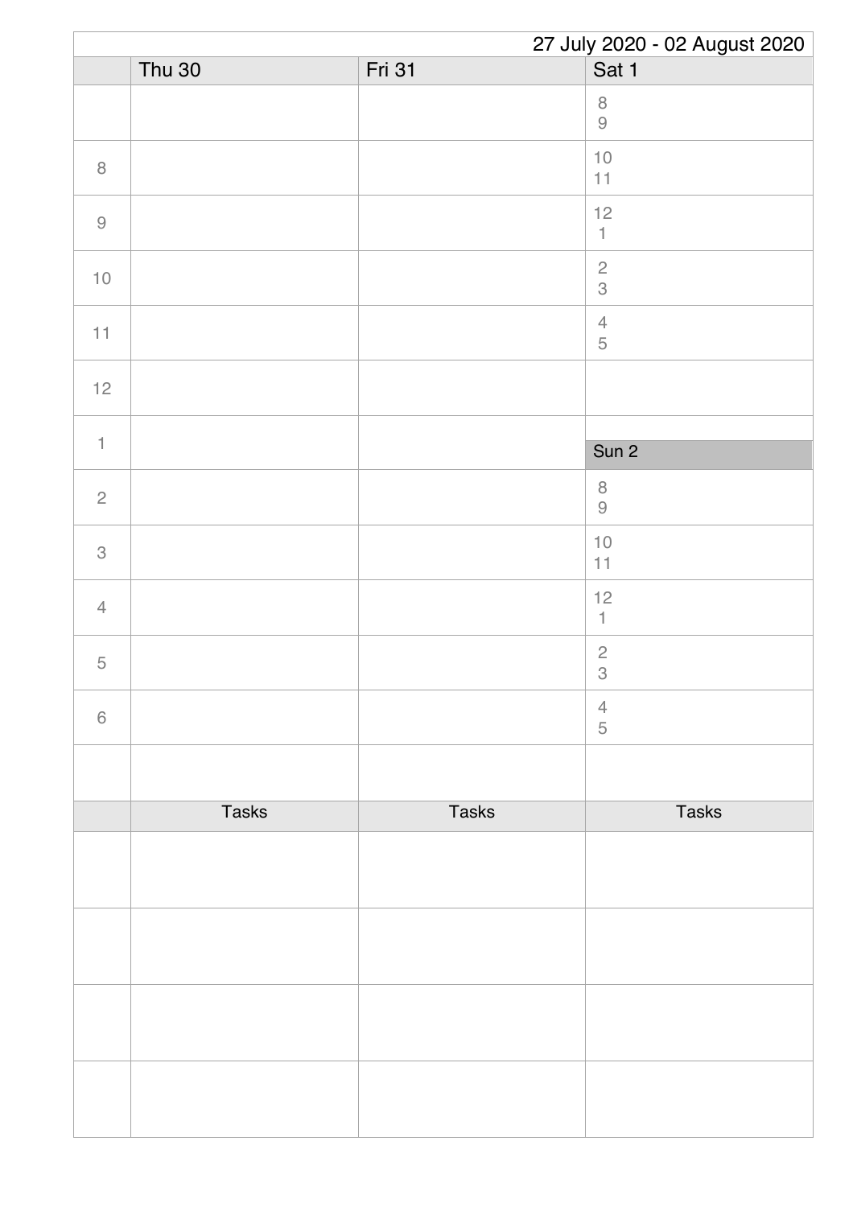27 July 2020 - 02 August 2020

| | Thu 30 | Fri 31 | Sat 1 |
|---|---|---|---|
| | | | 8<br>9 |
| 8 | | | 10<br>11 |
| 9 | | | 12<br>1 |
| 10 | | | 2<br>3 |
| 11 | | | 4<br>5 |
| 12 | | | |
| 1 | | | Sun 2 |
| 2 | | | 8<br>9 |
| 3 | | | 10<br>11 |
| 4 | | | 12<br>1 |
| 5 | | | 2<br>3 |
| 6 | | | 4<br>5 |
| | | | |
| | Tasks | Tasks | Tasks |
| | | | |
| | | | |
| | | | |
| | | | |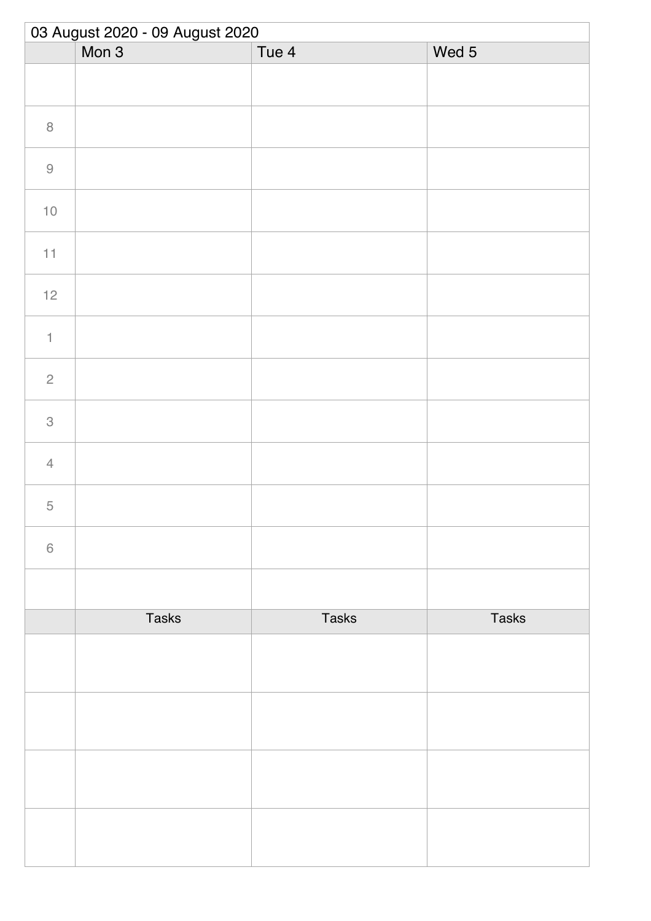03 August 2020 - 09 August 2020

| | Mon 3 | Tue 4 | Wed 5 |
|---|---|---|---|
| | | | |
| 8 | | | |
| 9 | | | |
| 10 | | | |
| 11 | | | |
| 12 | | | |
| 1 | | | |
| 2 | | | |
| 3 | | | |
| 4 | | | |
| 5 | | | |
| 6 | | | |
| | | | |
| | Tasks | Tasks | Tasks |
| | | | |
| | | | |
| | | | |
| | | | |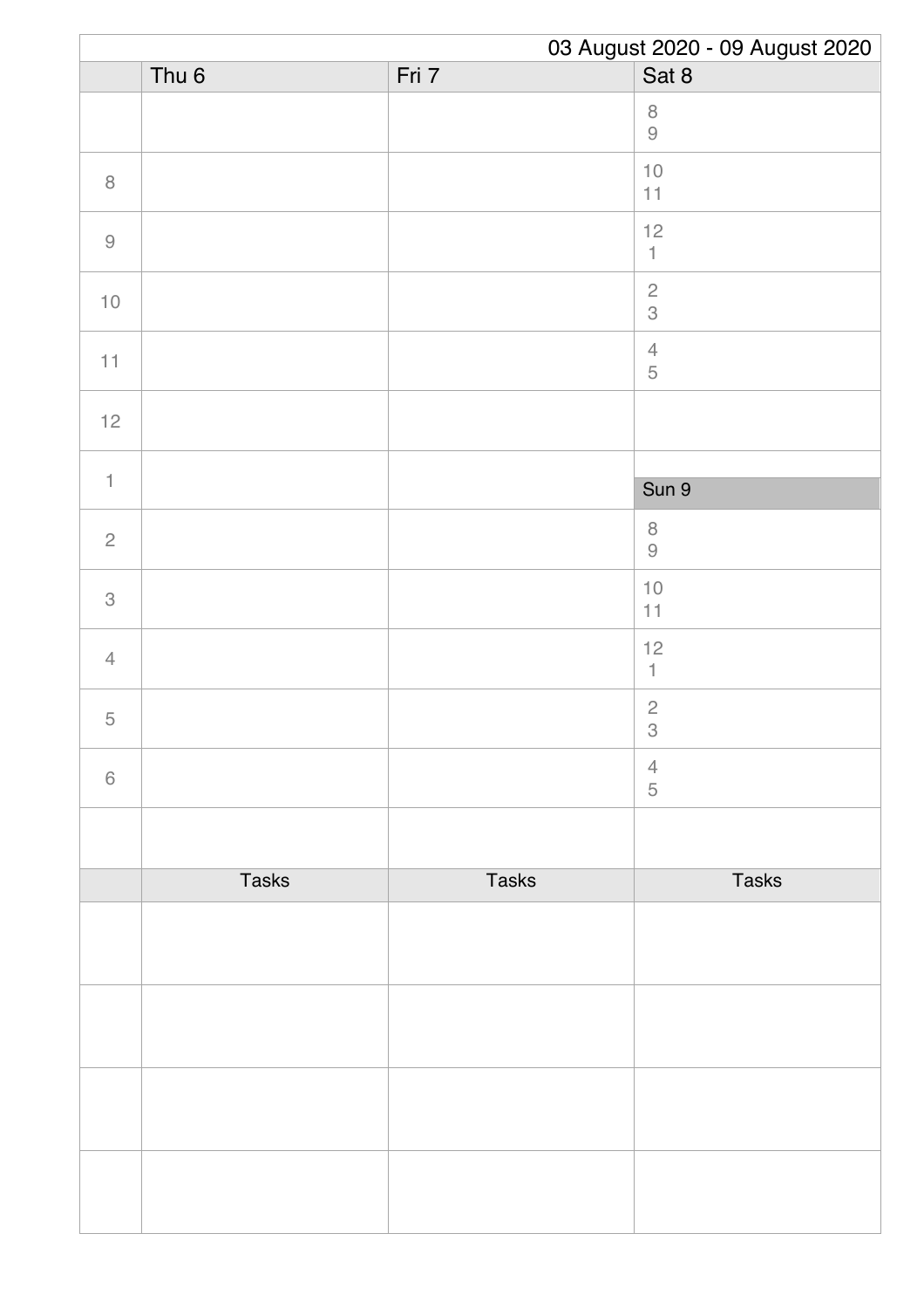03 August 2020 - 09 August 2020

| | Thu 6 | Fri 7 | Sat 8 |
|---|---|---|---|
| | | | 8<br>9 |
| 8 | | | 10<br>11 |
| 9 | | | 12<br>1 |
| 10 | | | 2<br>3 |
| 11 | | | 4<br>5 |
| 12 | | | |
| 1 | | | **Sun 9** |
| 2 | | | 8<br>9 |
| 3 | | | 10<br>11 |
| 4 | | | 12<br>1 |
| 5 | | | 2<br>3 |
| 6 | | | 4<br>5 |
| | | | |

| | Tasks | Tasks | Tasks |
|---|---|---|---|
| | | | |
| | | | |
| | | | |
| | | | |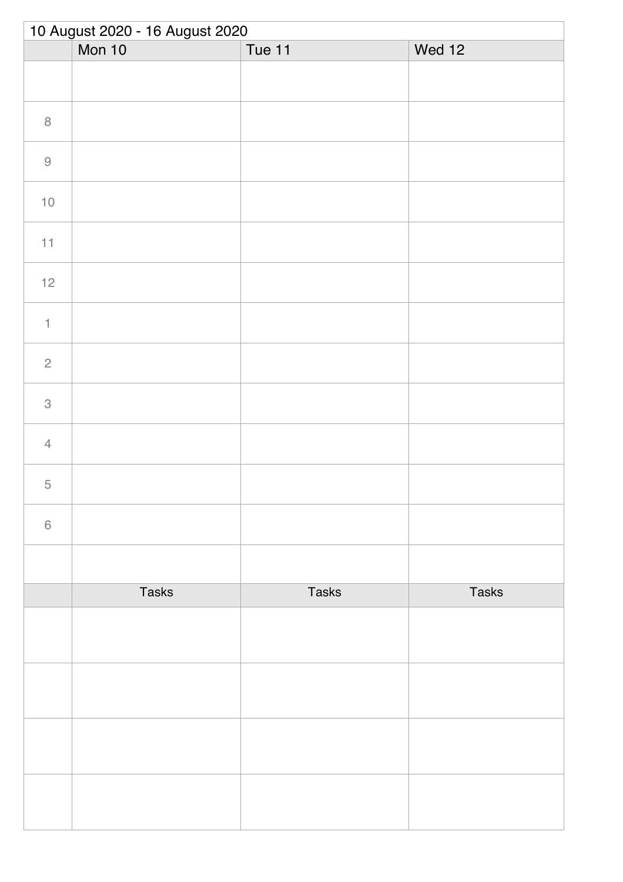10 August 2020 - 16 August 2020

| | Mon 10 | Tue 11 | Wed 12 |
|---|---|---|---|
| | | | |
| 8 | | | |
| 9 | | | |
| 10 | | | |
| 11 | | | |
| 12 | | | |
| 1 | | | |
| 2 | | | |
| 3 | | | |
| 4 | | | |
| 5 | | | |
| 6 | | | |
| | | | |
| | Tasks | Tasks | Tasks |
| | | | |
| | | | |
| | | | |
| | | | |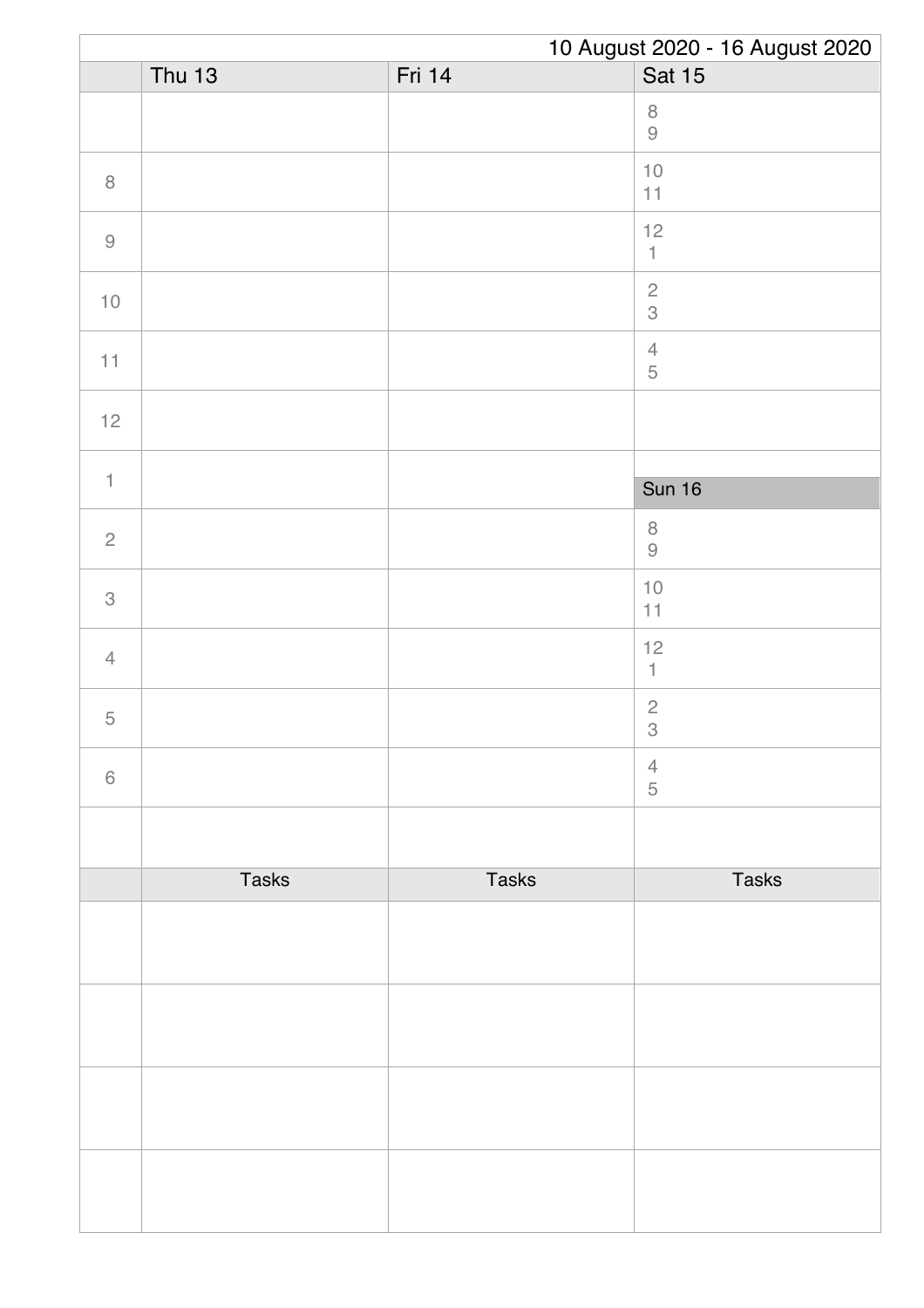10 August 2020 - 16 August 2020

| | Thu 13 | Fri 14 | Sat 15 |
|---|---|---|---|
| | | | 8<br>9 |
| 8 | | | 10<br>11 |
| 9 | | | 12<br>1 |
| 10 | | | 2<br>3 |
| 11 | | | 4<br>5 |
| 12 | | | |
| 1 | | | **Sun 16** |
| 2 | | | 8<br>9 |
| 3 | | | 10<br>11 |
| 4 | | | 12<br>1 |
| 5 | | | 2<br>3 |
| 6 | | | 4<br>5 |
| | | | |

| | Tasks | Tasks | Tasks |
|---|---|---|---|
| | | | |
| | | | |
| | | | |
| | | | |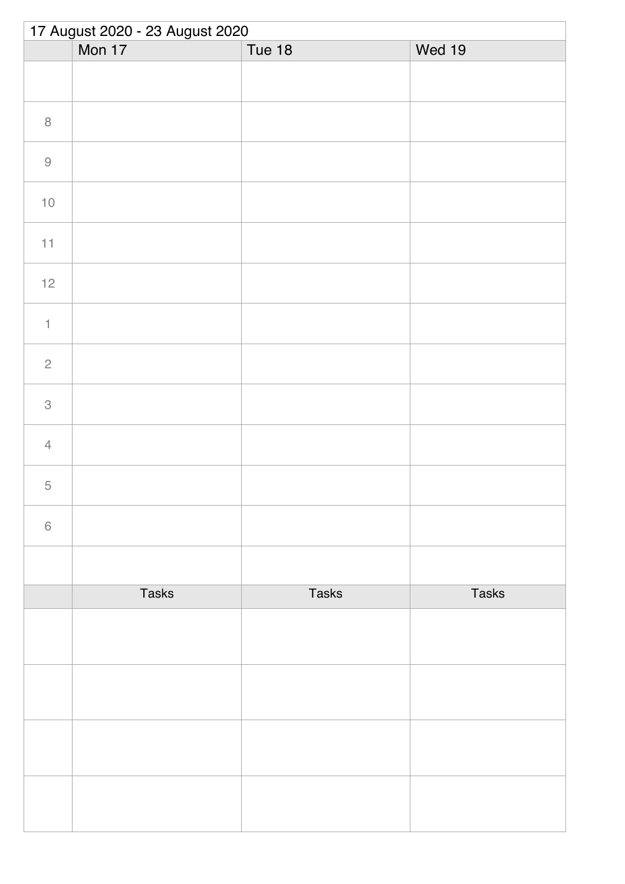| 17 August 2020 - 23 August 2020 | | | |
|---|---|---|---|
| | Mon 17 | Tue 18 | Wed 19 |
| | | | |
| 8 | | | |
| 9 | | | |
| 10 | | | |
| 11 | | | |
| 12 | | | |
| 1 | | | |
| 2 | | | |
| 3 | | | |
| 4 | | | |
| 5 | | | |
| 6 | | | |
| | | | |
| | Tasks | Tasks | Tasks |
| | | | |
| | | | |
| | | | |
| | | | |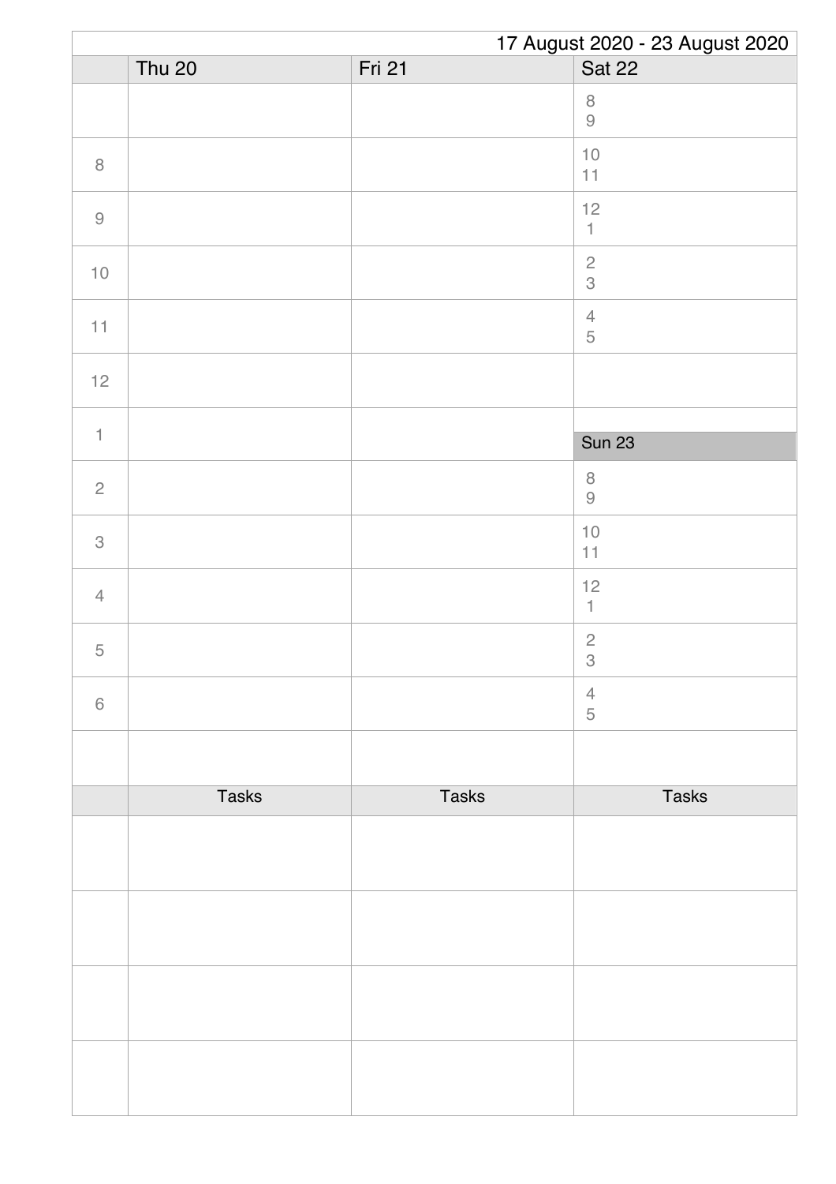17 August 2020 - 23 August 2020

| | Thu 20 | Fri 21 | Sat 22 |
|---|---|---|---|
| | | | 8<br>9 |
| 8 | | | 10<br>11 |
| 9 | | | 12<br>1 |
| 10 | | | 2<br>3 |
| 11 | | | 4<br>5 |
| 12 | | | |
| 1 | | | **Sun 23** |
| 2 | | | 8<br>9 |
| 3 | | | 10<br>11 |
| 4 | | | 12<br>1 |
| 5 | | | 2<br>3 |
| 6 | | | 4<br>5 |
| | | | |
| | Tasks | Tasks | Tasks |
| | | | |
| | | | |
| | | | |
| | | | |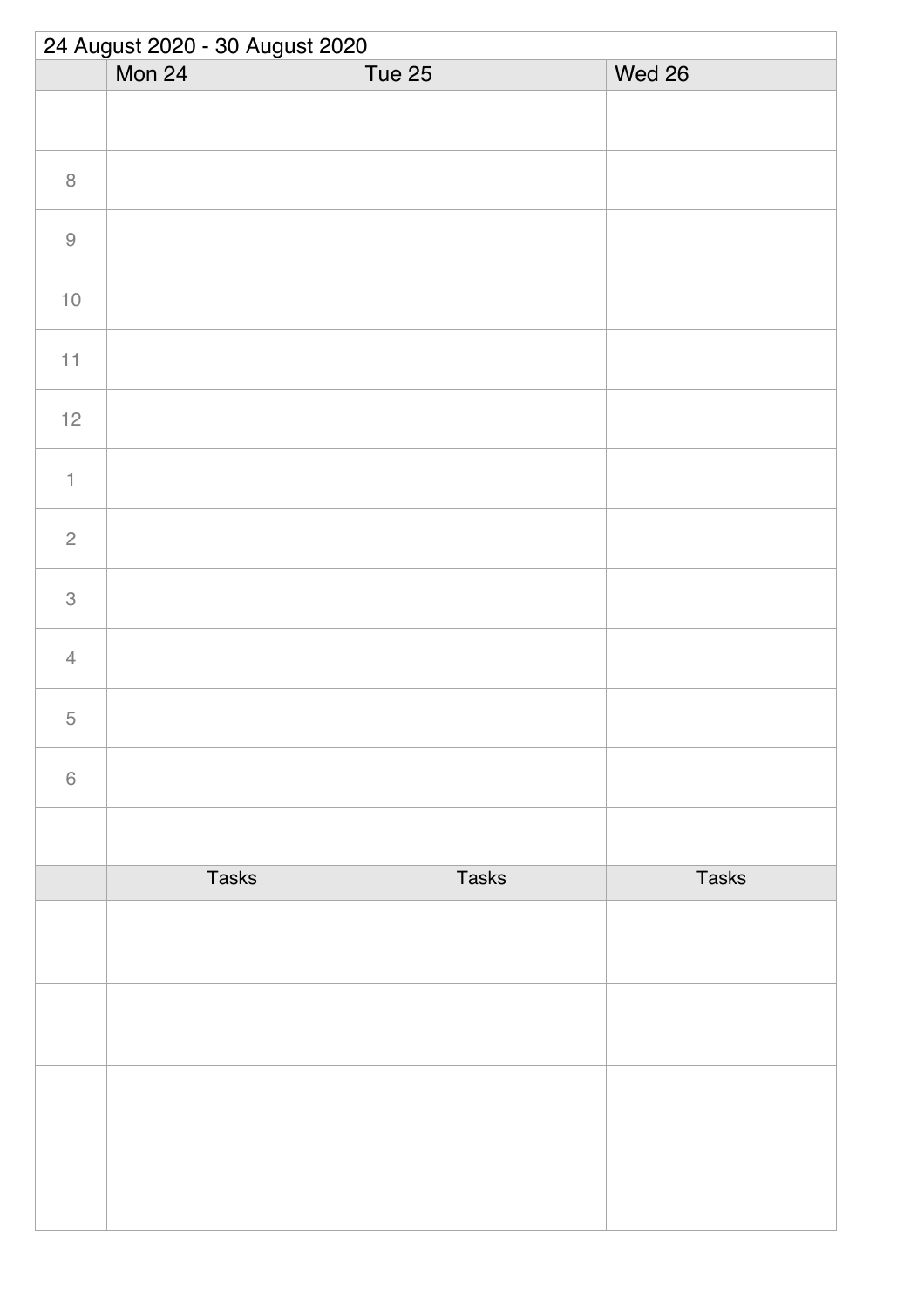| 24 August 2020 - 30 August 2020 | | | |
|---|---|---|---|
| | Mon 24 | Tue 25 | Wed 26 |
| | | | |
| 8 | | | |
| 9 | | | |
| 10 | | | |
| 11 | | | |
| 12 | | | |
| 1 | | | |
| 2 | | | |
| 3 | | | |
| 4 | | | |
| 5 | | | |
| 6 | | | |
| | | | |
| | Tasks | Tasks | Tasks |
| | | | |
| | | | |
| | | | |
| | | | |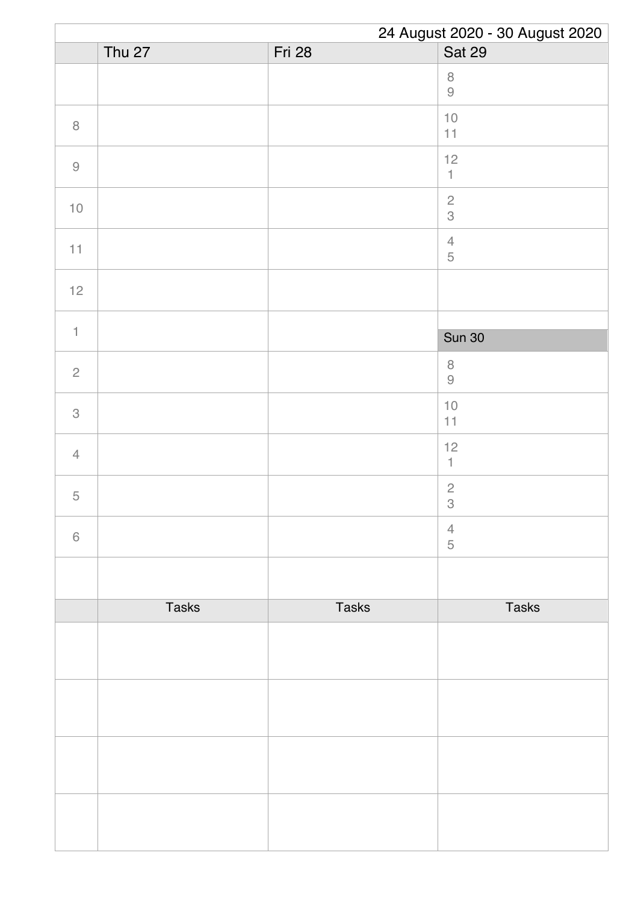24 August 2020 - 30 August 2020

| | Thu 27 | Fri 28 | Sat 29 |
|---|---|---|---|
| | | | 8<br>9 |
| 8 | | | 10<br>11 |
| 9 | | | 12<br>1 |
| 10 | | | 2<br>3 |
| 11 | | | 4<br>5 |
| 12 | | | |
| 1 | | | **Sun 30** |
| 2 | | | 8<br>9 |
| 3 | | | 10<br>11 |
| 4 | | | 12<br>1 |
| 5 | | | 2<br>3 |
| 6 | | | 4<br>5 |
| | | | |

| | Tasks | Tasks | Tasks |
|---|---|---|---|
| | | | |
| | | | |
| | | | |
| | | | |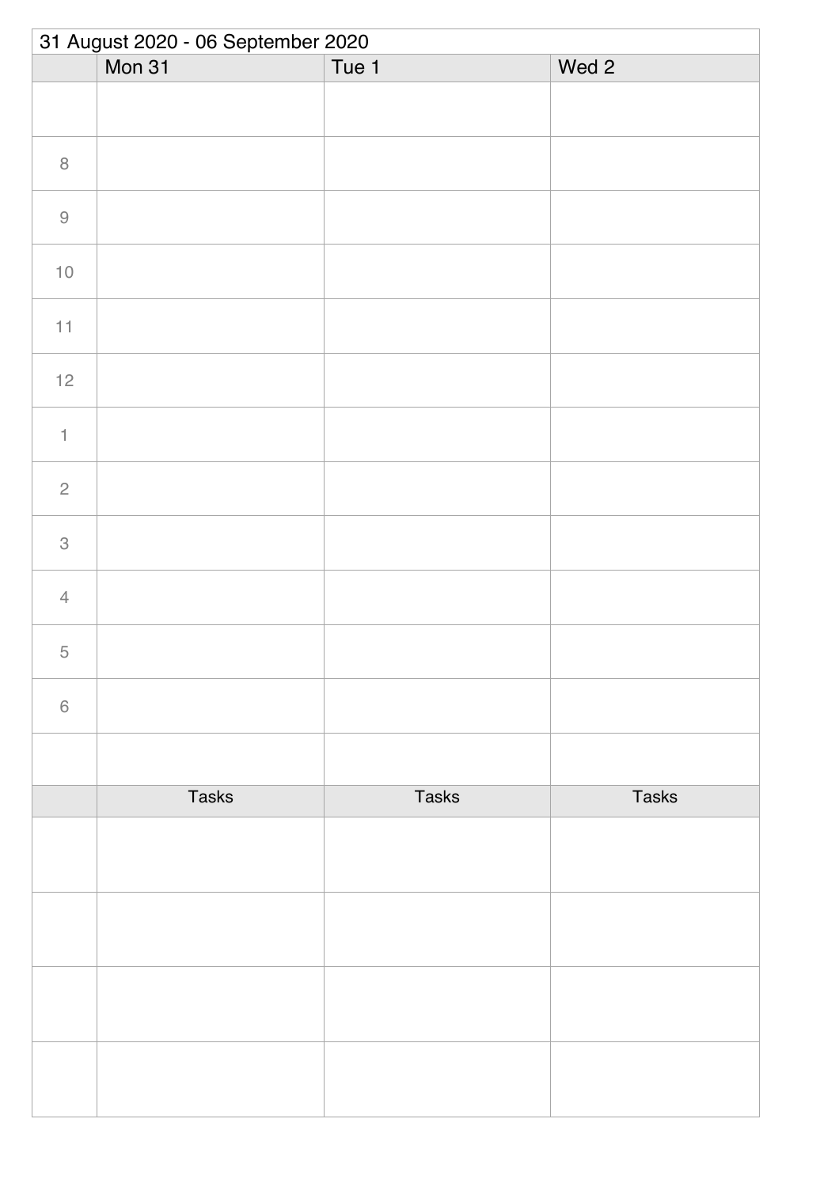31 August 2020 - 06 September 2020

| | Mon 31 | Tue 1 | Wed 2 |
|---|---|---|---|
| | | | |
| 8 | | | |
| 9 | | | |
| 10 | | | |
| 11 | | | |
| 12 | | | |
| 1 | | | |
| 2 | | | |
| 3 | | | |
| 4 | | | |
| 5 | | | |
| 6 | | | |
| | | | |
| | Tasks | Tasks | Tasks |
| | | | |
| | | | |
| | | | |
| | | | |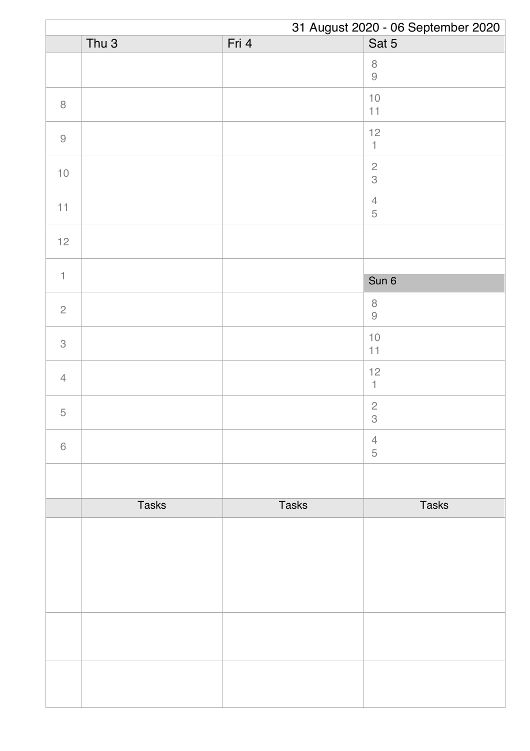31 August 2020 - 06 September 2020

| | Thu 3 | Fri 4 | Sat 5 |
|---|---|---|---|
| | | | 8<br>9 |
| 8 | | | 10<br>11 |
| 9 | | | 12<br>1 |
| 10 | | | 2<br>3 |
| 11 | | | 4<br>5 |
| 12 | | | |
| 1 | | | **Sun 6** |
| 2 | | | 8<br>9 |
| 3 | | | 10<br>11 |
| 4 | | | 12<br>1 |
| 5 | | | 2<br>3 |
| 6 | | | 4<br>5 |
| | | | |
| | **Tasks** | **Tasks** | **Tasks** |
| | | | |
| | | | |
| | | | |
| | | | |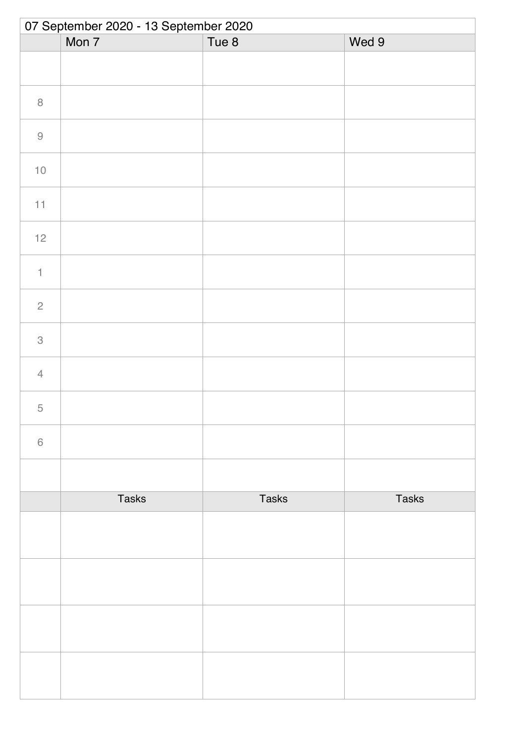07 September 2020 - 13 September 2020

| | Mon 7 | Tue 8 | Wed 9 |
|---|---|---|---|
| | | | |
| 8 | | | |
| 9 | | | |
| 10 | | | |
| 11 | | | |
| 12 | | | |
| 1 | | | |
| 2 | | | |
| 3 | | | |
| 4 | | | |
| 5 | | | |
| 6 | | | |
| | | | |
| | Tasks | Tasks | Tasks |
| | | | |
| | | | |
| | | | |
| | | | |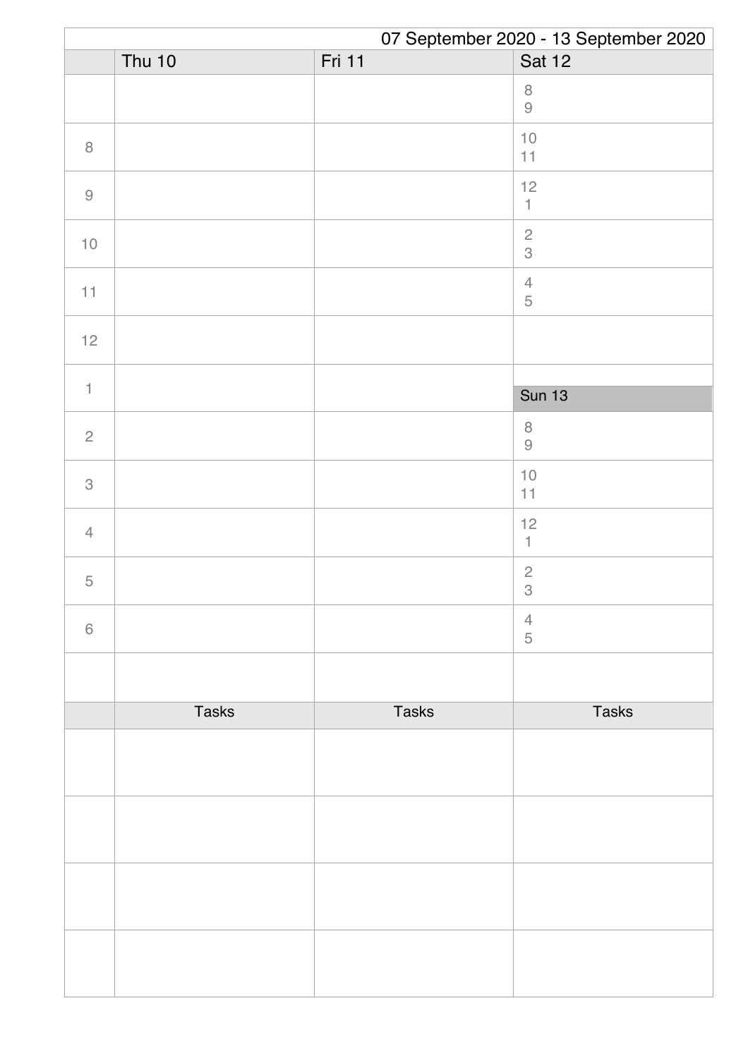07 September 2020 - 13 September 2020

| | Thu 10 | Fri 11 | Sat 12 |
|---|---|---|---|
| | | | 8<br>9 |
| 8 | | | 10<br>11 |
| 9 | | | 12<br>1 |
| 10 | | | 2<br>3 |
| 11 | | | 4<br>5 |
| 12 | | | |
| 1 | | | **Sun 13** |
| 2 | | | 8<br>9 |
| 3 | | | 10<br>11 |
| 4 | | | 12<br>1 |
| 5 | | | 2<br>3 |
| 6 | | | 4<br>5 |
| | | | |
| | Tasks | Tasks | Tasks |
| | | | |
| | | | |
| | | | |
| | | | |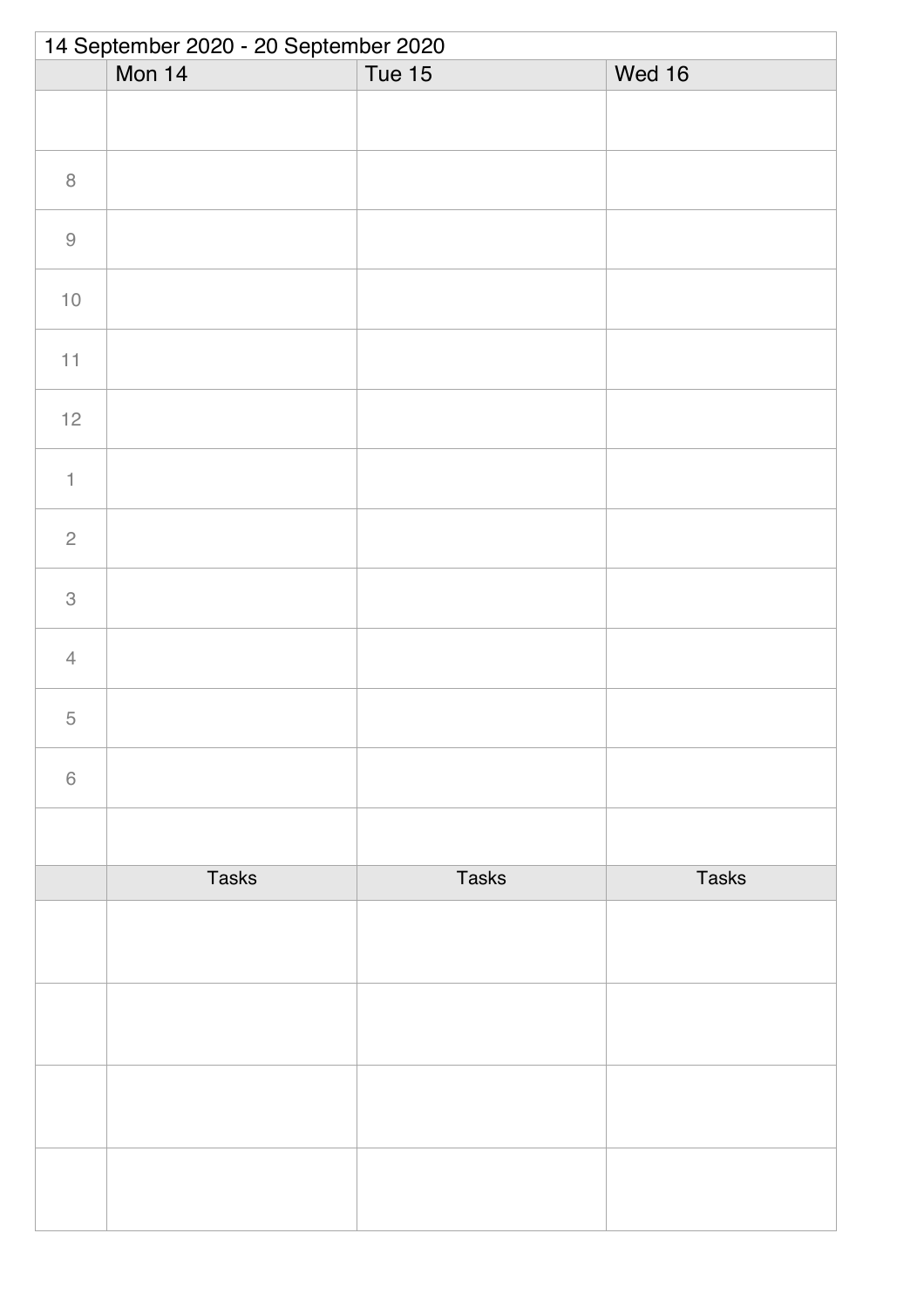14 September 2020 - 20 September 2020

| | Mon 14 | Tue 15 | Wed 16 |
|---|---|---|---|
| | | | |
| 8 | | | |
| 9 | | | |
| 10 | | | |
| 11 | | | |
| 12 | | | |
| 1 | | | |
| 2 | | | |
| 3 | | | |
| 4 | | | |
| 5 | | | |
| 6 | | | |
| | | | |
| | Tasks | Tasks | Tasks |
| | | | |
| | | | |
| | | | |
| | | | |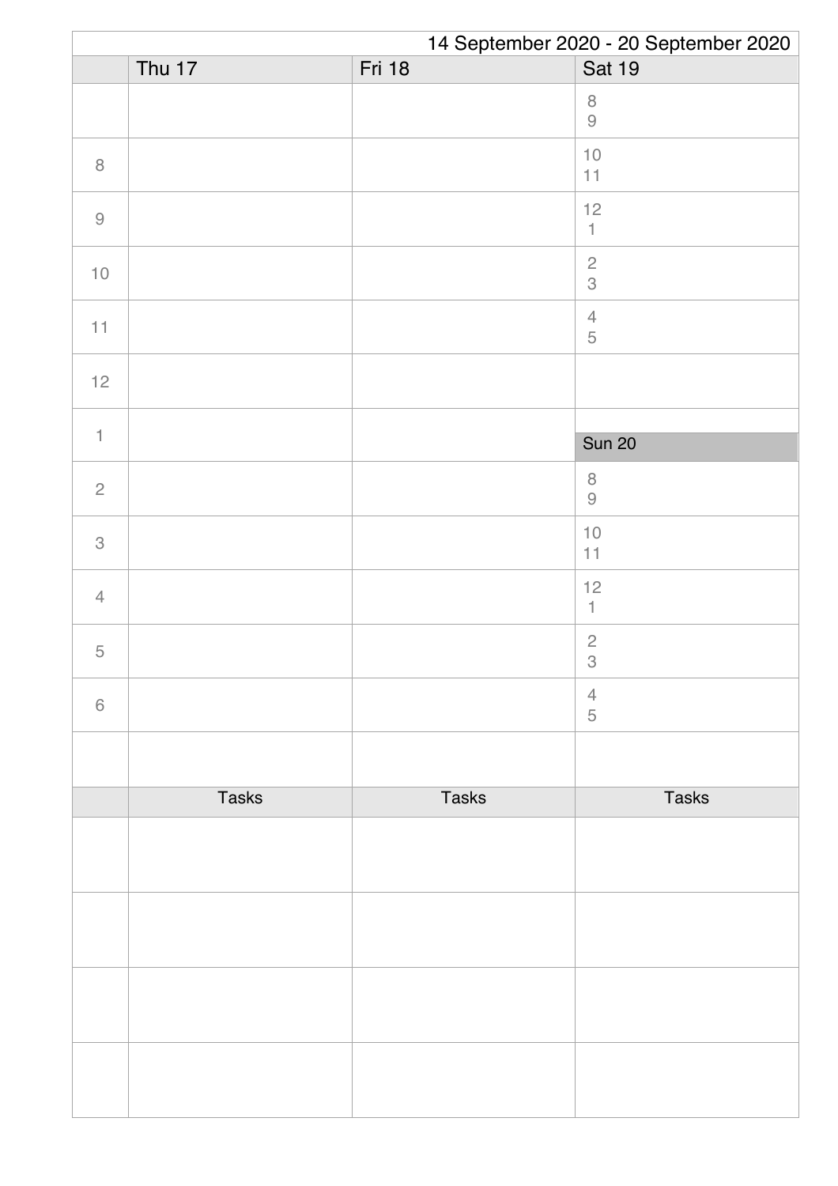14 September 2020 - 20 September 2020

| | Thu 17 | Fri 18 | Sat 19 |
|---|---|---|---|
| | | | 8<br>9 |
| 8 | | | 10<br>11 |
| 9 | | | 12<br>1 |
| 10 | | | 2<br>3 |
| 11 | | | 4<br>5 |
| 12 | | | |
| 1 | | | **Sun 20** |
| 2 | | | 8<br>9 |
| 3 | | | 10<br>11 |
| 4 | | | 12<br>1 |
| 5 | | | 2<br>3 |
| 6 | | | 4<br>5 |
| | | | |

| | Tasks | Tasks | Tasks |
|---|---|---|---|
| | | | |
| | | | |
| | | | |
| | | | |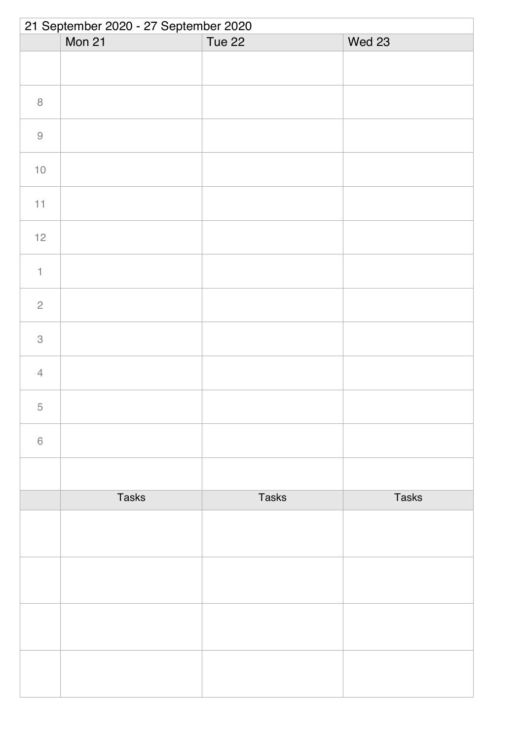21 September 2020 - 27 September 2020

| | Mon 21 | Tue 22 | Wed 23 |
|---|---|---|---|
| | | | |
| 8 | | | |
| 9 | | | |
| 10 | | | |
| 11 | | | |
| 12 | | | |
| 1 | | | |
| 2 | | | |
| 3 | | | |
| 4 | | | |
| 5 | | | |
| 6 | | | |
| | | | |
| | Tasks | Tasks | Tasks |
| | | | |
| | | | |
| | | | |
| | | | |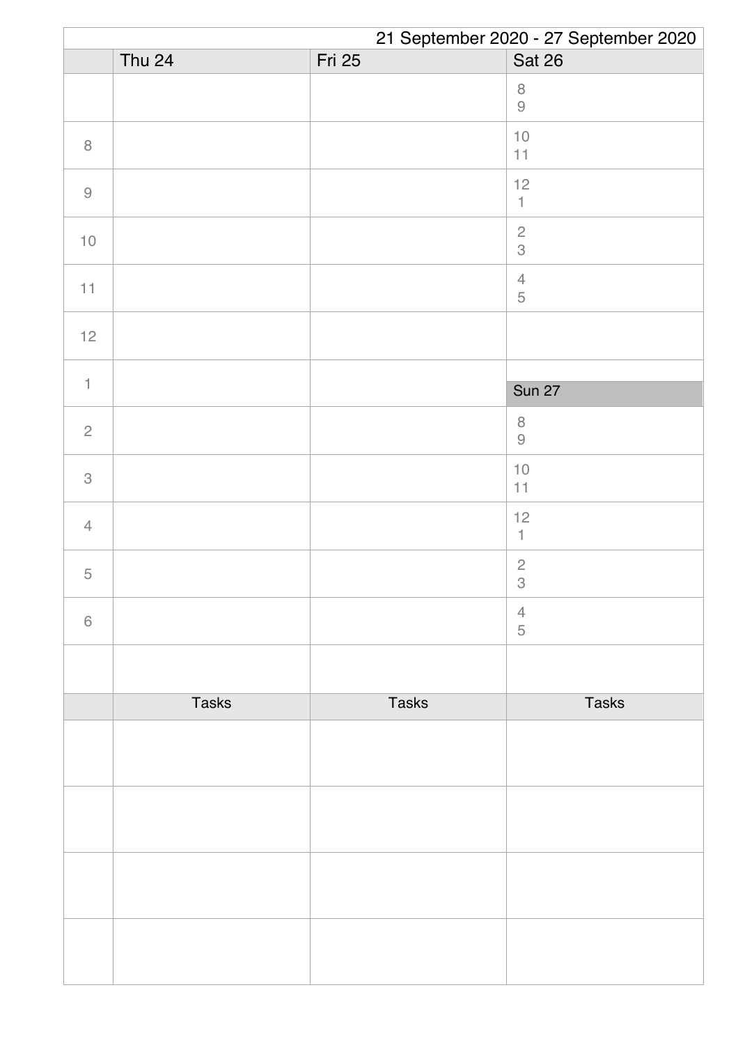21 September 2020 - 27 September 2020

| | Thu 24 | Fri 25 | Sat 26 |
|---|---|---|---|
| | | | 8<br>9 |
| 8 | | | 10<br>11 |
| 9 | | | 12<br>1 |
| 10 | | | 2<br>3 |
| 11 | | | 4<br>5 |
| 12 | | | |
| 1 | | | **Sun 27** |
| 2 | | | 8<br>9 |
| 3 | | | 10<br>11 |
| 4 | | | 12<br>1 |
| 5 | | | 2<br>3 |
| 6 | | | 4<br>5 |
| | | | |
| | Tasks | Tasks | Tasks |
| | | | |
| | | | |
| | | | |
| | | | |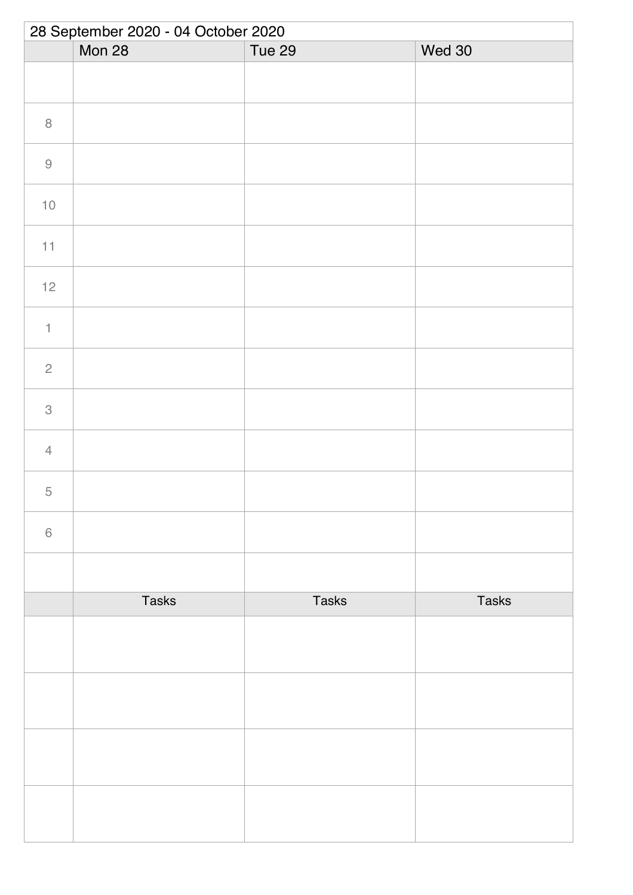28 September 2020 - 04 October 2020

| | Mon 28 | Tue 29 | Wed 30 |
|---|---|---|---|
| | | | |
| 8 | | | |
| 9 | | | |
| 10 | | | |
| 11 | | | |
| 12 | | | |
| 1 | | | |
| 2 | | | |
| 3 | | | |
| 4 | | | |
| 5 | | | |
| 6 | | | |
| | | | |

| | Tasks | Tasks | Tasks |
|---|---|---|---|
| | | | |
| | | | |
| | | | |
| | | | |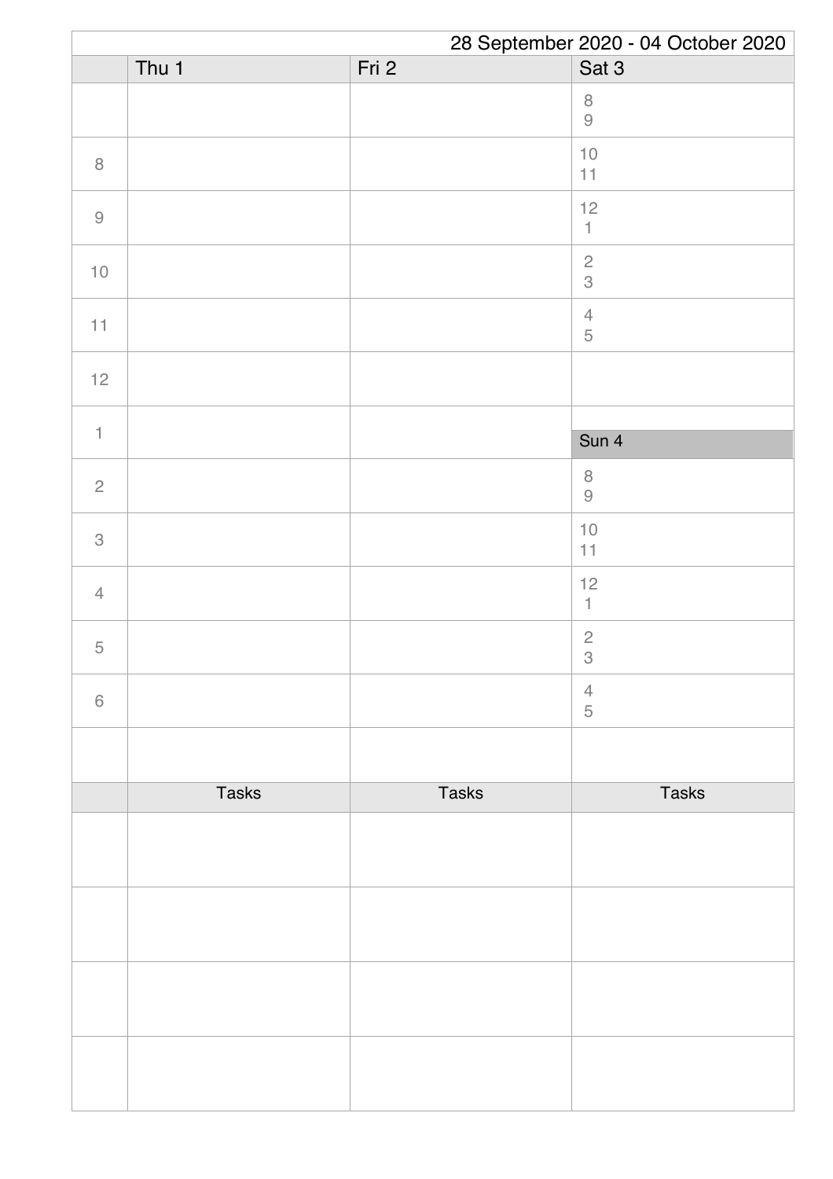28 September 2020 - 04 October 2020

| | Thu 1 | Fri 2 | Sat 3 |
|---|---|---|---|
| | | | 8<br>9 |
| 8 | | | 10<br>11 |
| 9 | | | 12<br>1 |
| 10 | | | 2<br>3 |
| 11 | | | 4<br>5 |
| 12 | | | |
| 1 | | | Sun 4 |
| 2 | | | 8<br>9 |
| 3 | | | 10<br>11 |
| 4 | | | 12<br>1 |
| 5 | | | 2<br>3 |
| 6 | | | 4<br>5 |
| | | | |
| | Tasks | Tasks | Tasks |
| | | | |
| | | | |
| | | | |
| | | | |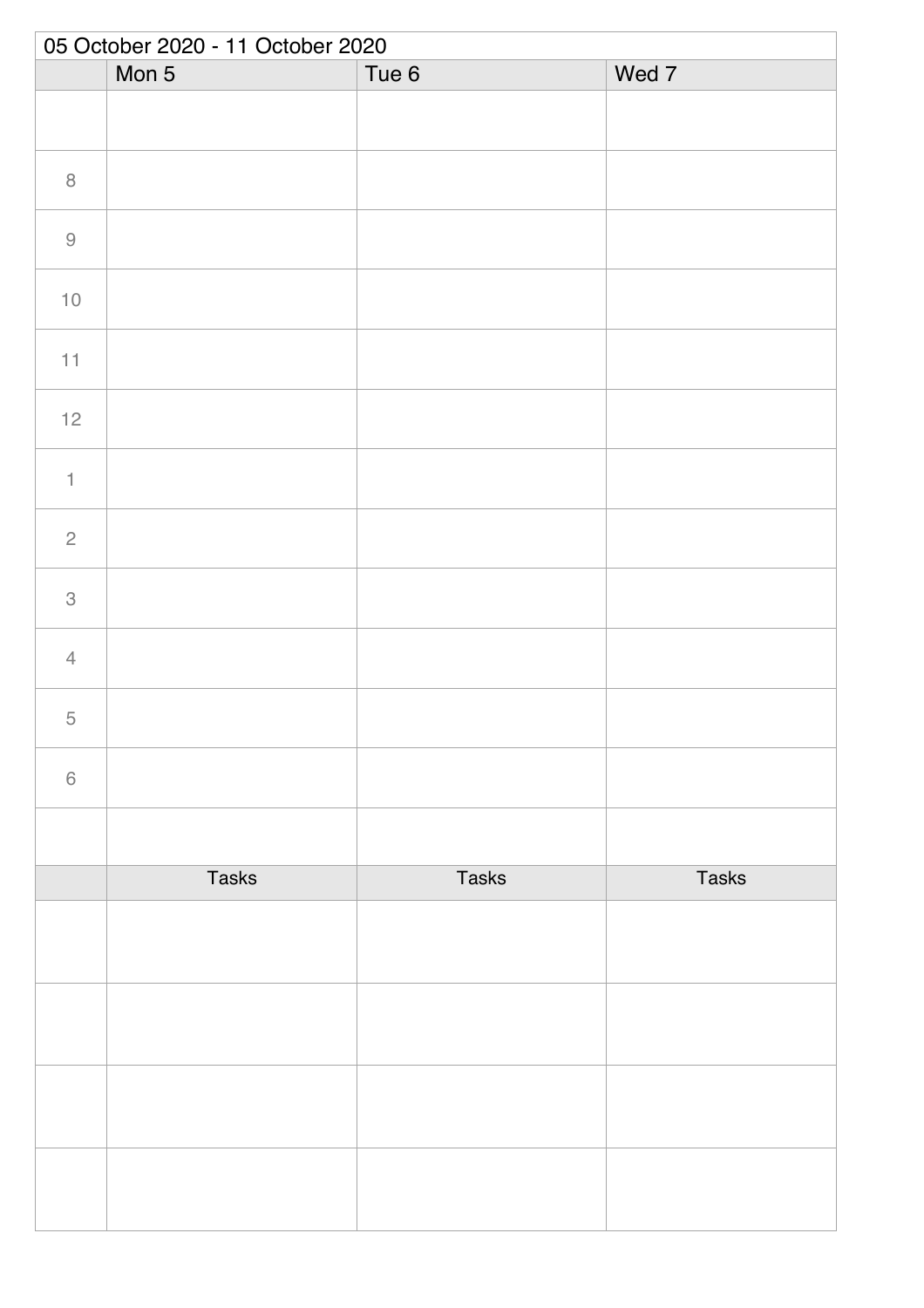| 05 October 2020 - 11 October 2020 | | | |
|---|---|---|---|
| | Mon 5 | Tue 6 | Wed 7 |
| | | | |
| 8 | | | |
| 9 | | | |
| 10 | | | |
| 11 | | | |
| 12 | | | |
| 1 | | | |
| 2 | | | |
| 3 | | | |
| 4 | | | |
| 5 | | | |
| 6 | | | |
| | | | |
| | Tasks | Tasks | Tasks |
| | | | |
| | | | |
| | | | |
| | | | |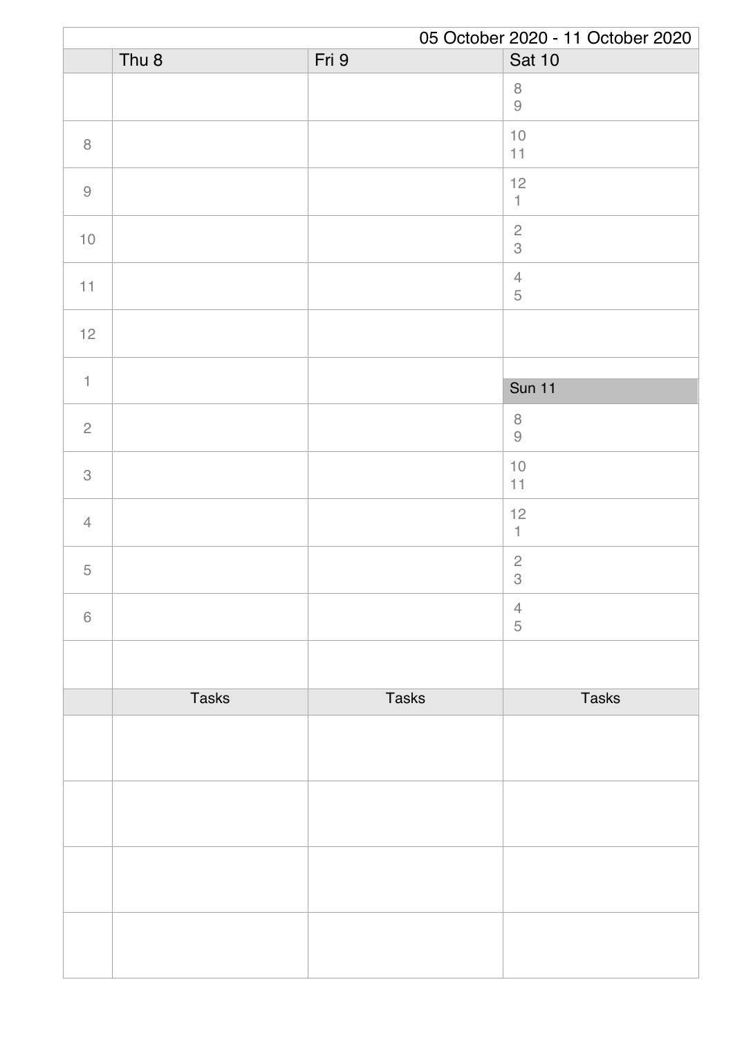05 October 2020 - 11 October 2020

| | Thu 8 | Fri 9 | Sat 10 |
|---|---|---|---|
| | | | 8<br>9 |
| 8 | | | 10<br>11 |
| 9 | | | 12<br>1 |
| 10 | | | 2<br>3 |
| 11 | | | 4<br>5 |
| 12 | | | |
| 1 | | | **Sun 11** |
| 2 | | | 8<br>9 |
| 3 | | | 10<br>11 |
| 4 | | | 12<br>1 |
| 5 | | | 2<br>3 |
| 6 | | | 4<br>5 |
| | | | |

| | Tasks | Tasks | Tasks |
|---|---|---|---|
| | | | |
| | | | |
| | | | |
| | | | |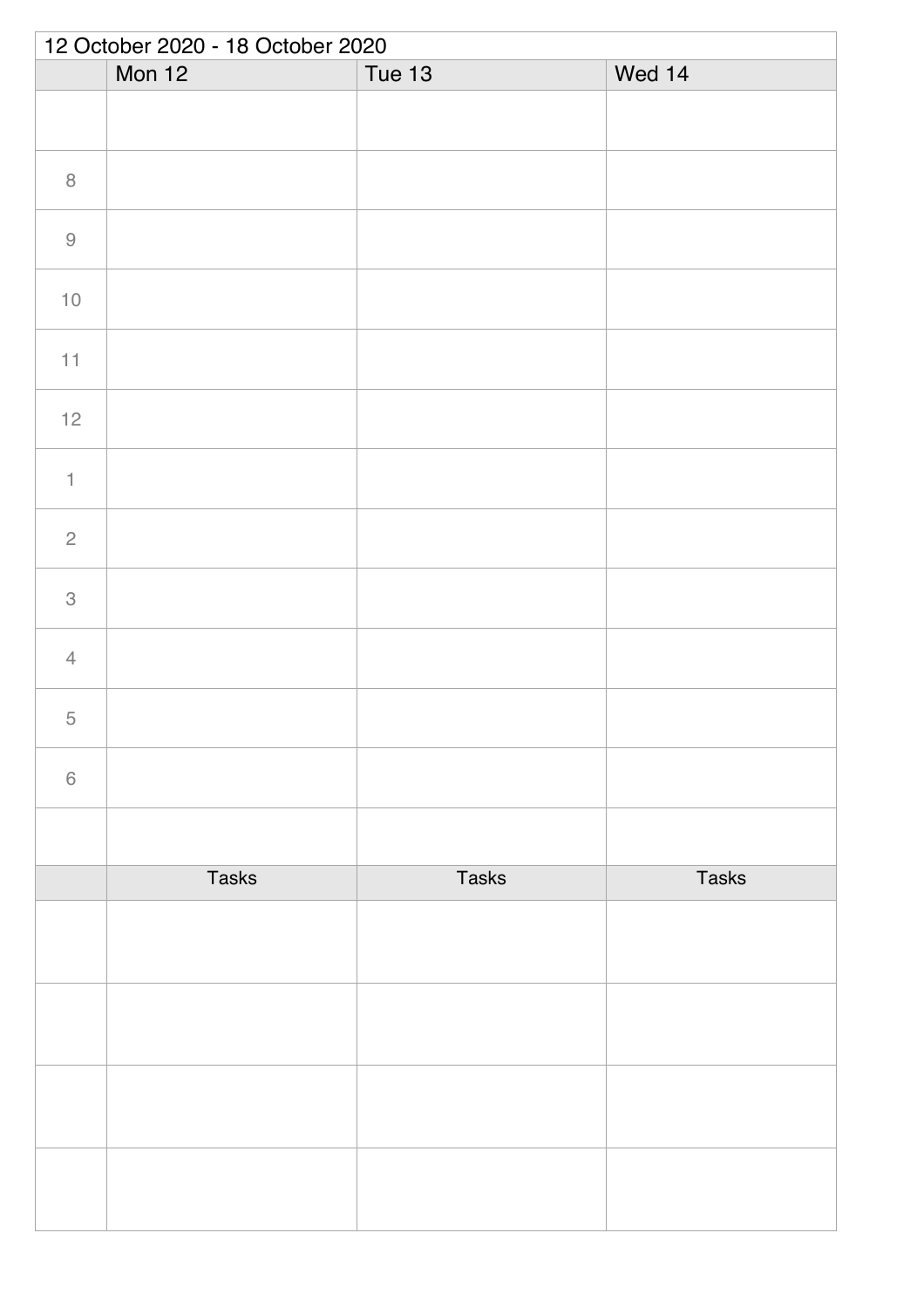12 October 2020 - 18 October 2020

| | Mon 12 | Tue 13 | Wed 14 |
|---|---|---|---|
| | | | |
| 8 | | | |
| 9 | | | |
| 10 | | | |
| 11 | | | |
| 12 | | | |
| 1 | | | |
| 2 | | | |
| 3 | | | |
| 4 | | | |
| 5 | | | |
| 6 | | | |
| | | | |
| | Tasks | Tasks | Tasks |
| | | | |
| | | | |
| | | | |
| | | | |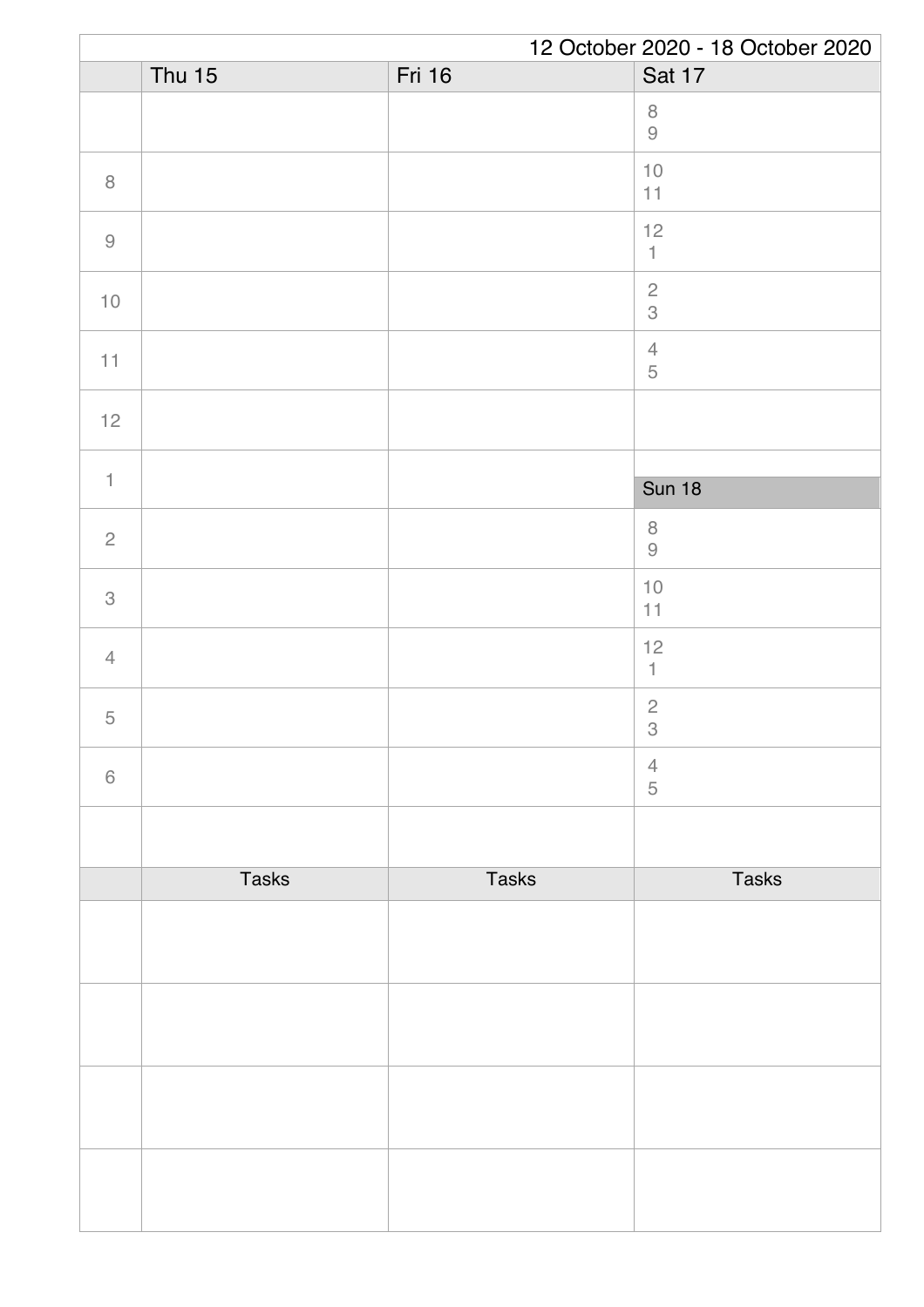12 October 2020 - 18 October 2020

| | Thu 15 | Fri 16 | Sat 17 |
|---|---|---|---|
| | | | 8<br>9 |
| 8 | | | 10<br>11 |
| 9 | | | 12<br>1 |
| 10 | | | 2<br>3 |
| 11 | | | 4<br>5 |
| 12 | | | |
| 1 | | | **Sun 18** |
| 2 | | | 8<br>9 |
| 3 | | | 10<br>11 |
| 4 | | | 12<br>1 |
| 5 | | | 2<br>3 |
| 6 | | | 4<br>5 |
| | | | |

| | Tasks | Tasks | Tasks |
|---|---|---|---|
| | | | |
| | | | |
| | | | |
| | | | |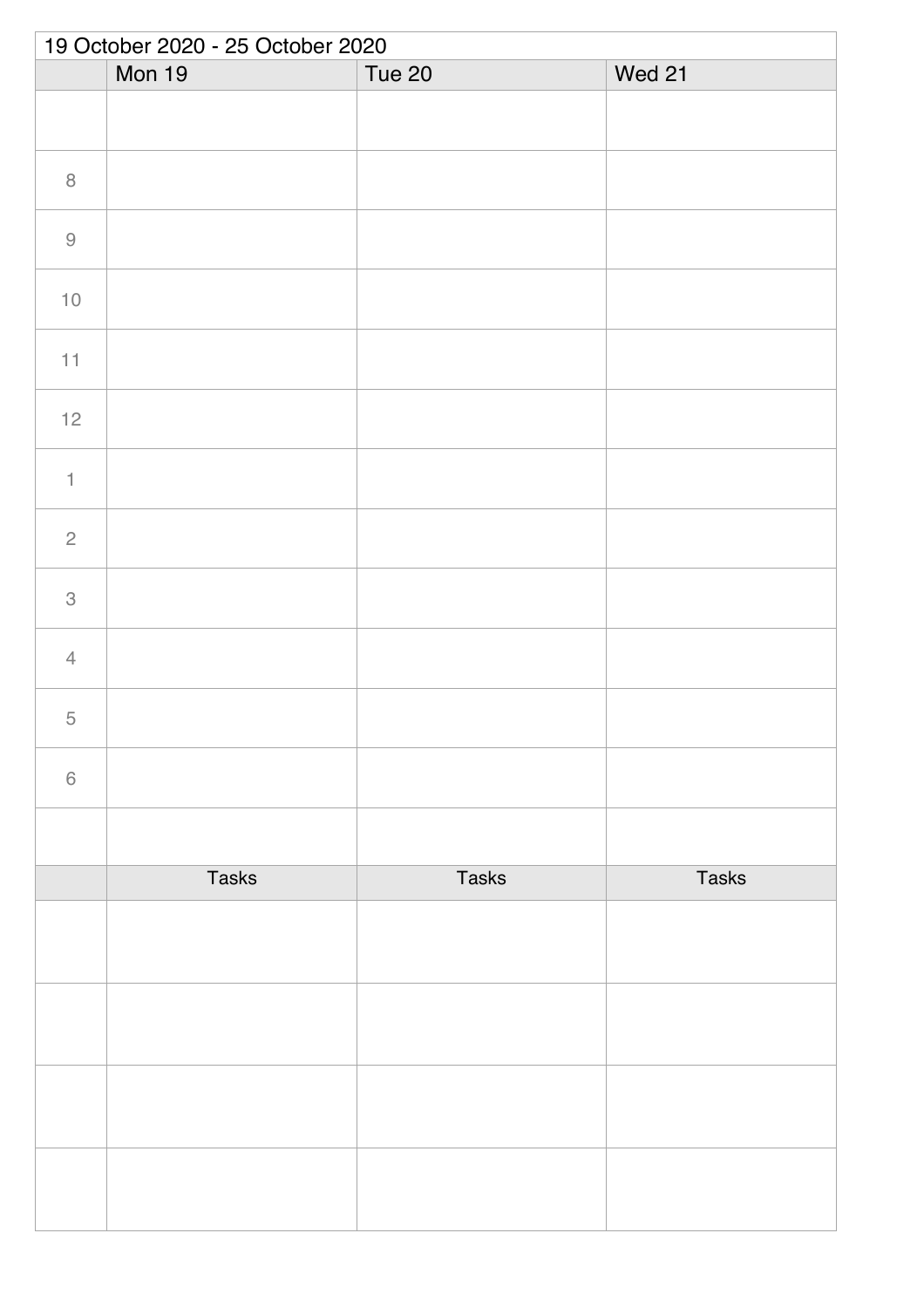19 October 2020 - 25 October 2020

| | Mon 19 | Tue 20 | Wed 21 |
|---|---|---|---|
| | | | |
| 8 | | | |
| 9 | | | |
| 10 | | | |
| 11 | | | |
| 12 | | | |
| 1 | | | |
| 2 | | | |
| 3 | | | |
| 4 | | | |
| 5 | | | |
| 6 | | | |
| | | | |
| | Tasks | Tasks | Tasks |
| | | | |
| | | | |
| | | | |
| | | | |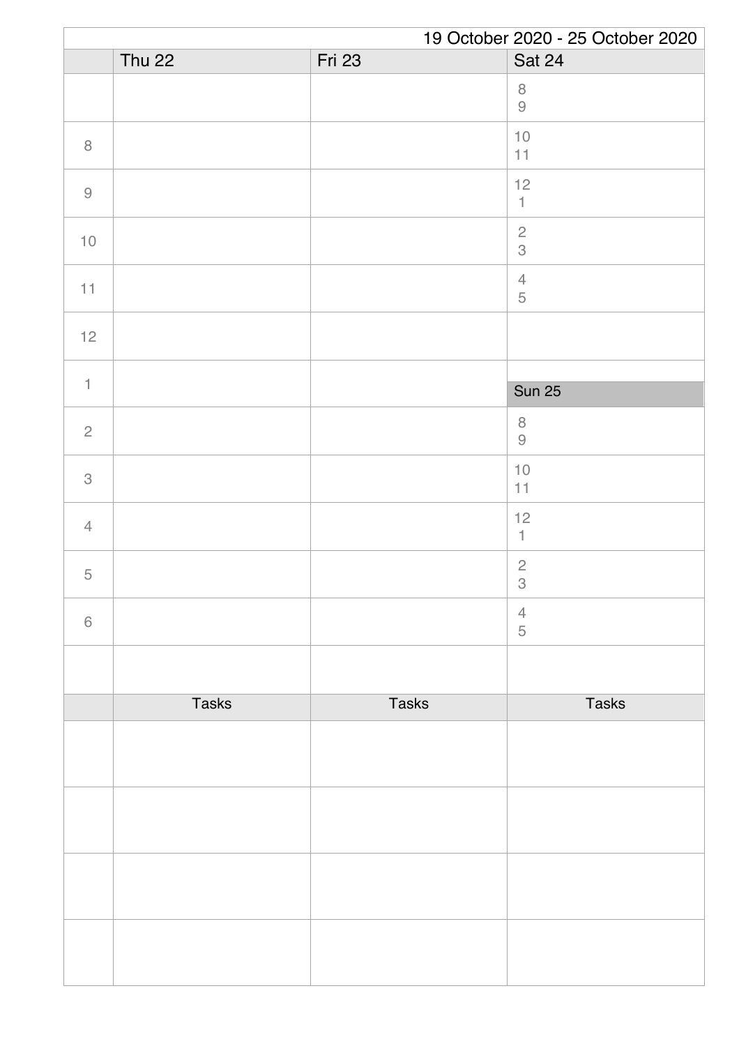19 October 2020 - 25 October 2020

| | Thu 22 | Fri 23 | Sat 24 |
|---|---|---|---|
| | | | 8<br>9 |
| 8 | | | 10<br>11 |
| 9 | | | 12<br>1 |
| 10 | | | 2<br>3 |
| 11 | | | 4<br>5 |
| 12 | | | |
| 1 | | | **Sun 25** |
| 2 | | | 8<br>9 |
| 3 | | | 10<br>11 |
| 4 | | | 12<br>1 |
| 5 | | | 2<br>3 |
| 6 | | | 4<br>5 |
| | | | |

| | Tasks | Tasks | Tasks |
|---|---|---|---|
| | | | |
| | | | |
| | | | |
| | | | |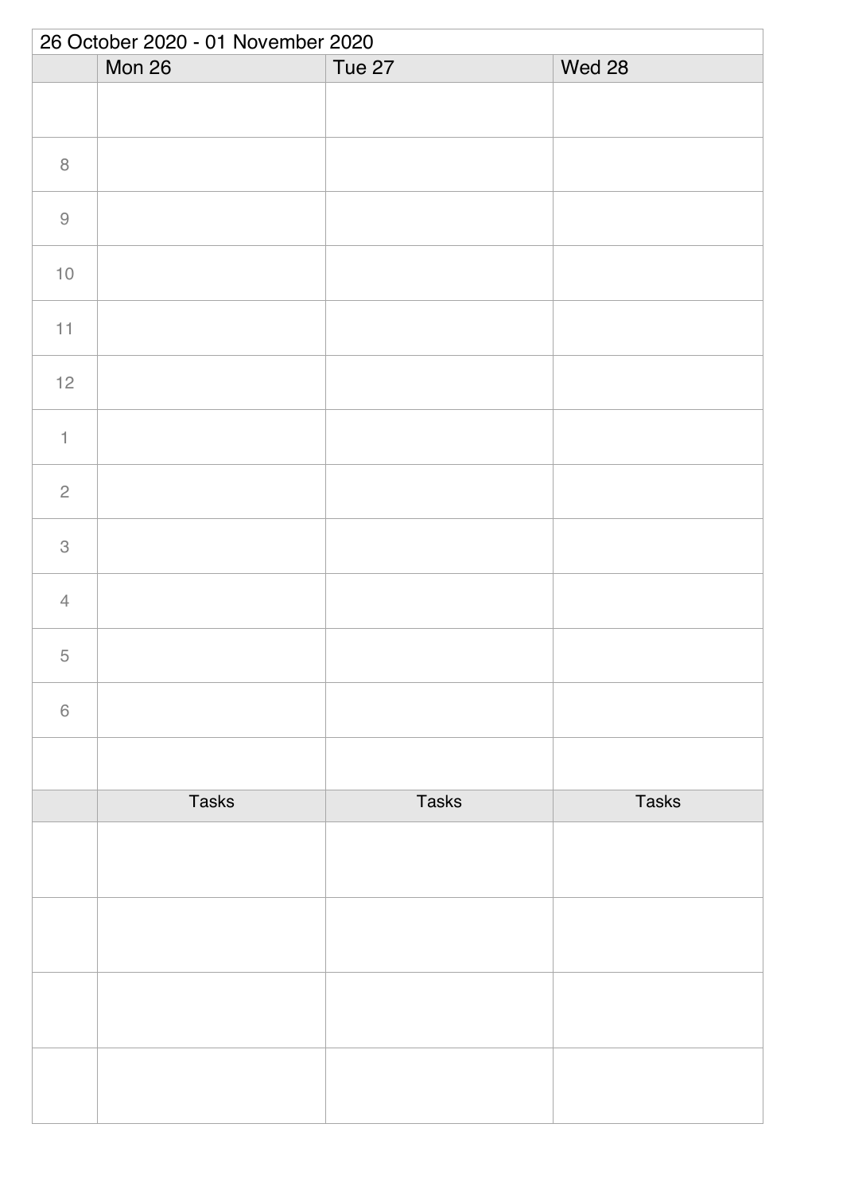26 October 2020 - 01 November 2020

| | Mon 26 | Tue 27 | Wed 28 |
|---|---|---|---|
| | | | |
| 8 | | | |
| 9 | | | |
| 10 | | | |
| 11 | | | |
| 12 | | | |
| 1 | | | |
| 2 | | | |
| 3 | | | |
| 4 | | | |
| 5 | | | |
| 6 | | | |
| | | | |
| | Tasks | Tasks | Tasks |
| | | | |
| | | | |
| | | | |
| | | | |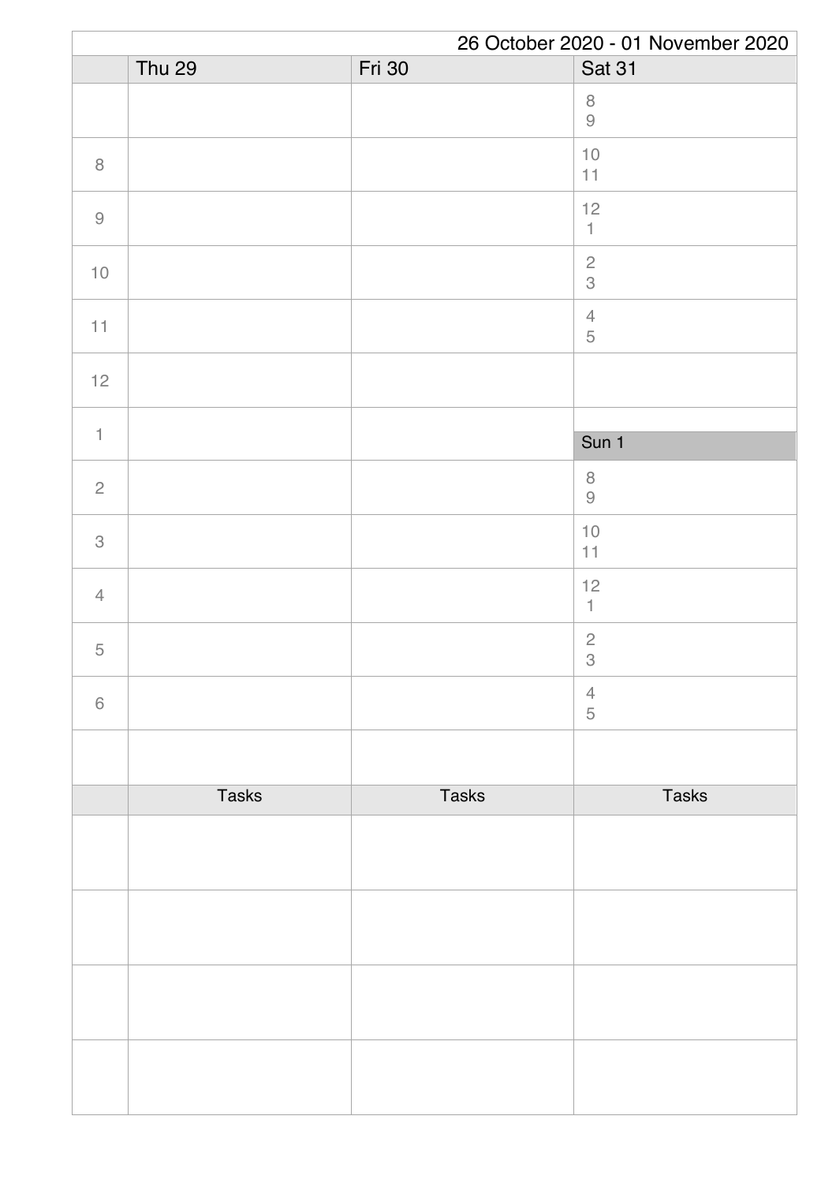26 October 2020 - 01 November 2020

| | Thu 29 | Fri 30 | Sat 31 |
|---|---|---|---|
| | | | 8<br>9 |
| 8 | | | 10<br>11 |
| 9 | | | 12<br>1 |
| 10 | | | 2<br>3 |
| 11 | | | 4<br>5 |
| 12 | | | |
| 1 | | | Sun 1 |
| 2 | | | 8<br>9 |
| 3 | | | 10<br>11 |
| 4 | | | 12<br>1 |
| 5 | | | 2<br>3 |
| 6 | | | 4<br>5 |
| | | | |
| | Tasks | Tasks | Tasks |
| | | | |
| | | | |
| | | | |
| | | | |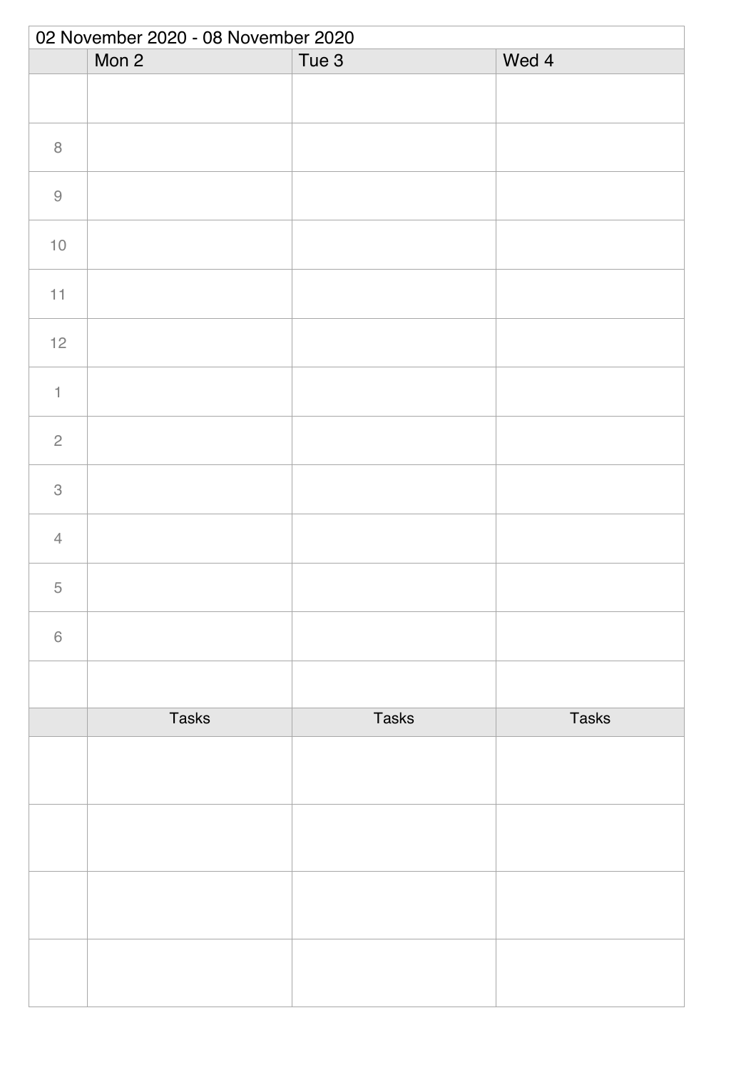02 November 2020 - 08 November 2020

| | Mon 2 | Tue 3 | Wed 4 |
|---|---|---|---|
| | | | |
| 8 | | | |
| 9 | | | |
| 10 | | | |
| 11 | | | |
| 12 | | | |
| 1 | | | |
| 2 | | | |
| 3 | | | |
| 4 | | | |
| 5 | | | |
| 6 | | | |
| | | | |

| | Tasks | Tasks | Tasks |
|---|---|---|---|
| | | | |
| | | | |
| | | | |
| | | | |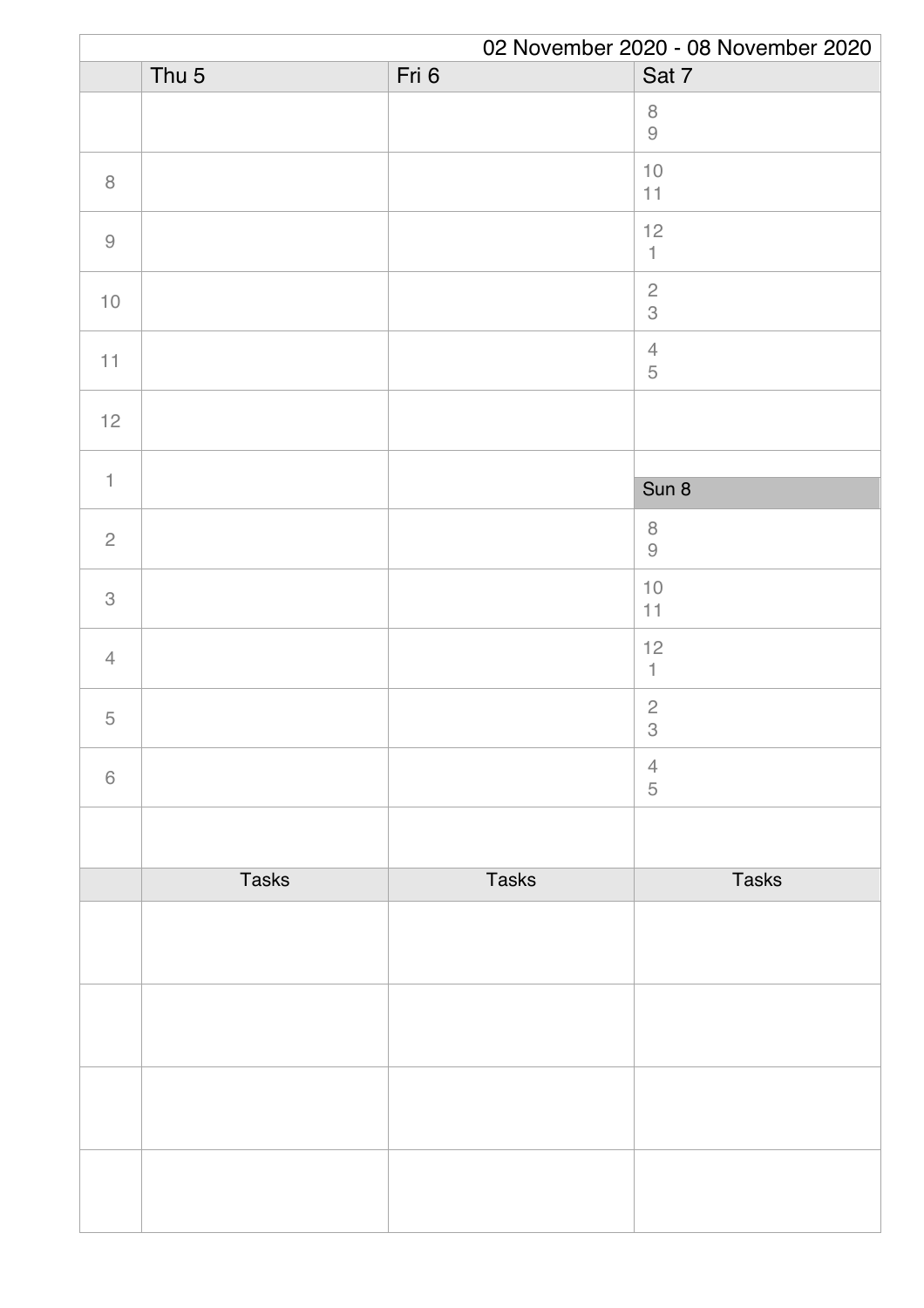02 November 2020 - 08 November 2020

| | Thu 5 | Fri 6 | Sat 7 |
|---|---|---|---|
| | | | 8<br>9 |
| 8 | | | 10<br>11 |
| 9 | | | 12<br>1 |
| 10 | | | 2<br>3 |
| 11 | | | 4<br>5 |
| 12 | | | |
| 1 | | | Sun 8 |
| 2 | | | 8<br>9 |
| 3 | | | 10<br>11 |
| 4 | | | 12<br>1 |
| 5 | | | 2<br>3 |
| 6 | | | 4<br>5 |
| | | | |

| | Tasks | Tasks | Tasks |
|---|---|---|---|
| | | | |
| | | | |
| | | | |
| | | | |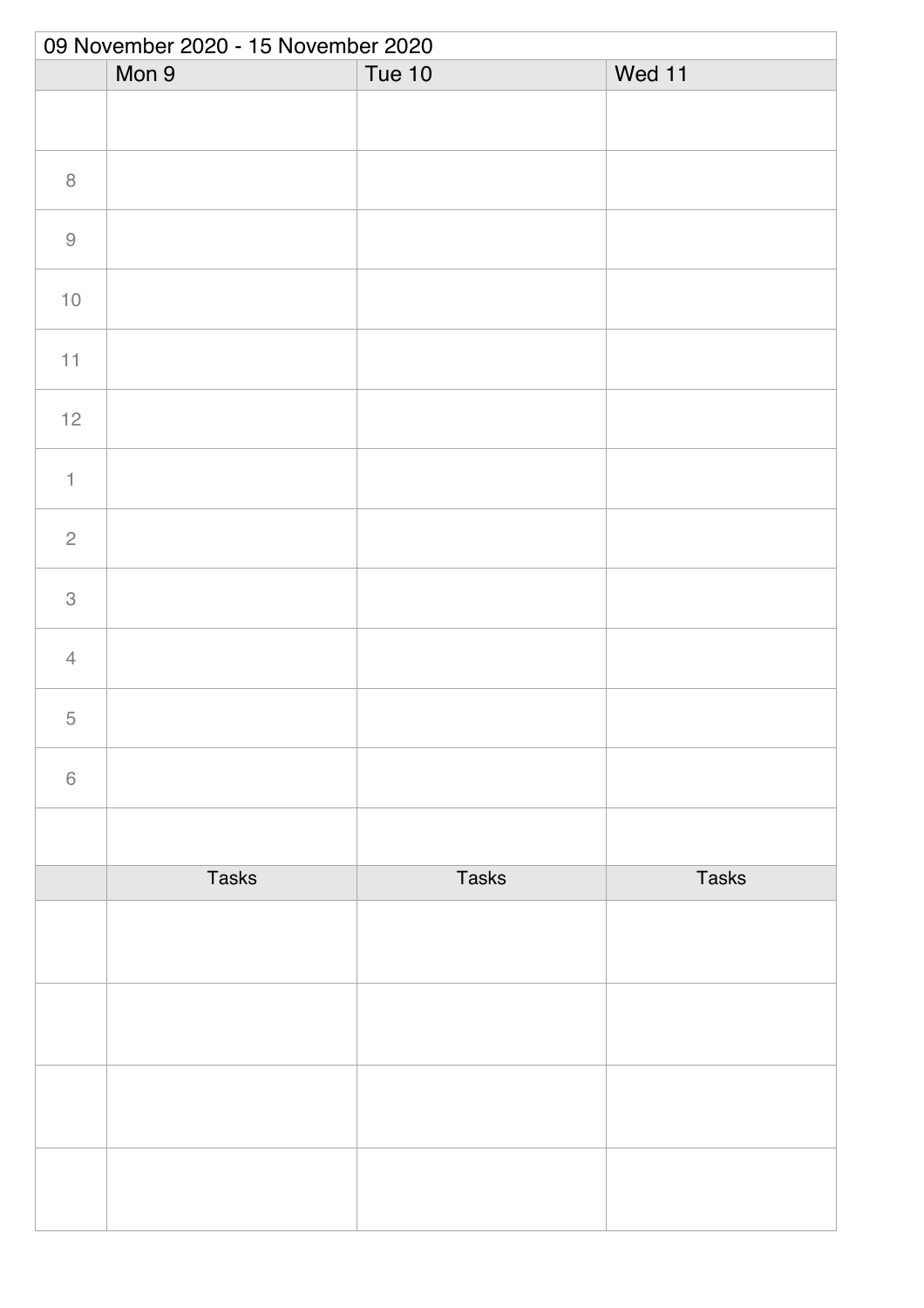09 November 2020 - 15 November 2020

| | Mon 9 | Tue 10 | Wed 11 |
|---|---|---|---|
| | | | |
| 8 | | | |
| 9 | | | |
| 10 | | | |
| 11 | | | |
| 12 | | | |
| 1 | | | |
| 2 | | | |
| 3 | | | |
| 4 | | | |
| 5 | | | |
| 6 | | | |
| | | | |
| | Tasks | Tasks | Tasks |
| | | | |
| | | | |
| | | | |
| | | | |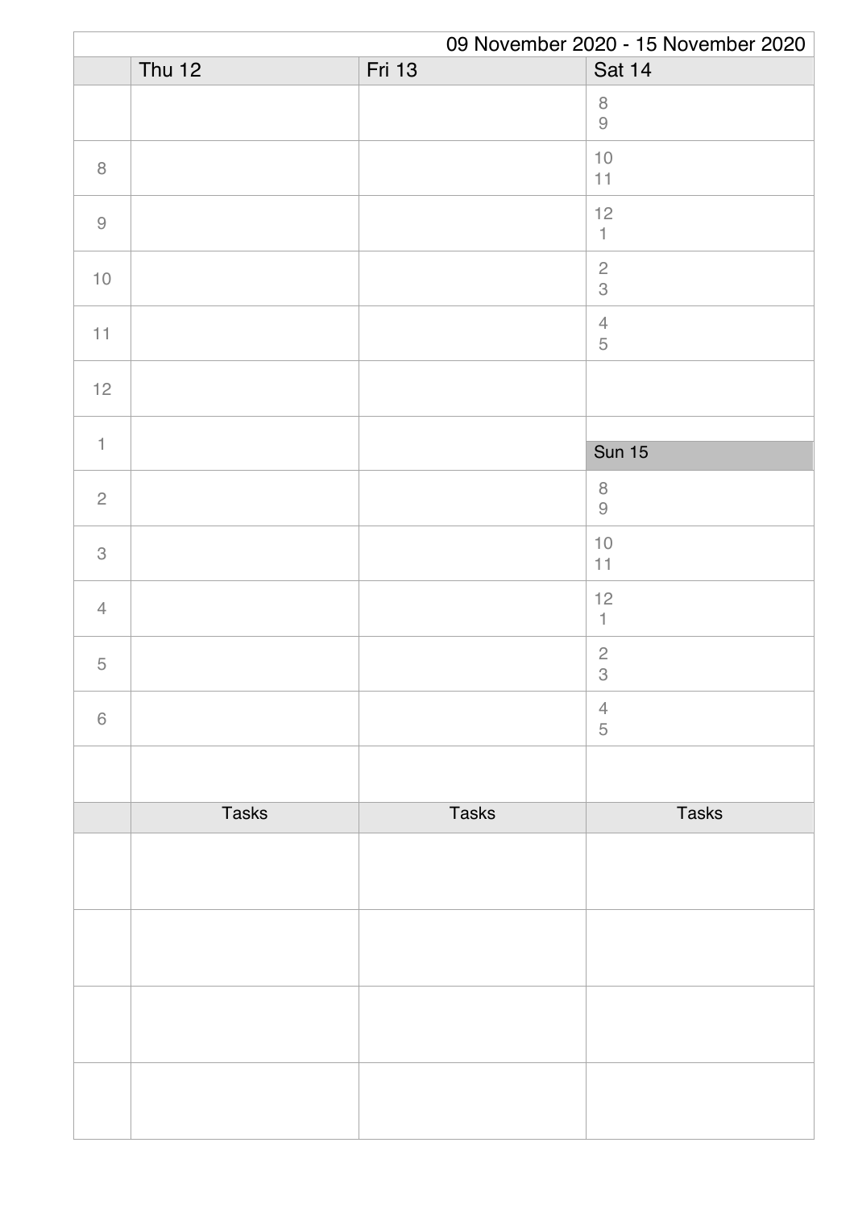09 November 2020 - 15 November 2020

| | Thu 12 | Fri 13 | Sat 14 |
|---|---|---|---|
| | | | 8<br>9 |
| 8 | | | 10<br>11 |
| 9 | | | 12<br>1 |
| 10 | | | 2<br>3 |
| 11 | | | 4<br>5 |
| 12 | | | |
| 1 | | | **Sun 15** |
| 2 | | | 8<br>9 |
| 3 | | | 10<br>11 |
| 4 | | | 12<br>1 |
| 5 | | | 2<br>3 |
| 6 | | | 4<br>5 |
| | | | |
| | Tasks | Tasks | Tasks |
| | | | |
| | | | |
| | | | |
| | | | |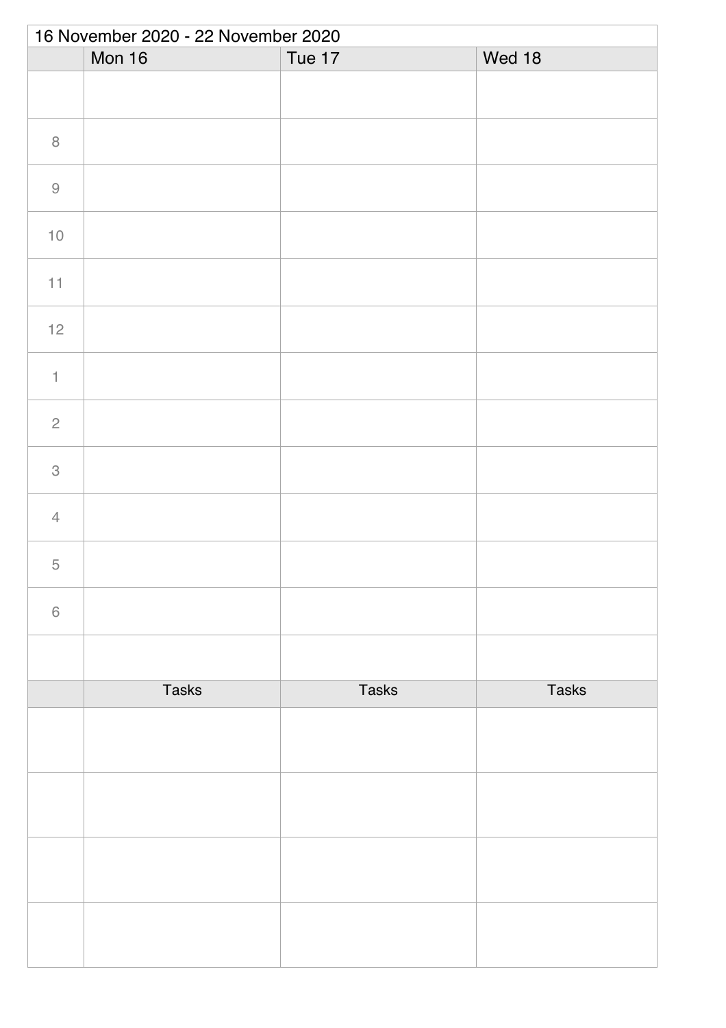16 November 2020 - 22 November 2020

| | Mon 16 | Tue 17 | Wed 18 |
|---|---|---|---|
| | | | |
| 8 | | | |
| 9 | | | |
| 10 | | | |
| 11 | | | |
| 12 | | | |
| 1 | | | |
| 2 | | | |
| 3 | | | |
| 4 | | | |
| 5 | | | |
| 6 | | | |
| | | | |
| | Tasks | Tasks | Tasks |
| | | | |
| | | | |
| | | | |
| | | | |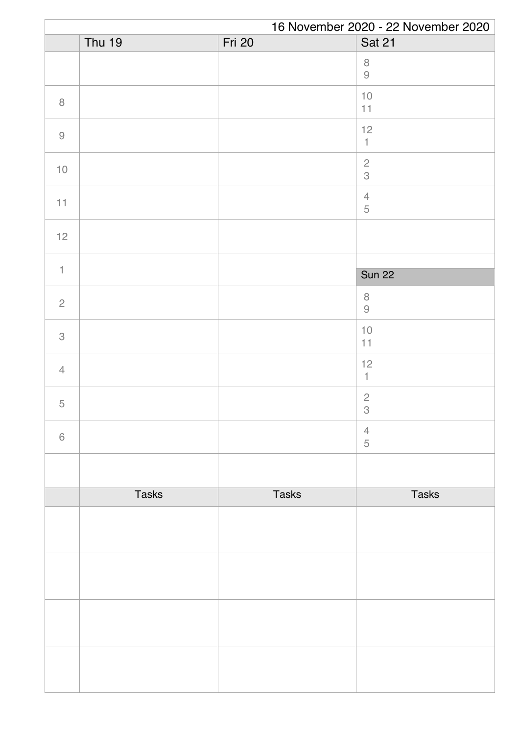16 November 2020 - 22 November 2020

| | Thu 19 | Fri 20 | Sat 21 |
|---|---|---|---|
| | | | 8<br>9 |
| 8 | | | 10<br>11 |
| 9 | | | 12<br>1 |
| 10 | | | 2<br>3 |
| 11 | | | 4<br>5 |
| 12 | | | |
| 1 | | | **Sun 22** |
| 2 | | | 8<br>9 |
| 3 | | | 10<br>11 |
| 4 | | | 12<br>1 |
| 5 | | | 2<br>3 |
| 6 | | | 4<br>5 |
| | | | |
| | Tasks | Tasks | Tasks |
| | | | |
| | | | |
| | | | |
| | | | |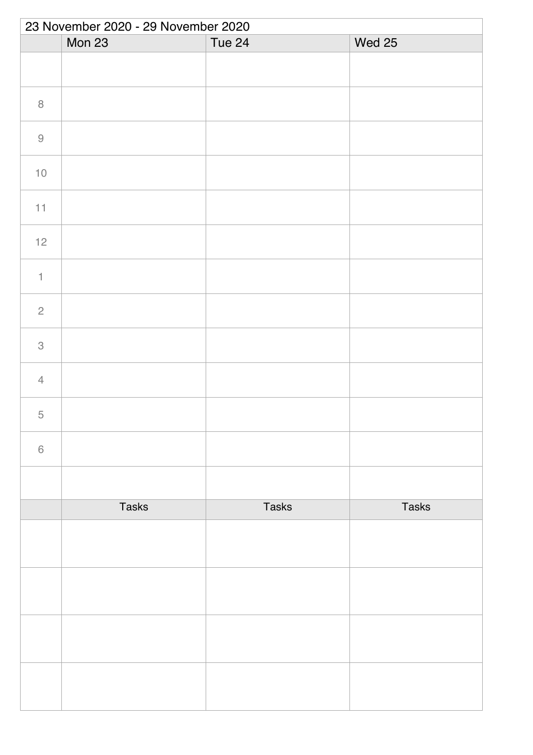| 23 November 2020 - 29 November 2020 | | | |
|---|---|---|---|
| | Mon 23 | Tue 24 | Wed 25 |
| | | | |
| 8 | | | |
| 9 | | | |
| 10 | | | |
| 11 | | | |
| 12 | | | |
| 1 | | | |
| 2 | | | |
| 3 | | | |
| 4 | | | |
| 5 | | | |
| 6 | | | |
| | | | |
| | Tasks | Tasks | Tasks |
| | | | |
| | | | |
| | | | |
| | | | |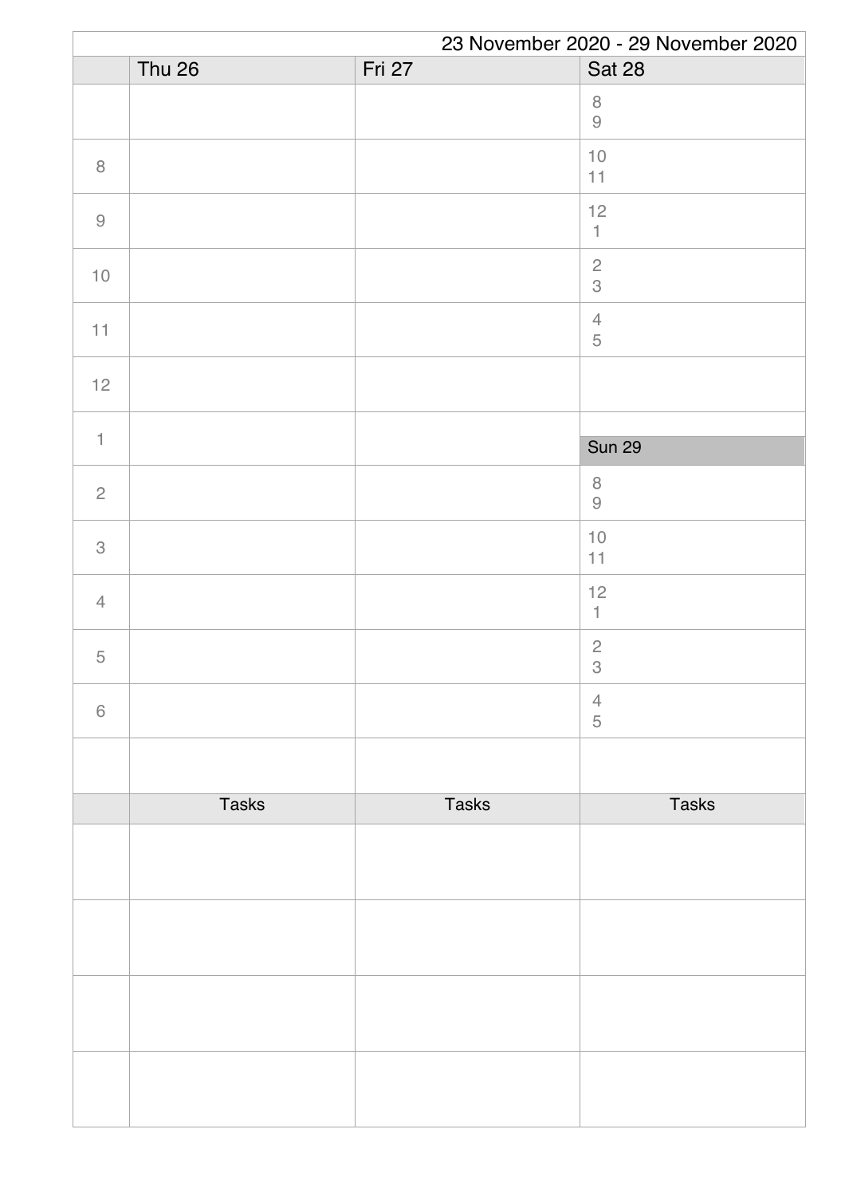23 November 2020 - 29 November 2020

| | Thu 26 | Fri 27 | Sat 28 |
|---|---|---|---|
| | | | 8<br>9 |
| 8 | | | 10<br>11 |
| 9 | | | 12<br>1 |
| 10 | | | 2<br>3 |
| 11 | | | 4<br>5 |
| 12 | | | |
| 1 | | | **Sun 29** |
| 2 | | | 8<br>9 |
| 3 | | | 10<br>11 |
| 4 | | | 12<br>1 |
| 5 | | | 2<br>3 |
| 6 | | | 4<br>5 |
| | | | |
| | Tasks | Tasks | Tasks |
| | | | |
| | | | |
| | | | |
| | | | |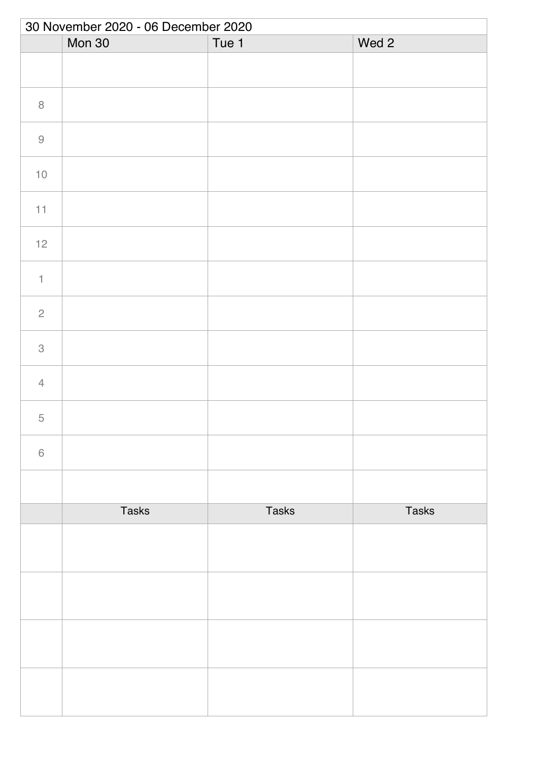30 November 2020 - 06 December 2020

| | Mon 30 | Tue 1 | Wed 2 |
|---|---|---|---|
| | | | |
| 8 | | | |
| 9 | | | |
| 10 | | | |
| 11 | | | |
| 12 | | | |
| 1 | | | |
| 2 | | | |
| 3 | | | |
| 4 | | | |
| 5 | | | |
| 6 | | | |
| | | | |
| | Tasks | Tasks | Tasks |
| | | | |
| | | | |
| | | | |
| | | | |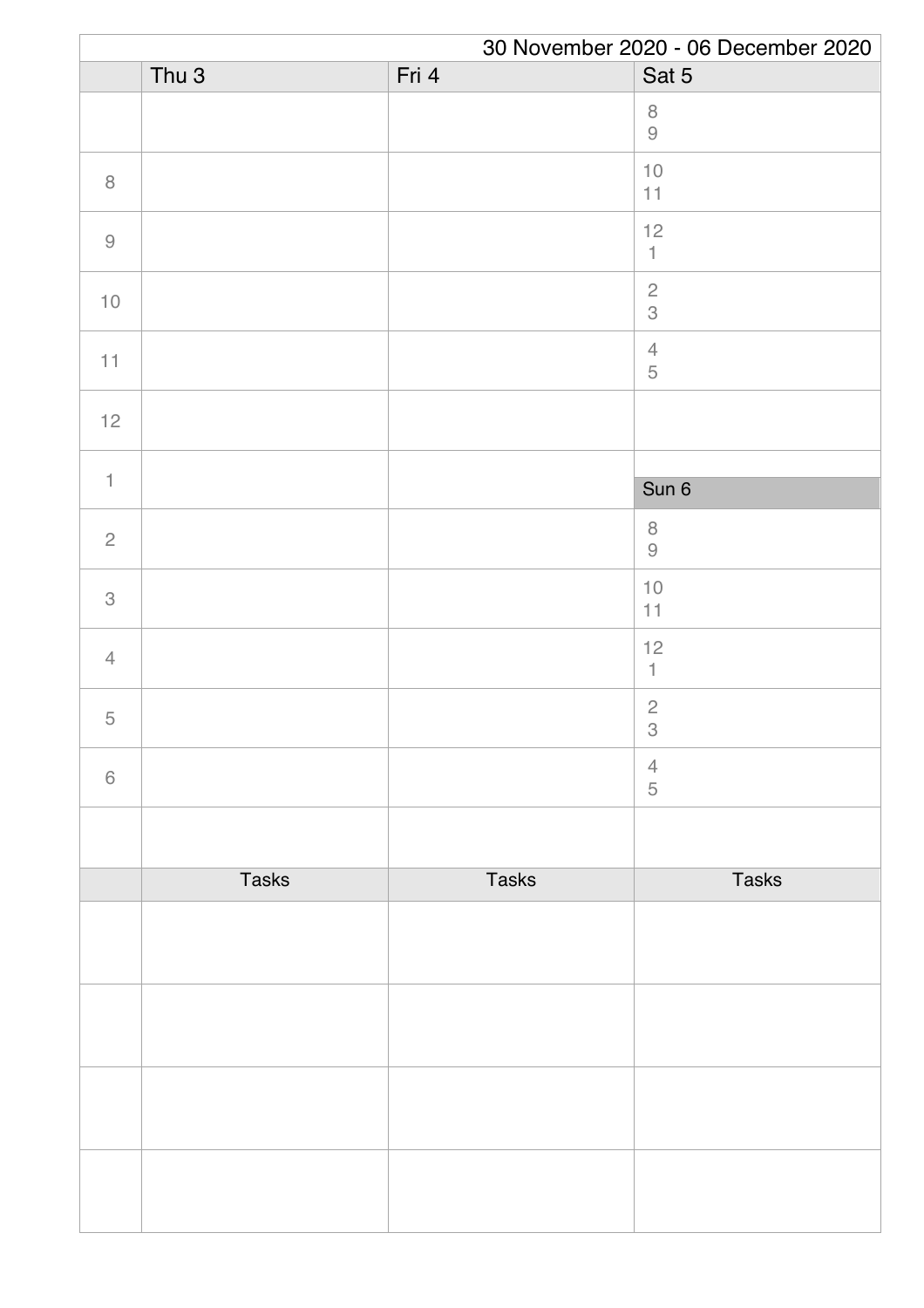30 November 2020 - 06 December 2020

| | Thu 3 | Fri 4 | Sat 5 |
|---|---|---|---|
| | | | 8<br>9 |
| 8 | | | 10<br>11 |
| 9 | | | 12<br>1 |
| 10 | | | 2<br>3 |
| 11 | | | 4<br>5 |
| 12 | | | |
| 1 | | | Sun 6 |
| 2 | | | 8<br>9 |
| 3 | | | 10<br>11 |
| 4 | | | 12<br>1 |
| 5 | | | 2<br>3 |
| 6 | | | 4<br>5 |
| | | | |
| | Tasks | Tasks | Tasks |
| | | | |
| | | | |
| | | | |
| | | | |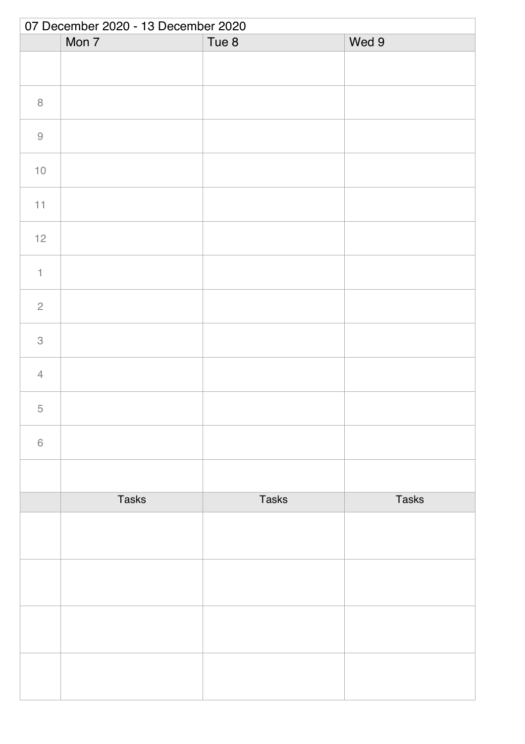| 07 December 2020 - 13 December 2020 | | | |
|---|---|---|---|
| | Mon 7 | Tue 8 | Wed 9 |
| | | | |
| 8 | | | |
| 9 | | | |
| 10 | | | |
| 11 | | | |
| 12 | | | |
| 1 | | | |
| 2 | | | |
| 3 | | | |
| 4 | | | |
| 5 | | | |
| 6 | | | |
| | | | |
| | Tasks | Tasks | Tasks |
| | | | |
| | | | |
| | | | |
| | | | |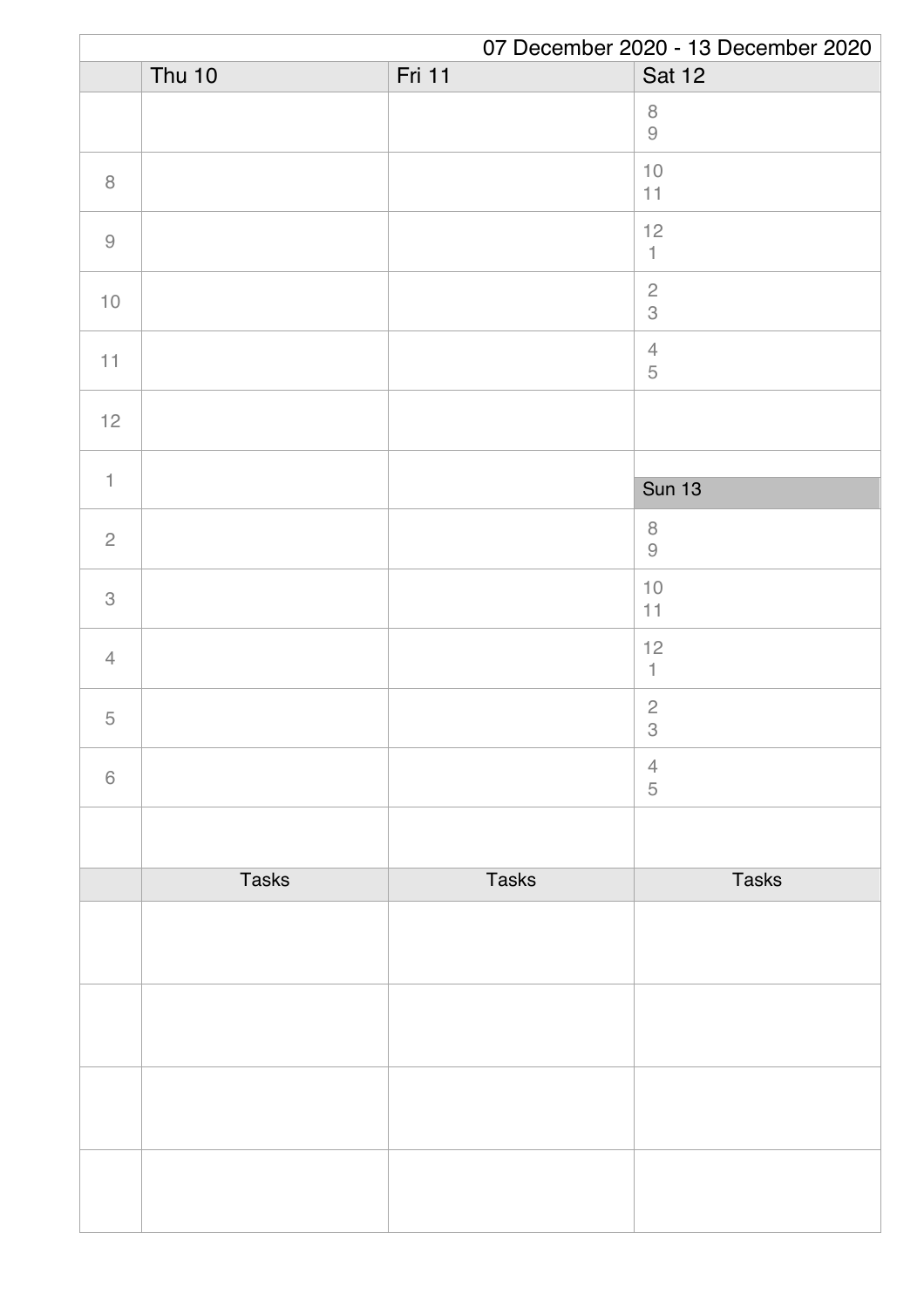07 December 2020 - 13 December 2020

| | Thu 10 | Fri 11 | Sat 12 |
|---|---|---|---|
| | | | 8<br>9 |
| 8 | | | 10<br>11 |
| 9 | | | 12<br>1 |
| 10 | | | 2<br>3 |
| 11 | | | 4<br>5 |
| 12 | | | |
| 1 | | | **Sun 13** |
| 2 | | | 8<br>9 |
| 3 | | | 10<br>11 |
| 4 | | | 12<br>1 |
| 5 | | | 2<br>3 |
| 6 | | | 4<br>5 |
| | | | |
| | Tasks | Tasks | Tasks |
| | | | |
| | | | |
| | | | |
| | | | |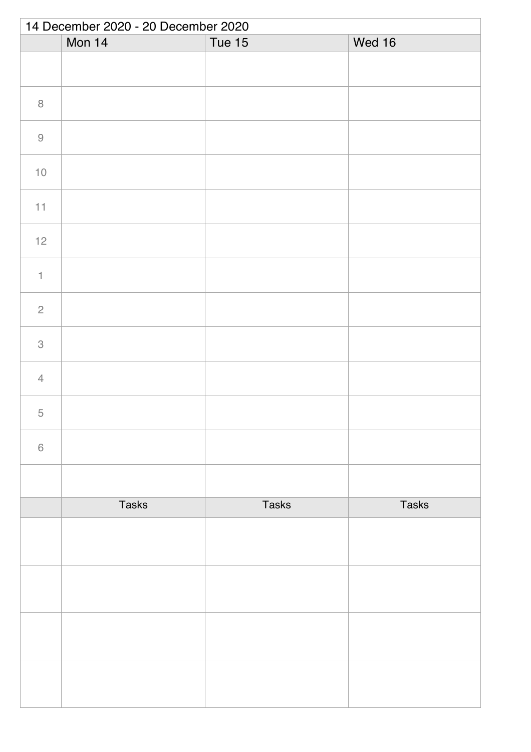| 14 December 2020 - 20 December 2020 | | | |
|---|---|---|---|
| | Mon 14 | Tue 15 | Wed 16 |
| | | | |
| 8 | | | |
| 9 | | | |
| 10 | | | |
| 11 | | | |
| 12 | | | |
| 1 | | | |
| 2 | | | |
| 3 | | | |
| 4 | | | |
| 5 | | | |
| 6 | | | |
| | | | |
| | Tasks | Tasks | Tasks |
| | | | |
| | | | |
| | | | |
| | | | |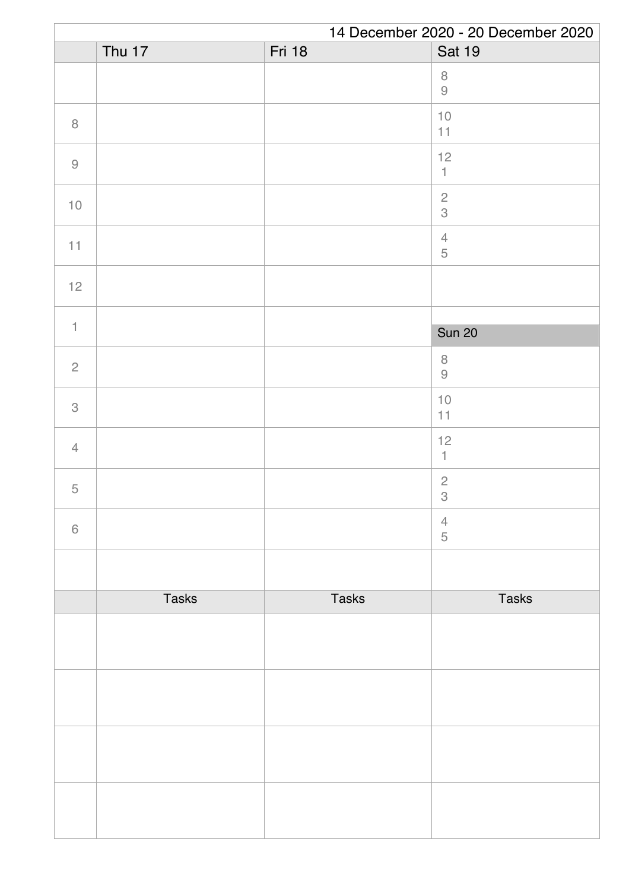14 December 2020 - 20 December 2020

| | Thu 17 | Fri 18 | Sat 19 |
|---|---|---|---|
| | | | 8<br>9 |
| 8 | | | 10<br>11 |
| 9 | | | 12<br>1 |
| 10 | | | 2<br>3 |
| 11 | | | 4<br>5 |
| 12 | | | |
| 1 | | | **Sun 20** |
| 2 | | | 8<br>9 |
| 3 | | | 10<br>11 |
| 4 | | | 12<br>1 |
| 5 | | | 2<br>3 |
| 6 | | | 4<br>5 |
| | | | |
| | Tasks | Tasks | Tasks |
| | | | |
| | | | |
| | | | |
| | | | |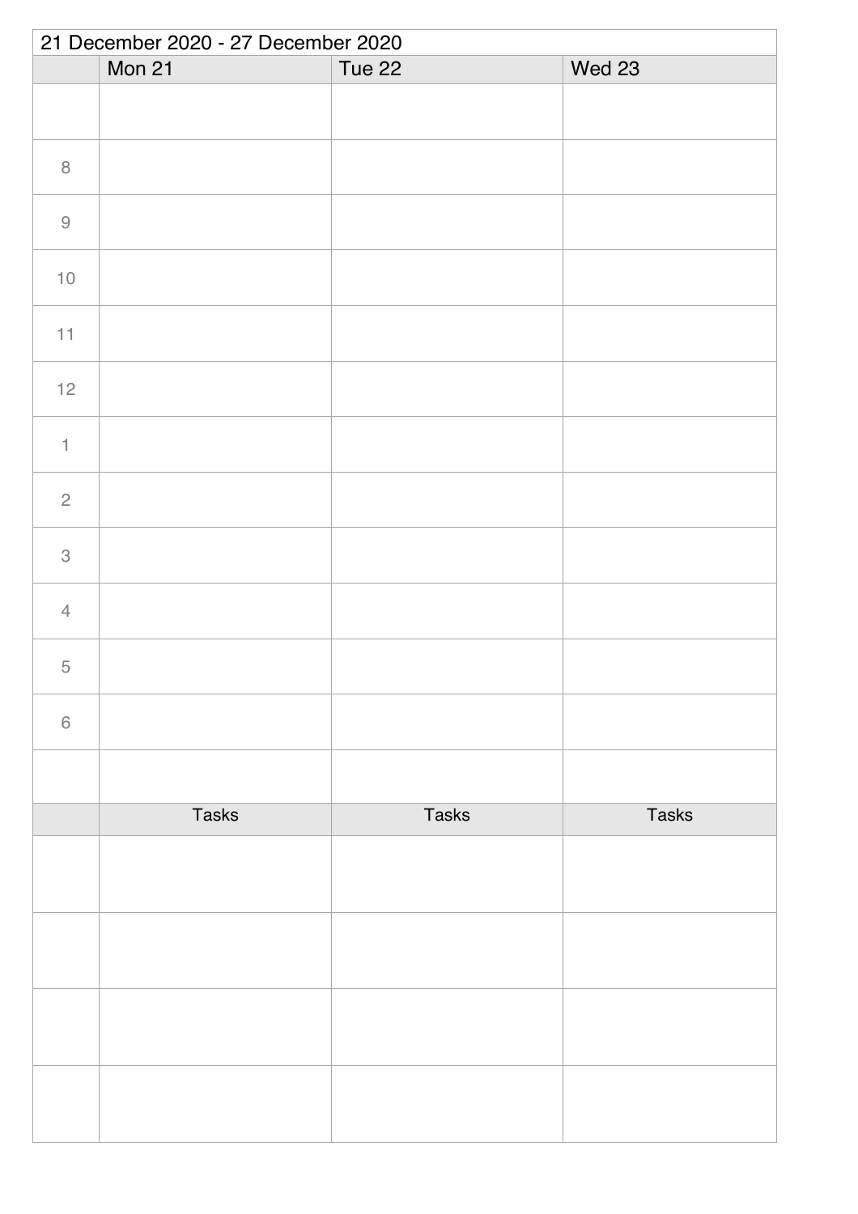21 December 2020 - 27 December 2020

| | Mon 21 | Tue 22 | Wed 23 |
|---|---|---|---|
| | | | |
| 8 | | | |
| 9 | | | |
| 10 | | | |
| 11 | | | |
| 12 | | | |
| 1 | | | |
| 2 | | | |
| 3 | | | |
| 4 | | | |
| 5 | | | |
| 6 | | | |
| | | | |
| | Tasks | Tasks | Tasks |
| | | | |
| | | | |
| | | | |
| | | | |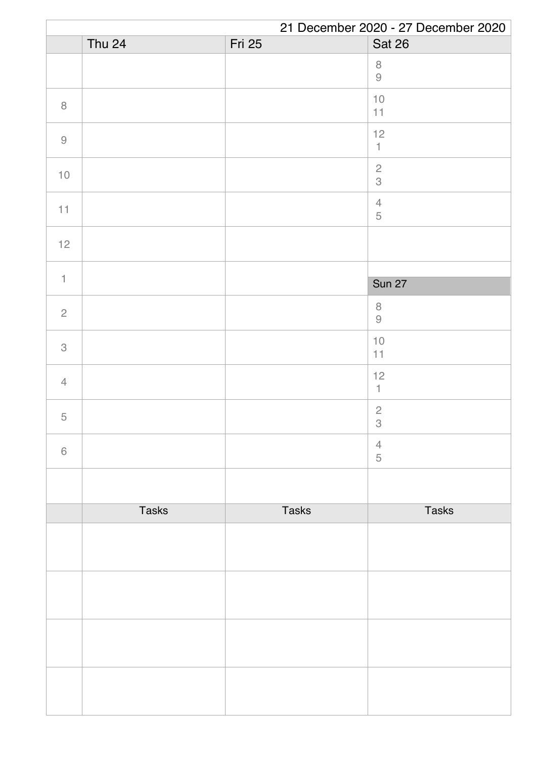21 December 2020 - 27 December 2020

| | Thu 24 | Fri 25 | Sat 26 |
|---|---|---|---|
| | | | 8<br>9 |
| 8 | | | 10<br>11 |
| 9 | | | 12<br>1 |
| 10 | | | 2<br>3 |
| 11 | | | 4<br>5 |
| 12 | | | |
| 1 | | | **Sun 27** |
| 2 | | | 8<br>9 |
| 3 | | | 10<br>11 |
| 4 | | | 12<br>1 |
| 5 | | | 2<br>3 |
| 6 | | | 4<br>5 |
| | | | |
| | Tasks | Tasks | Tasks |
| | | | |
| | | | |
| | | | |
| | | | |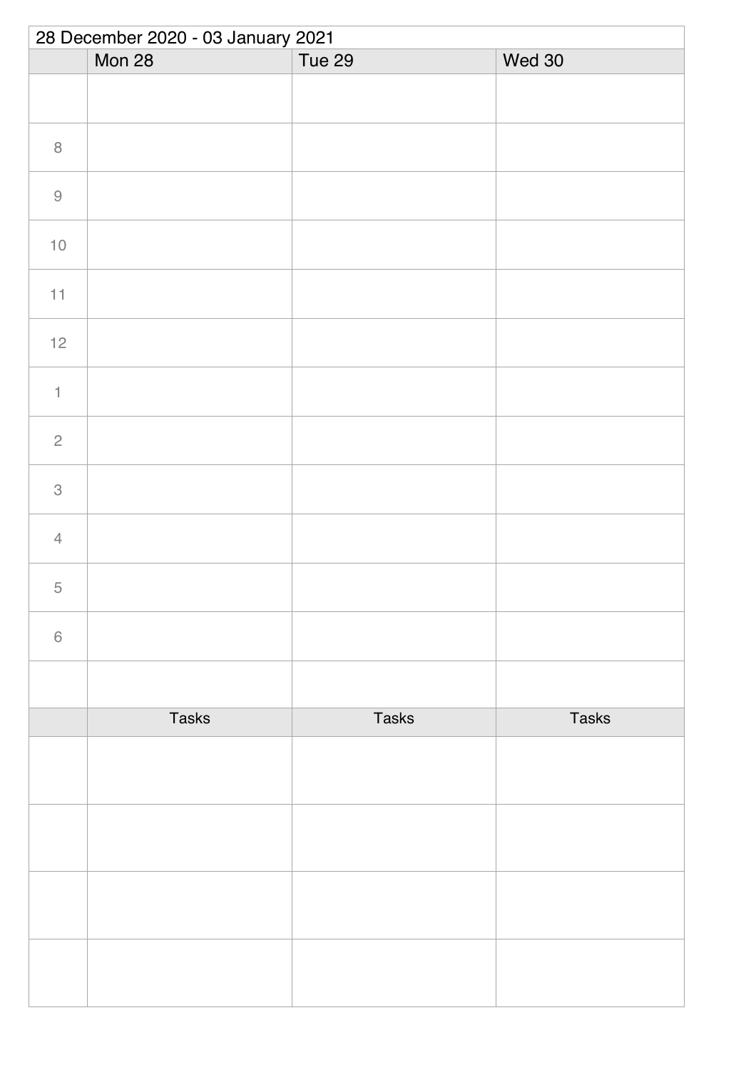28 December 2020 - 03 January 2021

| | Mon 28 | Tue 29 | Wed 30 |
|---|---|---|---|
| | | | |
| 8 | | | |
| 9 | | | |
| 10 | | | |
| 11 | | | |
| 12 | | | |
| 1 | | | |
| 2 | | | |
| 3 | | | |
| 4 | | | |
| 5 | | | |
| 6 | | | |
| | | | |
| | Tasks | Tasks | Tasks |
| | | | |
| | | | |
| | | | |
| | | | |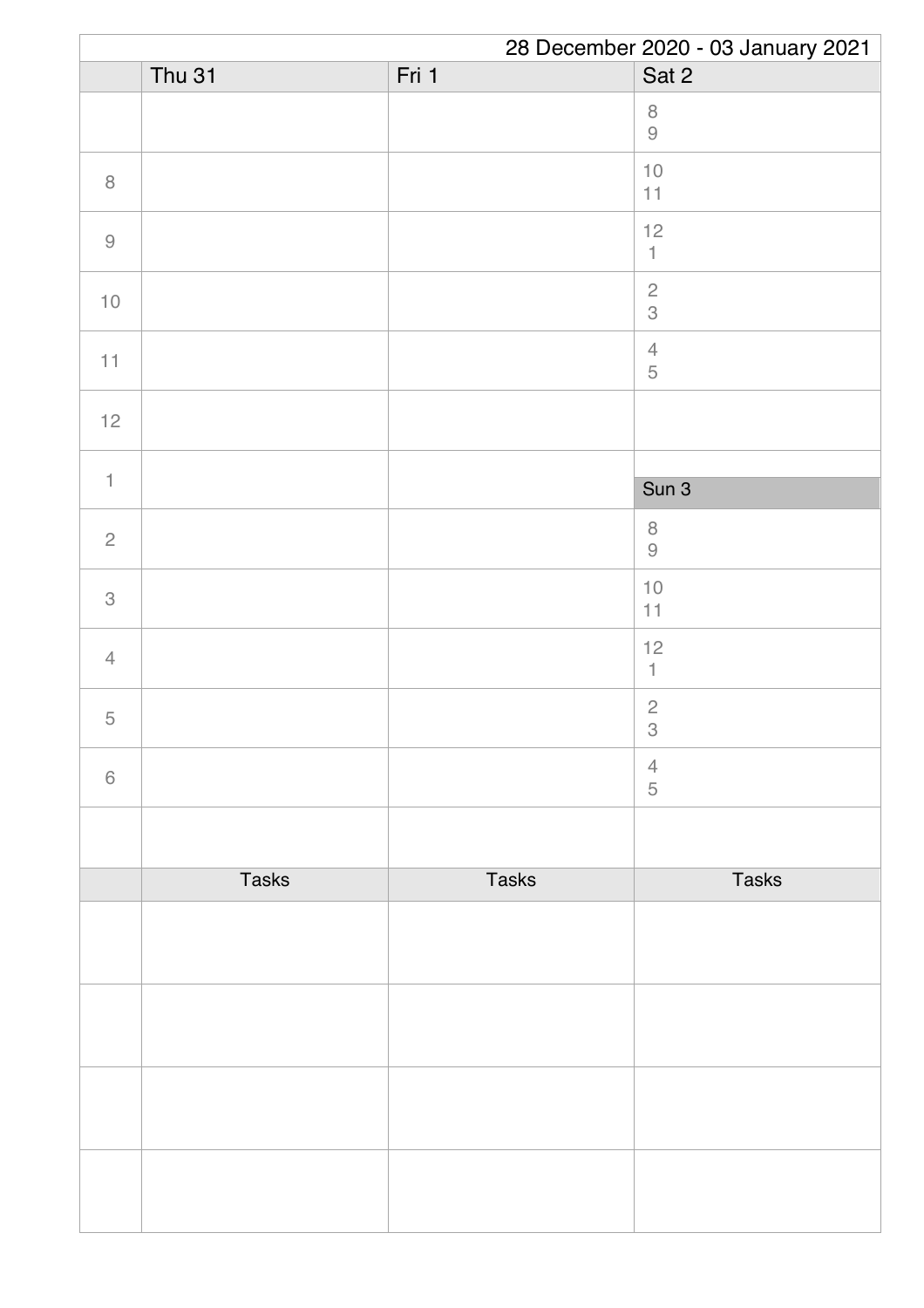28 December 2020 - 03 January 2021

| | Thu 31 | Fri 1 | Sat 2 |
|---|---|---|---|
| | | | 8<br>9 |
| 8 | | | 10<br>11 |
| 9 | | | 12<br>1 |
| 10 | | | 2<br>3 |
| 11 | | | 4<br>5 |
| 12 | | | |
| 1 | | | Sun 3 |
| 2 | | | 8<br>9 |
| 3 | | | 10<br>11 |
| 4 | | | 12<br>1 |
| 5 | | | 2<br>3 |
| 6 | | | 4<br>5 |
| | | | |
| | Tasks | Tasks | Tasks |
| | | | |
| | | | |
| | | | |
| | | | |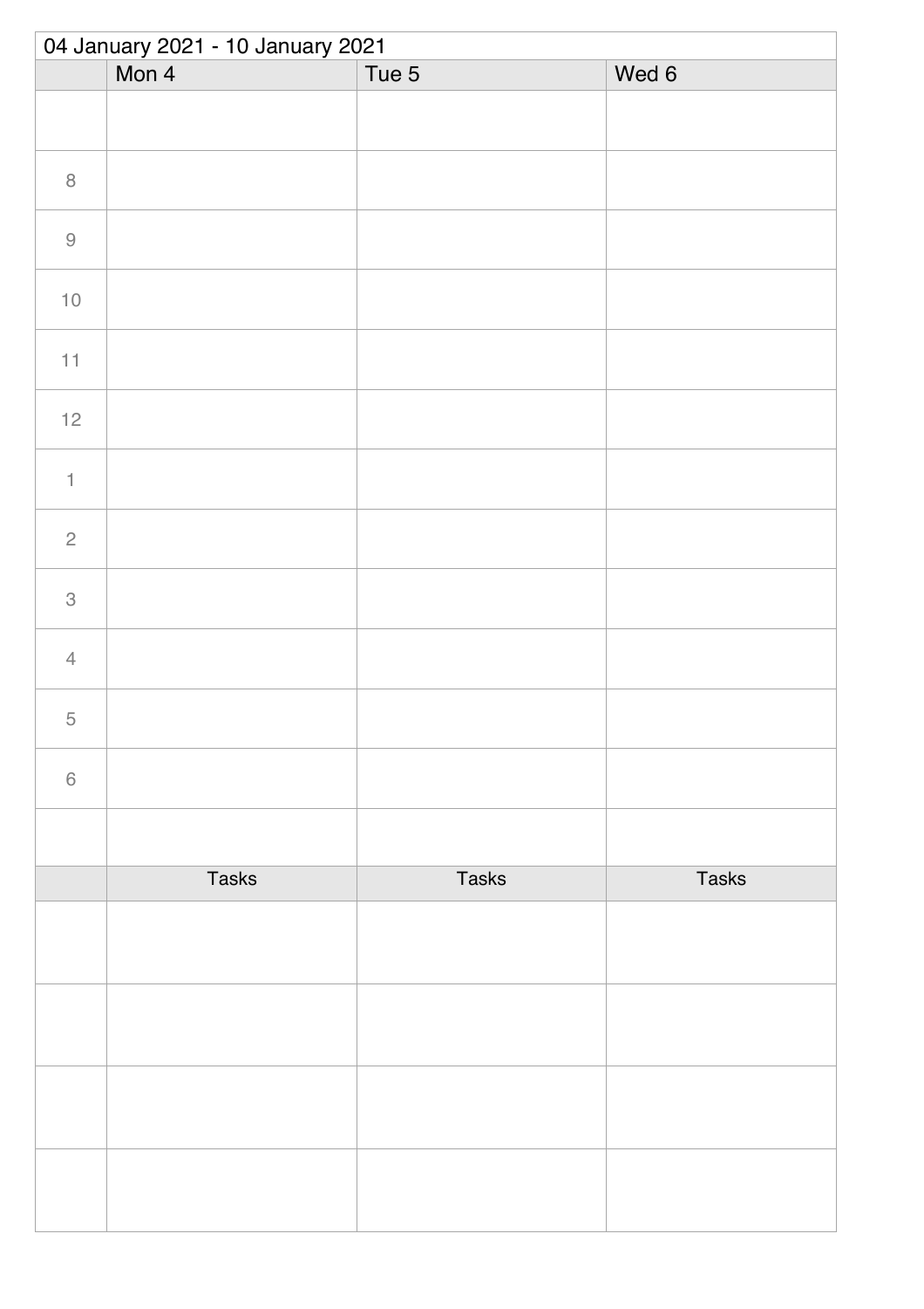04 January 2021 - 10 January 2021

| | Mon 4 | Tue 5 | Wed 6 |
|---|---|---|---|
| | | | |
| 8 | | | |
| 9 | | | |
| 10 | | | |
| 11 | | | |
| 12 | | | |
| 1 | | | |
| 2 | | | |
| 3 | | | |
| 4 | | | |
| 5 | | | |
| 6 | | | |
| | | | |
| | Tasks | Tasks | Tasks |
| | | | |
| | | | |
| | | | |
| | | | |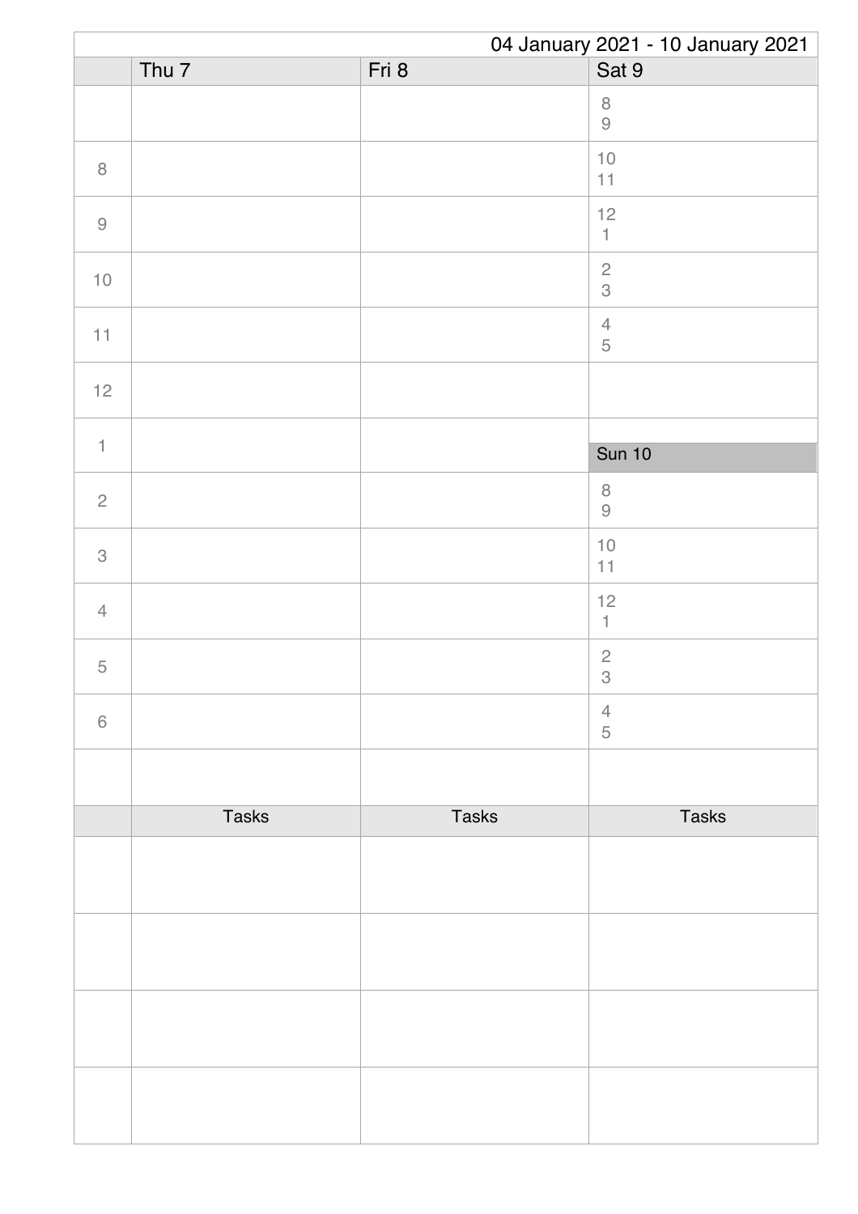04 January 2021 - 10 January 2021

| | Thu 7 | Fri 8 | Sat 9 |
|---|---|---|---|
| | | | 8<br>9 |
| 8 | | | 10<br>11 |
| 9 | | | 12<br>1 |
| 10 | | | 2<br>3 |
| 11 | | | 4<br>5 |
| 12 | | | |
| 1 | | | **Sun 10** |
| 2 | | | 8<br>9 |
| 3 | | | 10<br>11 |
| 4 | | | 12<br>1 |
| 5 | | | 2<br>3 |
| 6 | | | 4<br>5 |
| | | | |

| | Tasks | Tasks | Tasks |
|---|---|---|---|
| | | | |
| | | | |
| | | | |
| | | | |